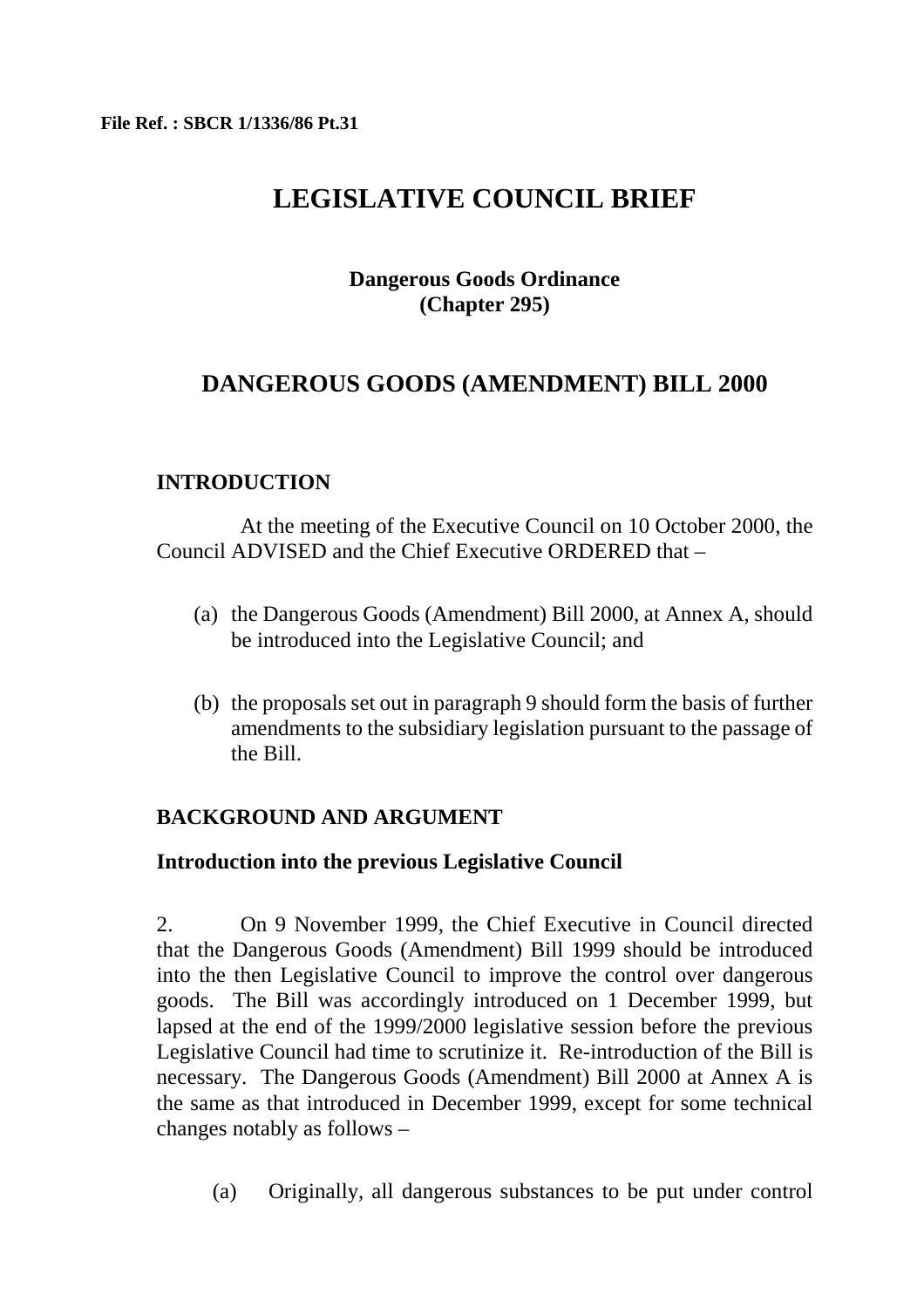**File Ref. : SBCR 1/1336/86 Pt.31**

# LEGISLATIVE COUNCIL BRIEF

**Dangerous Goods Ordinance**
**(Chapter 295)**

## DANGEROUS GOODS (AMENDMENT) BILL 2000

### INTRODUCTION

At the meeting of the Executive Council on 10 October 2000, the Council ADVISED and the Chief Executive ORDERED that –

(a) the Dangerous Goods (Amendment) Bill 2000, at Annex A, should be introduced into the Legislative Council; and

(b) the proposals set out in paragraph 9 should form the basis of further amendments to the subsidiary legislation pursuant to the passage of the Bill.

### BACKGROUND AND ARGUMENT

**Introduction into the previous Legislative Council**

2. On 9 November 1999, the Chief Executive in Council directed that the Dangerous Goods (Amendment) Bill 1999 should be introduced into the then Legislative Council to improve the control over dangerous goods. The Bill was accordingly introduced on 1 December 1999, but lapsed at the end of the 1999/2000 legislative session before the previous Legislative Council had time to scrutinize it. Re-introduction of the Bill is necessary. The Dangerous Goods (Amendment) Bill 2000 at Annex A is the same as that introduced in December 1999, except for some technical changes notably as follows –

(a) Originally, all dangerous substances to be put under control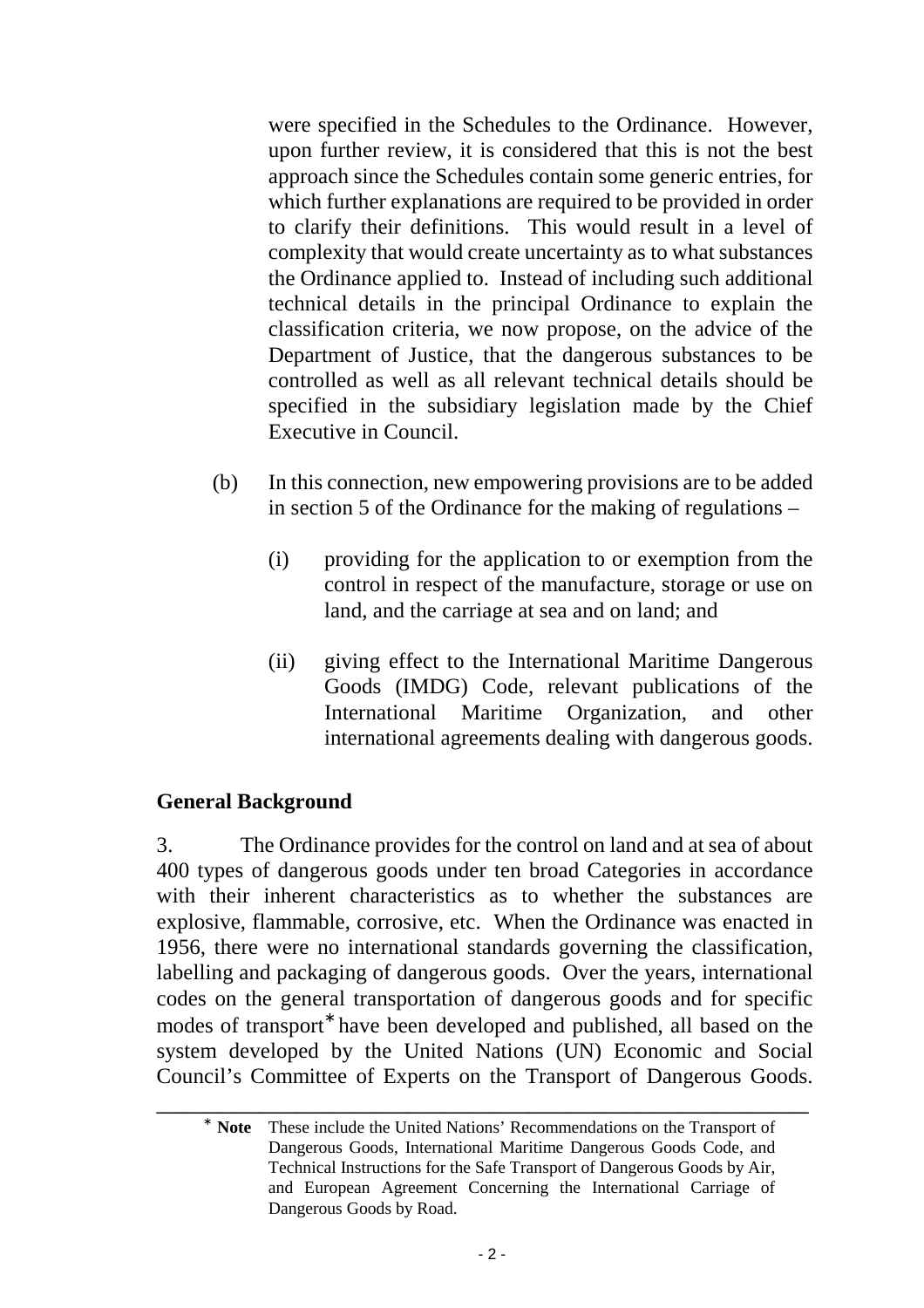were specified in the Schedules to the Ordinance. However, upon further review, it is considered that this is not the best approach since the Schedules contain some generic entries, for which further explanations are required to be provided in order to clarify their definitions. This would result in a level of complexity that would create uncertainty as to what substances the Ordinance applied to. Instead of including such additional technical details in the principal Ordinance to explain the classification criteria, we now propose, on the advice of the Department of Justice, that the dangerous substances to be controlled as well as all relevant technical details should be specified in the subsidiary legislation made by the Chief Executive in Council.

(b) In this connection, new empowering provisions are to be added in section 5 of the Ordinance for the making of regulations –

   (i) providing for the application to or exemption from the control in respect of the manufacture, storage or use on land, and the carriage at sea and on land; and

   (ii) giving effect to the International Maritime Dangerous Goods (IMDG) Code, relevant publications of the International Maritime Organization, and other international agreements dealing with dangerous goods.

**General Background**

3. The Ordinance provides for the control on land and at sea of about 400 types of dangerous goods under ten broad Categories in accordance with their inherent characteristics as to whether the substances are explosive, flammable, corrosive, etc. When the Ordinance was enacted in 1956, there were no international standards governing the classification, labelling and packaging of dangerous goods. Over the years, international codes on the general transportation of dangerous goods and for specific modes of transport[*] have been developed and published, all based on the system developed by the United Nations (UN) Economic and Social Council's Committee of Experts on the Transport of Dangerous Goods.

---

[*] **Note** These include the United Nations' Recommendations on the Transport of Dangerous Goods, International Maritime Dangerous Goods Code, and Technical Instructions for the Safe Transport of Dangerous Goods by Air, and European Agreement Concerning the International Carriage of Dangerous Goods by Road.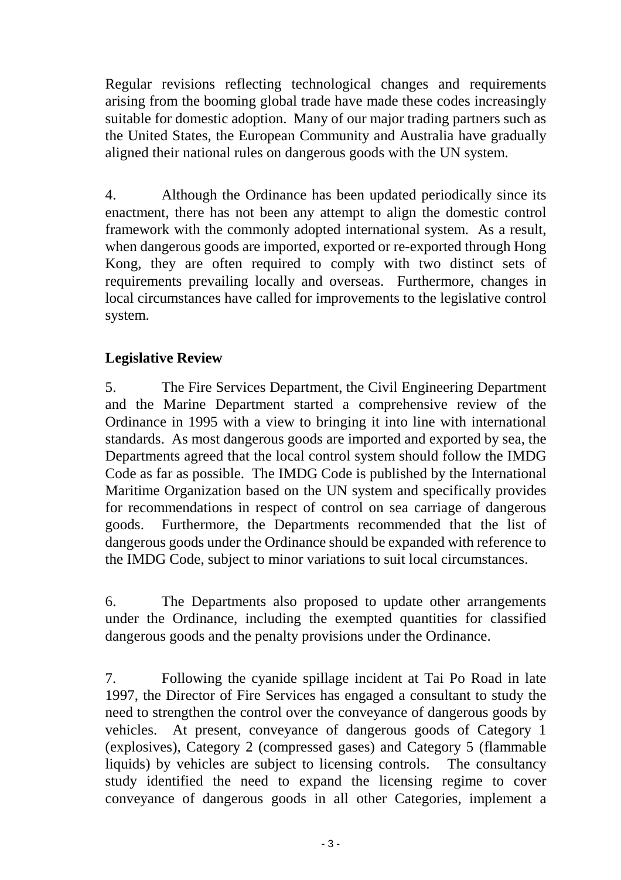Regular revisions reflecting technological changes and requirements arising from the booming global trade have made these codes increasingly suitable for domestic adoption. Many of our major trading partners such as the United States, the European Community and Australia have gradually aligned their national rules on dangerous goods with the UN system.

4. Although the Ordinance has been updated periodically since its enactment, there has not been any attempt to align the domestic control framework with the commonly adopted international system. As a result, when dangerous goods are imported, exported or re-exported through Hong Kong, they are often required to comply with two distinct sets of requirements prevailing locally and overseas. Furthermore, changes in local circumstances have called for improvements to the legislative control system.

**Legislative Review**

5. The Fire Services Department, the Civil Engineering Department and the Marine Department started a comprehensive review of the Ordinance in 1995 with a view to bringing it into line with international standards. As most dangerous goods are imported and exported by sea, the Departments agreed that the local control system should follow the IMDG Code as far as possible. The IMDG Code is published by the International Maritime Organization based on the UN system and specifically provides for recommendations in respect of control on sea carriage of dangerous goods. Furthermore, the Departments recommended that the list of dangerous goods under the Ordinance should be expanded with reference to the IMDG Code, subject to minor variations to suit local circumstances.

6. The Departments also proposed to update other arrangements under the Ordinance, including the exempted quantities for classified dangerous goods and the penalty provisions under the Ordinance.

7. Following the cyanide spillage incident at Tai Po Road in late 1997, the Director of Fire Services has engaged a consultant to study the need to strengthen the control over the conveyance of dangerous goods by vehicles. At present, conveyance of dangerous goods of Category 1 (explosives), Category 2 (compressed gases) and Category 5 (flammable liquids) by vehicles are subject to licensing controls. The consultancy study identified the need to expand the licensing regime to cover conveyance of dangerous goods in all other Categories, implement a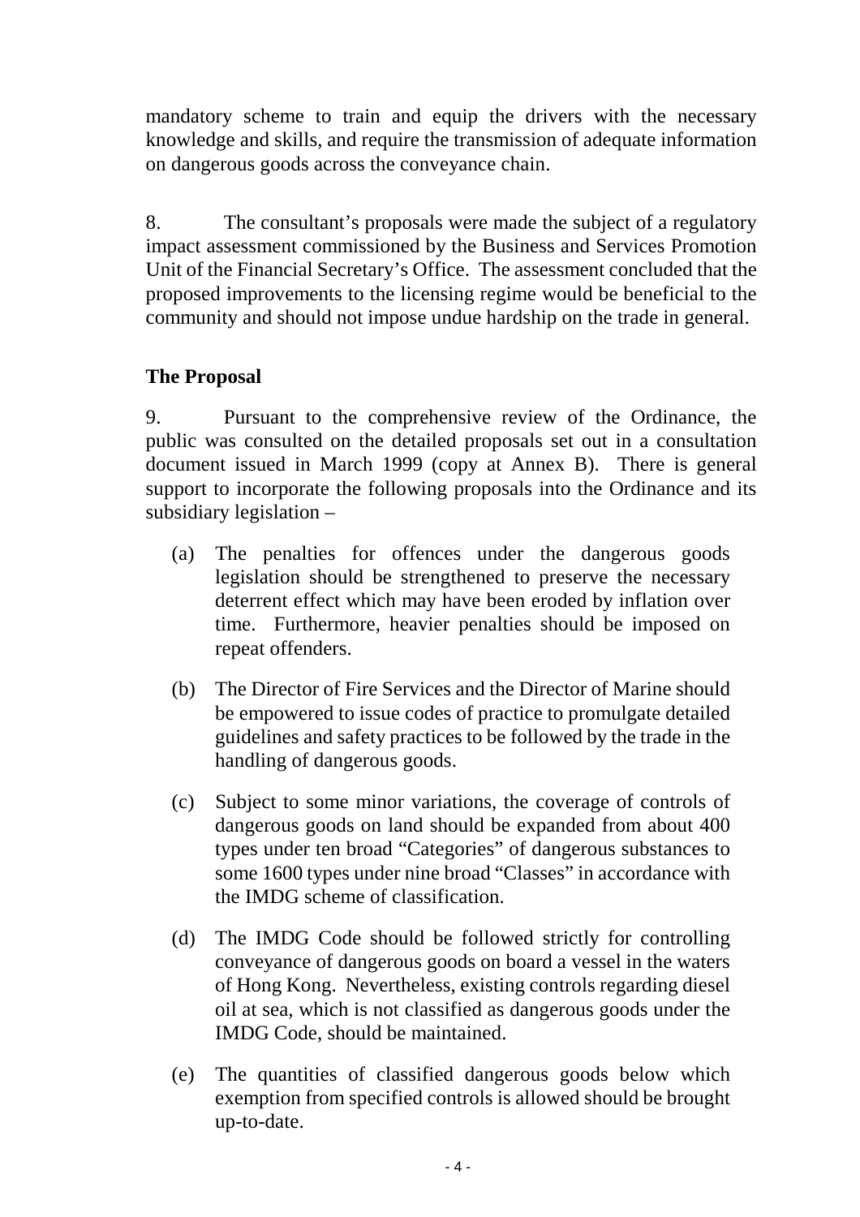mandatory scheme to train and equip the drivers with the necessary knowledge and skills, and require the transmission of adequate information on dangerous goods across the conveyance chain.

8. The consultant's proposals were made the subject of a regulatory impact assessment commissioned by the Business and Services Promotion Unit of the Financial Secretary's Office. The assessment concluded that the proposed improvements to the licensing regime would be beneficial to the community and should not impose undue hardship on the trade in general.

**The Proposal**

9. Pursuant to the comprehensive review of the Ordinance, the public was consulted on the detailed proposals set out in a consultation document issued in March 1999 (copy at Annex B). There is general support to incorporate the following proposals into the Ordinance and its subsidiary legislation –

(a) The penalties for offences under the dangerous goods legislation should be strengthened to preserve the necessary deterrent effect which may have been eroded by inflation over time. Furthermore, heavier penalties should be imposed on repeat offenders.

(b) The Director of Fire Services and the Director of Marine should be empowered to issue codes of practice to promulgate detailed guidelines and safety practices to be followed by the trade in the handling of dangerous goods.

(c) Subject to some minor variations, the coverage of controls of dangerous goods on land should be expanded from about 400 types under ten broad "Categories" of dangerous substances to some 1600 types under nine broad "Classes" in accordance with the IMDG scheme of classification.

(d) The IMDG Code should be followed strictly for controlling conveyance of dangerous goods on board a vessel in the waters of Hong Kong. Nevertheless, existing controls regarding diesel oil at sea, which is not classified as dangerous goods under the IMDG Code, should be maintained.

(e) The quantities of classified dangerous goods below which exemption from specified controls is allowed should be brought up-to-date.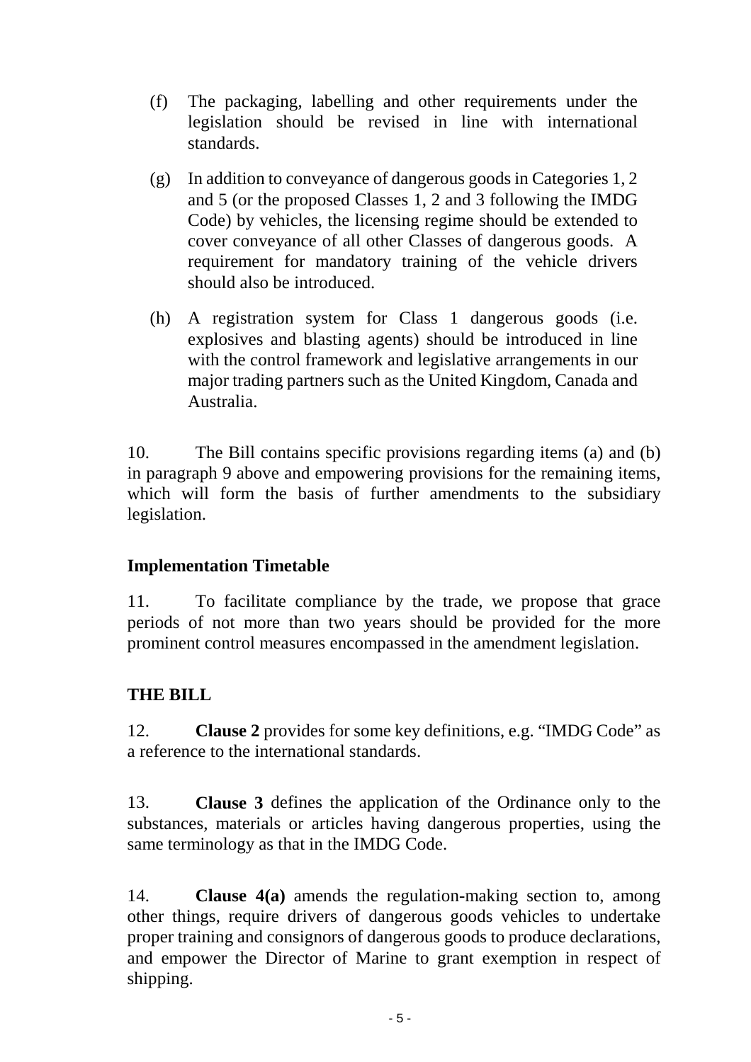(f) The packaging, labelling and other requirements under the legislation should be revised in line with international standards.

(g) In addition to conveyance of dangerous goods in Categories 1, 2 and 5 (or the proposed Classes 1, 2 and 3 following the IMDG Code) by vehicles, the licensing regime should be extended to cover conveyance of all other Classes of dangerous goods. A requirement for mandatory training of the vehicle drivers should also be introduced.

(h) A registration system for Class 1 dangerous goods (i.e. explosives and blasting agents) should be introduced in line with the control framework and legislative arrangements in our major trading partners such as the United Kingdom, Canada and Australia.

10. The Bill contains specific provisions regarding items (a) and (b) in paragraph 9 above and empowering provisions for the remaining items, which will form the basis of further amendments to the subsidiary legislation.

## Implementation Timetable

11. To facilitate compliance by the trade, we propose that grace periods of not more than two years should be provided for the more prominent control measures encompassed in the amendment legislation.

## THE BILL

12. **Clause 2** provides for some key definitions, e.g. "IMDG Code" as a reference to the international standards.

13. **Clause 3** defines the application of the Ordinance only to the substances, materials or articles having dangerous properties, using the same terminology as that in the IMDG Code.

14. **Clause 4(a)** amends the regulation-making section to, among other things, require drivers of dangerous goods vehicles to undertake proper training and consignors of dangerous goods to produce declarations, and empower the Director of Marine to grant exemption in respect of shipping.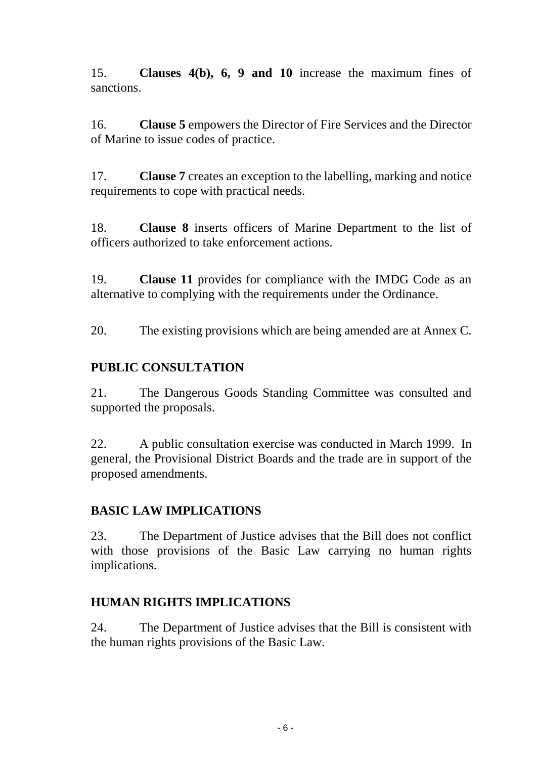15. **Clauses 4(b), 6, 9 and 10** increase the maximum fines of sanctions.

16. **Clause 5** empowers the Director of Fire Services and the Director of Marine to issue codes of practice.

17. **Clause 7** creates an exception to the labelling, marking and notice requirements to cope with practical needs.

18. **Clause 8** inserts officers of Marine Department to the list of officers authorized to take enforcement actions.

19. **Clause 11** provides for compliance with the IMDG Code as an alternative to complying with the requirements under the Ordinance.

20. The existing provisions which are being amended are at Annex C.

## PUBLIC CONSULTATION

21. The Dangerous Goods Standing Committee was consulted and supported the proposals.

22. A public consultation exercise was conducted in March 1999. In general, the Provisional District Boards and the trade are in support of the proposed amendments.

## BASIC LAW IMPLICATIONS

23. The Department of Justice advises that the Bill does not conflict with those provisions of the Basic Law carrying no human rights implications.

## HUMAN RIGHTS IMPLICATIONS

24. The Department of Justice advises that the Bill is consistent with the human rights provisions of the Basic Law.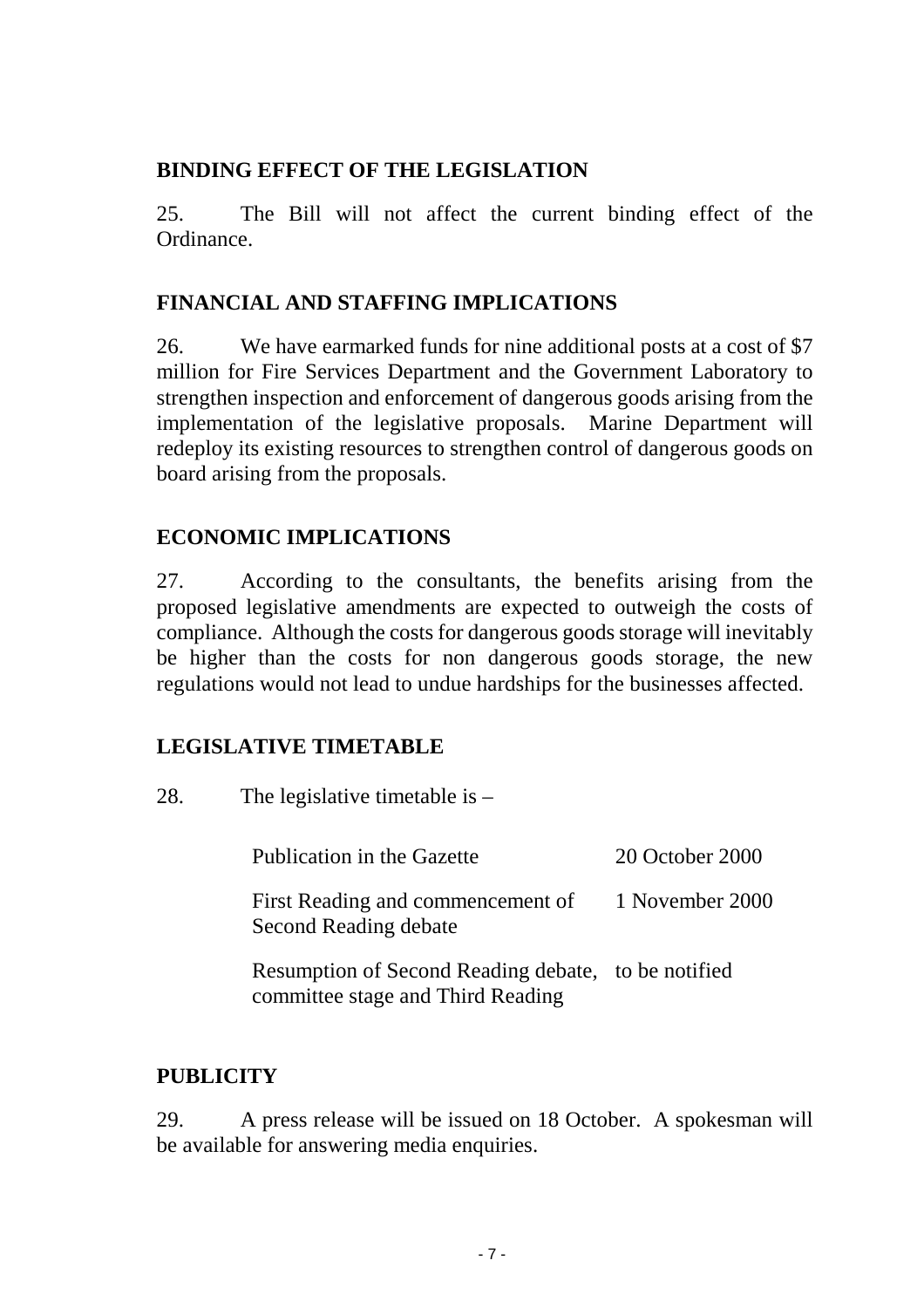## BINDING EFFECT OF THE LEGISLATION

25. The Bill will not affect the current binding effect of the Ordinance.

## FINANCIAL AND STAFFING IMPLICATIONS

26. We have earmarked funds for nine additional posts at a cost of $7 million for Fire Services Department and the Government Laboratory to strengthen inspection and enforcement of dangerous goods arising from the implementation of the legislative proposals. Marine Department will redeploy its existing resources to strengthen control of dangerous goods on board arising from the proposals.

## ECONOMIC IMPLICATIONS

27. According to the consultants, the benefits arising from the proposed legislative amendments are expected to outweigh the costs of compliance. Although the costs for dangerous goods storage will inevitably be higher than the costs for non dangerous goods storage, the new regulations would not lead to undue hardships for the businesses affected.

## LEGISLATIVE TIMETABLE

28. The legislative timetable is –

| | |
|---|---|
| Publication in the Gazette | 20 October 2000 |
| First Reading and commencement of Second Reading debate | 1 November 2000 |
| Resumption of Second Reading debate, committee stage and Third Reading | to be notified |

## PUBLICITY

29. A press release will be issued on 18 October. A spokesman will be available for answering media enquiries.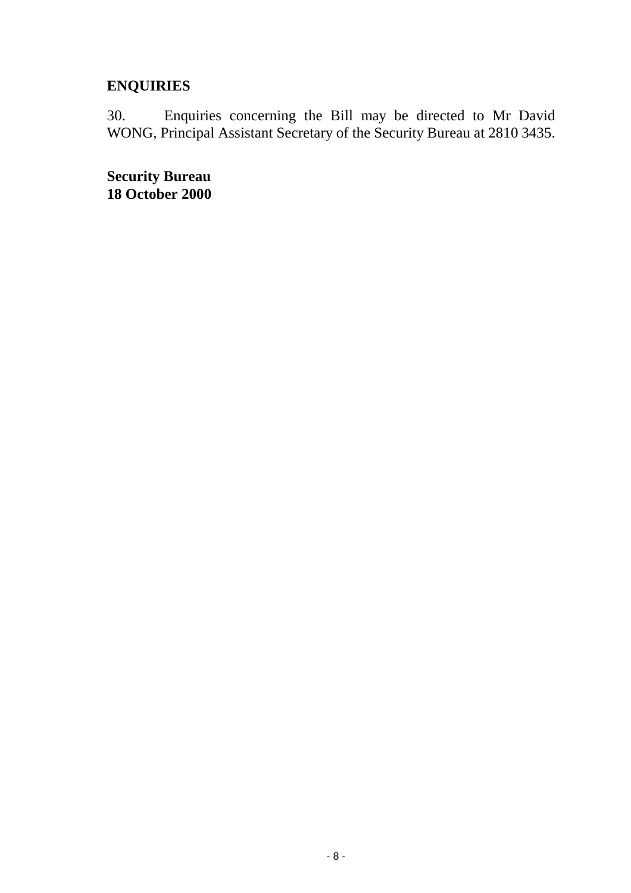## ENQUIRIES

30. Enquiries concerning the Bill may be directed to Mr David WONG, Principal Assistant Secretary of the Security Bureau at 2810 3435.

**Security Bureau**
**18 October 2000**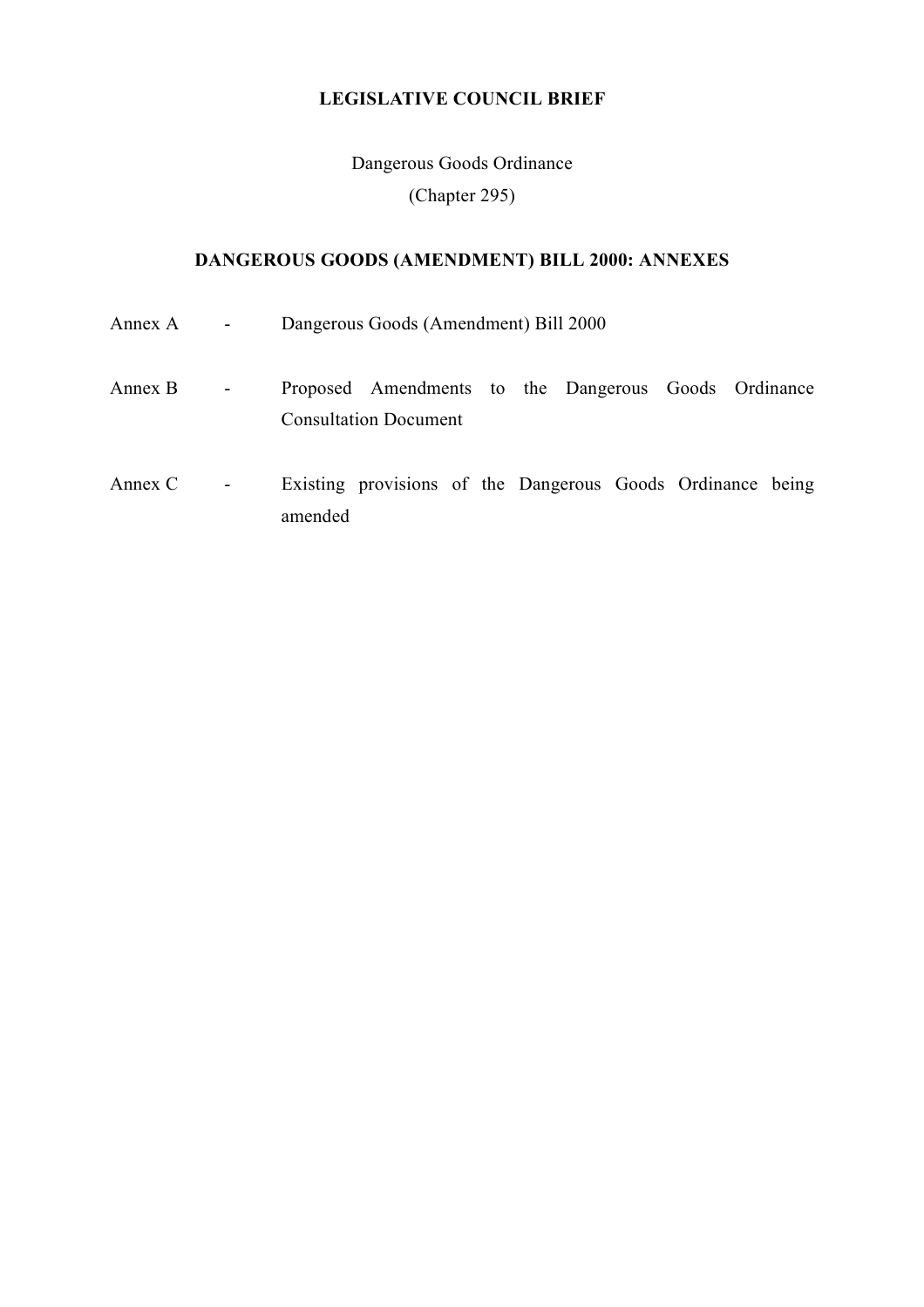**LEGISLATIVE COUNCIL BRIEF**

Dangerous Goods Ordinance
(Chapter 295)

**DANGEROUS GOODS (AMENDMENT) BILL 2000: ANNEXES**

| | | |
|---|---|---|
| Annex A | - | Dangerous Goods (Amendment) Bill 2000 |
| Annex B | - | Proposed Amendments to the Dangerous Goods Ordinance Consultation Document |
| Annex C | - | Existing provisions of the Dangerous Goods Ordinance being amended |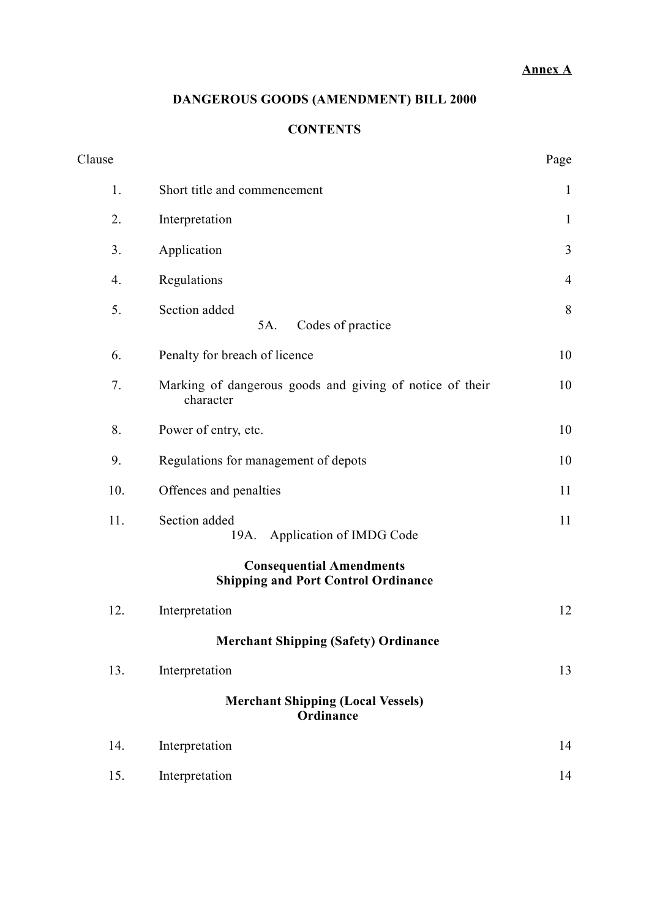**Annex A**

# DANGEROUS GOODS (AMENDMENT) BILL 2000

## CONTENTS

| Clause | | Page |
|---|---|---|
| 1. | Short title and commencement | 1 |
| 2. | Interpretation | 1 |
| 3. | Application | 3 |
| 4. | Regulations | 4 |
| 5. | Section added<br>5A. Codes of practice | 8 |
| 6. | Penalty for breach of licence | 10 |
| 7. | Marking of dangerous goods and giving of notice of their character | 10 |
| 8. | Power of entry, etc. | 10 |
| 9. | Regulations for management of depots | 10 |
| 10. | Offences and penalties | 11 |
| 11. | Section added<br>19A. Application of IMDG Code | 11 |
| | **Consequential Amendments** | |
| | **Shipping and Port Control Ordinance** | |
| 12. | Interpretation | 12 |
| | **Merchant Shipping (Safety) Ordinance** | |
| 13. | Interpretation | 13 |
| | **Merchant Shipping (Local Vessels) Ordinance** | |
| 14. | Interpretation | 14 |
| 15. | Interpretation | 14 |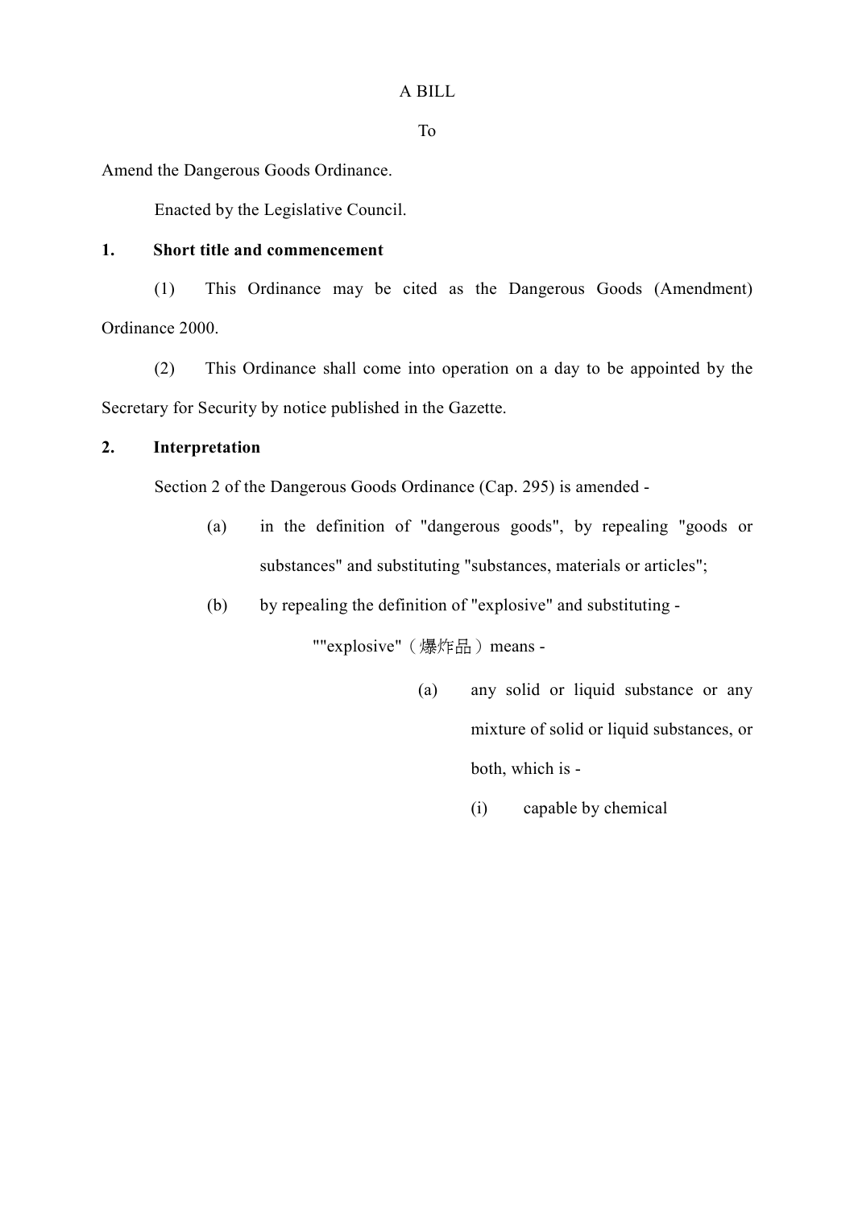A BILL

To

Amend the Dangerous Goods Ordinance.

Enacted by the Legislative Council.

**1. Short title and commencement**

(1) This Ordinance may be cited as the Dangerous Goods (Amendment) Ordinance 2000.

(2) This Ordinance shall come into operation on a day to be appointed by the Secretary for Security by notice published in the Gazette.

**2. Interpretation**

Section 2 of the Dangerous Goods Ordinance (Cap. 295) is amended -

(a) in the definition of "dangerous goods", by repealing "goods or substances" and substituting "substances, materials or articles";

(b) by repealing the definition of "explosive" and substituting -

""explosive"（爆炸品）means -

(a) any solid or liquid substance or any mixture of solid or liquid substances, or both, which is -

(i) capable by chemical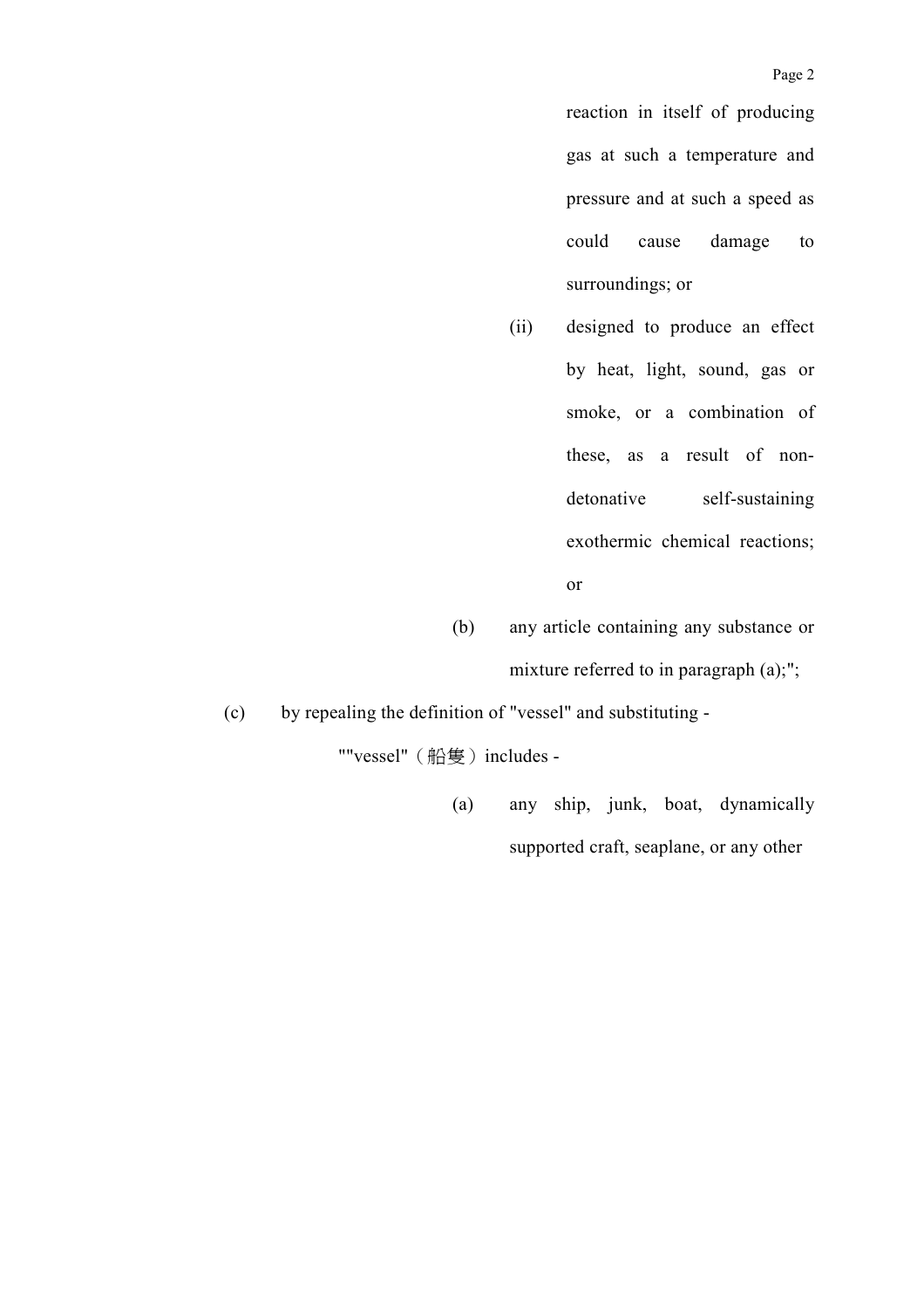reaction in itself of producing gas at such a temperature and pressure and at such a speed as could cause damage to surroundings; or

(ii) designed to produce an effect by heat, light, sound, gas or smoke, or a combination of these, as a result of non-detonative self-sustaining exothermic chemical reactions; or

(b) any article containing any substance or mixture referred to in paragraph (a);";

(c) by repealing the definition of "vessel" and substituting -

""vessel"（船隻）includes -

(a) any ship, junk, boat, dynamically supported craft, seaplane, or any other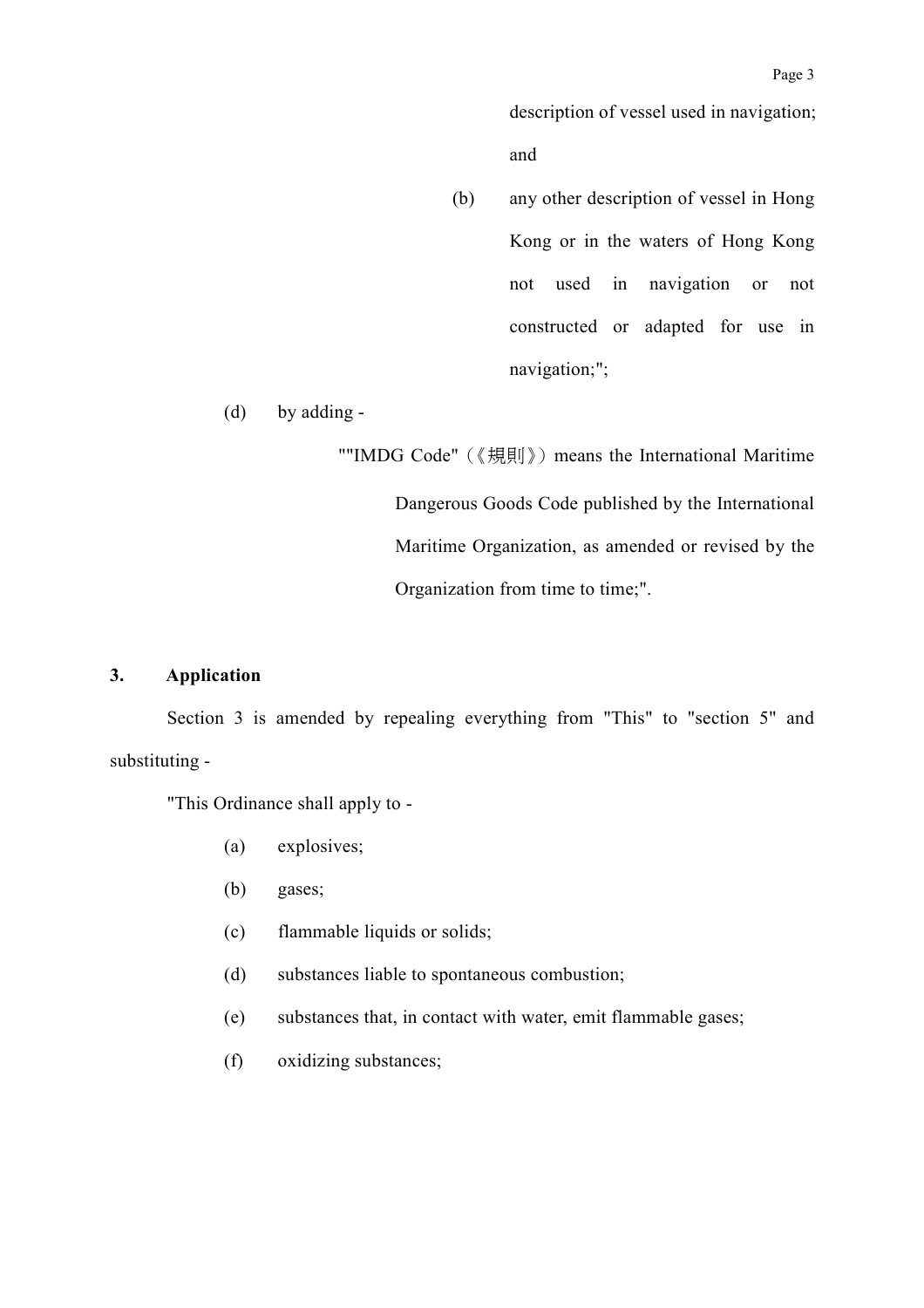description of vessel used in navigation; and

(b) any other description of vessel in Hong Kong or in the waters of Hong Kong not used in navigation or not constructed or adapted for use in navigation;";

(d) by adding -

""IMDG Code"（《規則》）means the International Maritime Dangerous Goods Code published by the International Maritime Organization, as amended or revised by the Organization from time to time;".

**3. Application**

Section 3 is amended by repealing everything from "This" to "section 5" and substituting -

"This Ordinance shall apply to -

(a) explosives;

(b) gases;

(c) flammable liquids or solids;

(d) substances liable to spontaneous combustion;

(e) substances that, in contact with water, emit flammable gases;

(f) oxidizing substances;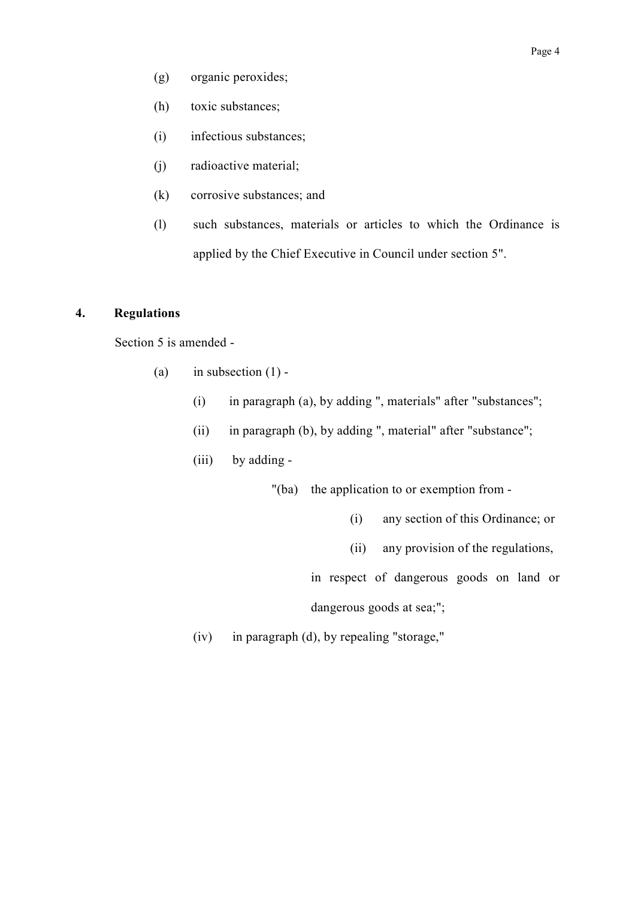(g) organic peroxides;

(h) toxic substances;

(i) infectious substances;

(j) radioactive material;

(k) corrosive substances; and

(l) such substances, materials or articles to which the Ordinance is applied by the Chief Executive in Council under section 5".

**4. Regulations**

Section 5 is amended -

(a) in subsection (1) -

(i) in paragraph (a), by adding ", materials" after "substances";

(ii) in paragraph (b), by adding ", material" after "substance";

(iii) by adding -

"(ba) the application to or exemption from -

(i) any section of this Ordinance; or

(ii) any provision of the regulations,

in respect of dangerous goods on land or dangerous goods at sea;";

(iv) in paragraph (d), by repealing "storage,"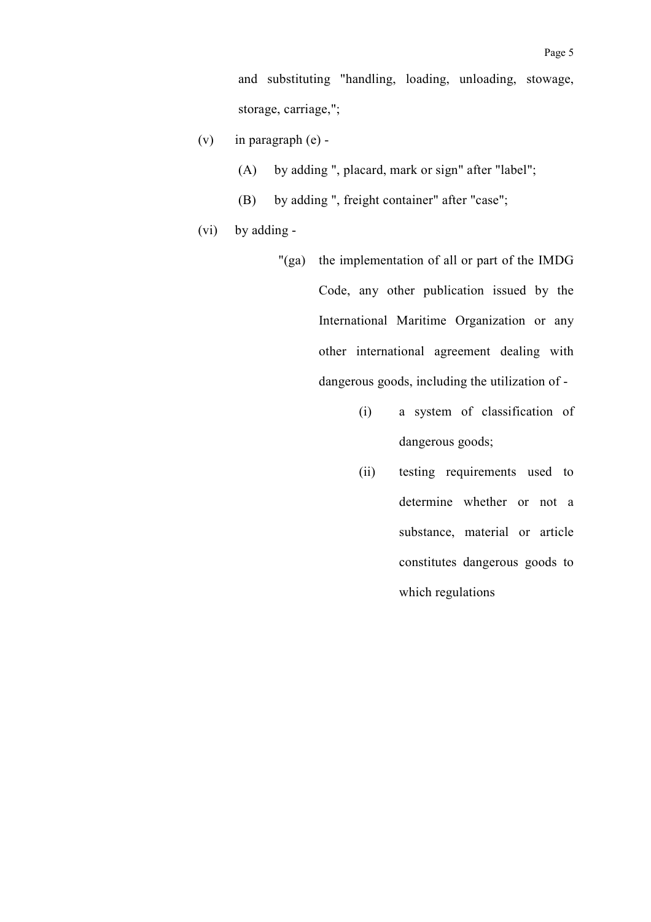and substituting "handling, loading, unloading, stowage, storage, carriage,";

(v) in paragraph (e) -

  (A) by adding ", placard, mark or sign" after "label";

  (B) by adding ", freight container" after "case";

(vi) by adding -

  "(ga) the implementation of all or part of the IMDG Code, any other publication issued by the International Maritime Organization or any other international agreement dealing with dangerous goods, including the utilization of -

    (i) a system of classification of dangerous goods;

    (ii) testing requirements used to determine whether or not a substance, material or article constitutes dangerous goods to which regulations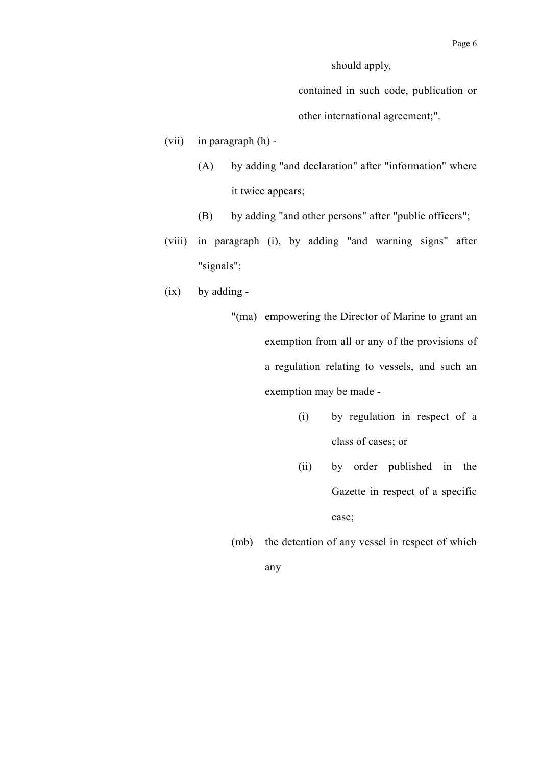should apply,

contained in such code, publication or other international agreement;".

(vii) in paragraph (h) -

(A) by adding "and declaration" after "information" where it twice appears;

(B) by adding "and other persons" after "public officers";

(viii) in paragraph (i), by adding "and warning signs" after "signals";

(ix) by adding -

"(ma) empowering the Director of Marine to grant an exemption from all or any of the provisions of a regulation relating to vessels, and such an exemption may be made -

(i) by regulation in respect of a class of cases; or

(ii) by order published in the Gazette in respect of a specific case;

(mb) the detention of any vessel in respect of which any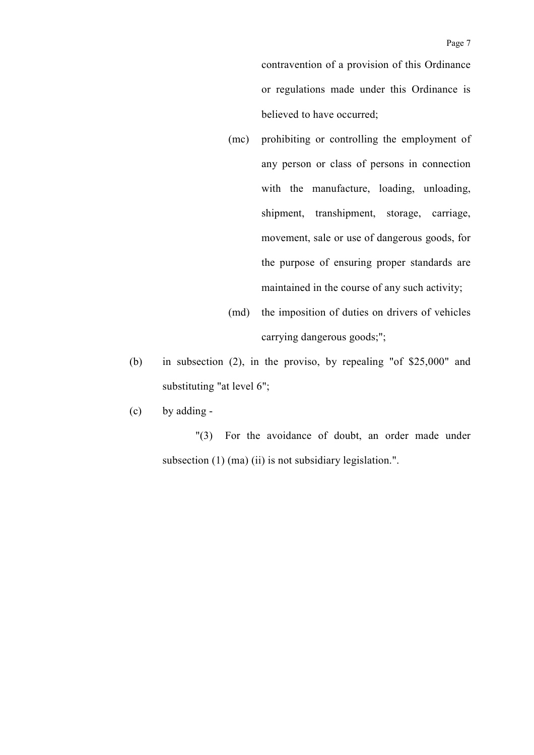contravention of a provision of this Ordinance or regulations made under this Ordinance is believed to have occurred;

(mc) prohibiting or controlling the employment of any person or class of persons in connection with the manufacture, loading, unloading, shipment, transhipment, storage, carriage, movement, sale or use of dangerous goods, for the purpose of ensuring proper standards are maintained in the course of any such activity;

(md) the imposition of duties on drivers of vehicles carrying dangerous goods;";

(b) in subsection (2), in the proviso, by repealing "of $25,000" and substituting "at level 6";

(c) by adding -

"(3) For the avoidance of doubt, an order made under subsection (1) (ma) (ii) is not subsidiary legislation.".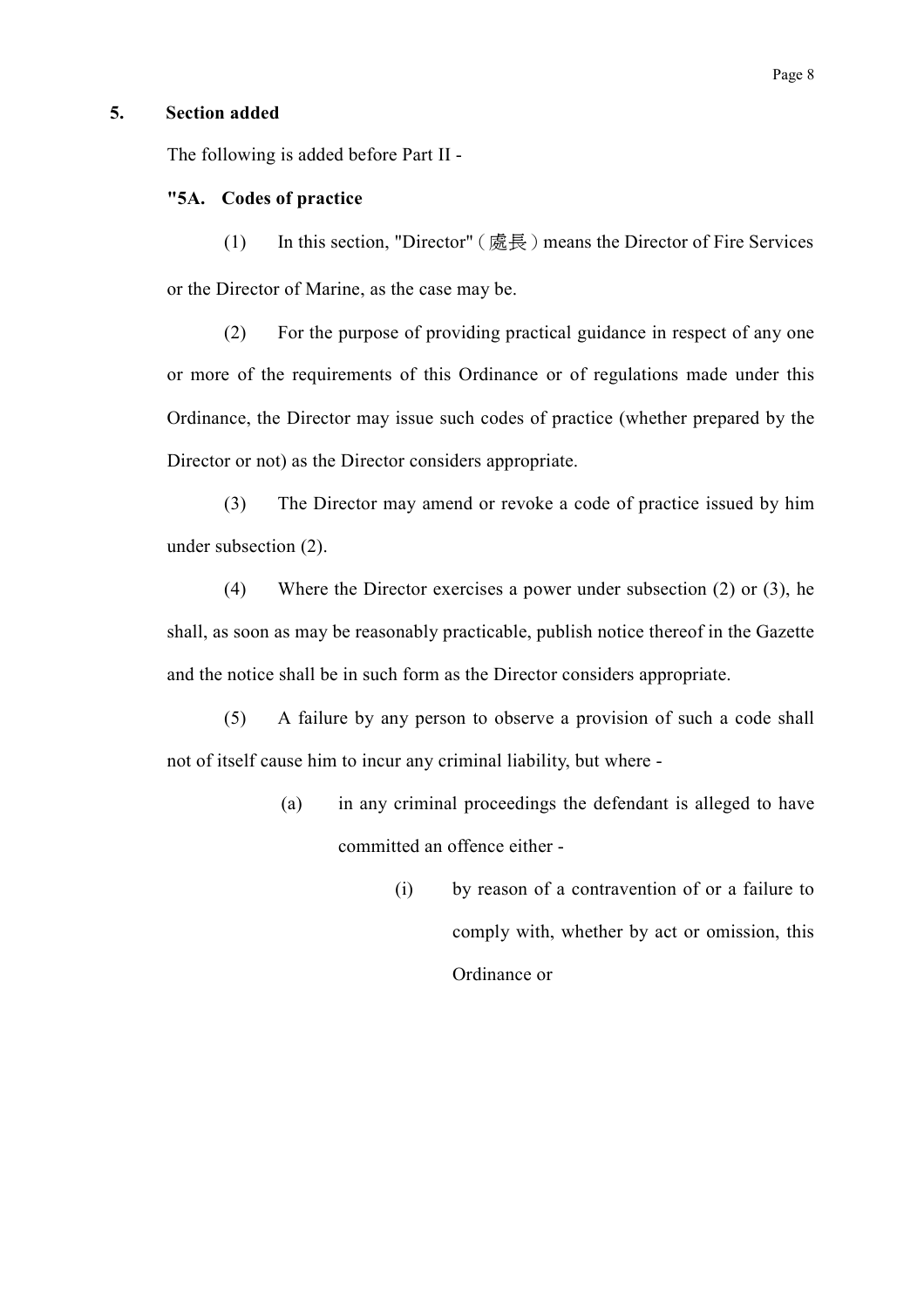**5. Section added**

The following is added before Part II -

**"5A. Codes of practice**

(1) In this section, "Director" (處長) means the Director of Fire Services or the Director of Marine, as the case may be.

(2) For the purpose of providing practical guidance in respect of any one or more of the requirements of this Ordinance or of regulations made under this Ordinance, the Director may issue such codes of practice (whether prepared by the Director or not) as the Director considers appropriate.

(3) The Director may amend or revoke a code of practice issued by him under subsection (2).

(4) Where the Director exercises a power under subsection (2) or (3), he shall, as soon as may be reasonably practicable, publish notice thereof in the Gazette and the notice shall be in such form as the Director considers appropriate.

(5) A failure by any person to observe a provision of such a code shall not of itself cause him to incur any criminal liability, but where -

(a) in any criminal proceedings the defendant is alleged to have committed an offence either -

(i) by reason of a contravention of or a failure to comply with, whether by act or omission, this Ordinance or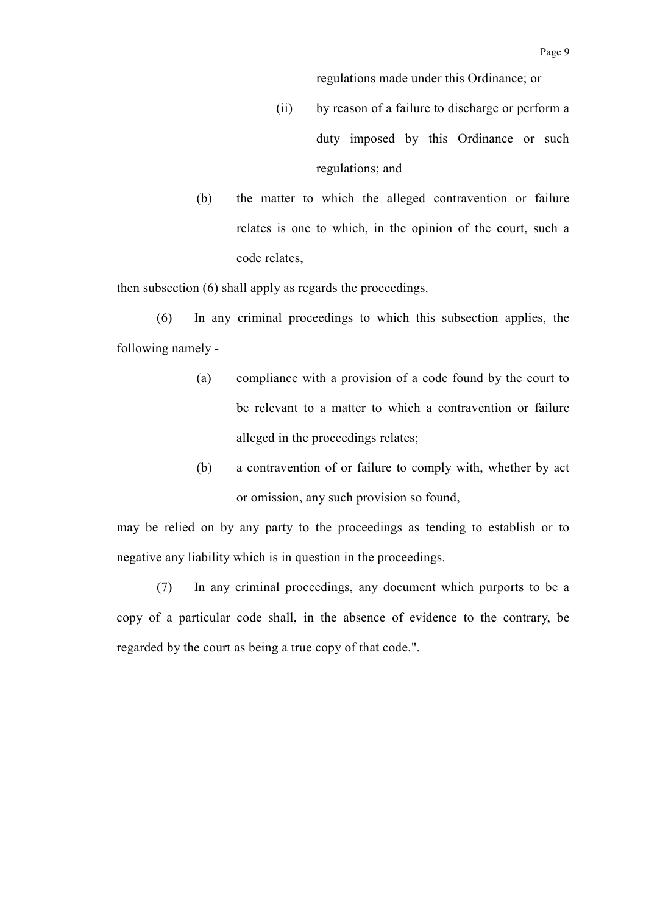regulations made under this Ordinance; or

(ii) by reason of a failure to discharge or perform a duty imposed by this Ordinance or such regulations; and

(b) the matter to which the alleged contravention or failure relates is one to which, in the opinion of the court, such a code relates,

then subsection (6) shall apply as regards the proceedings.

(6) In any criminal proceedings to which this subsection applies, the following namely -

(a) compliance with a provision of a code found by the court to be relevant to a matter to which a contravention or failure alleged in the proceedings relates;

(b) a contravention of or failure to comply with, whether by act or omission, any such provision so found,

may be relied on by any party to the proceedings as tending to establish or to negative any liability which is in question in the proceedings.

(7) In any criminal proceedings, any document which purports to be a copy of a particular code shall, in the absence of evidence to the contrary, be regarded by the court as being a true copy of that code.".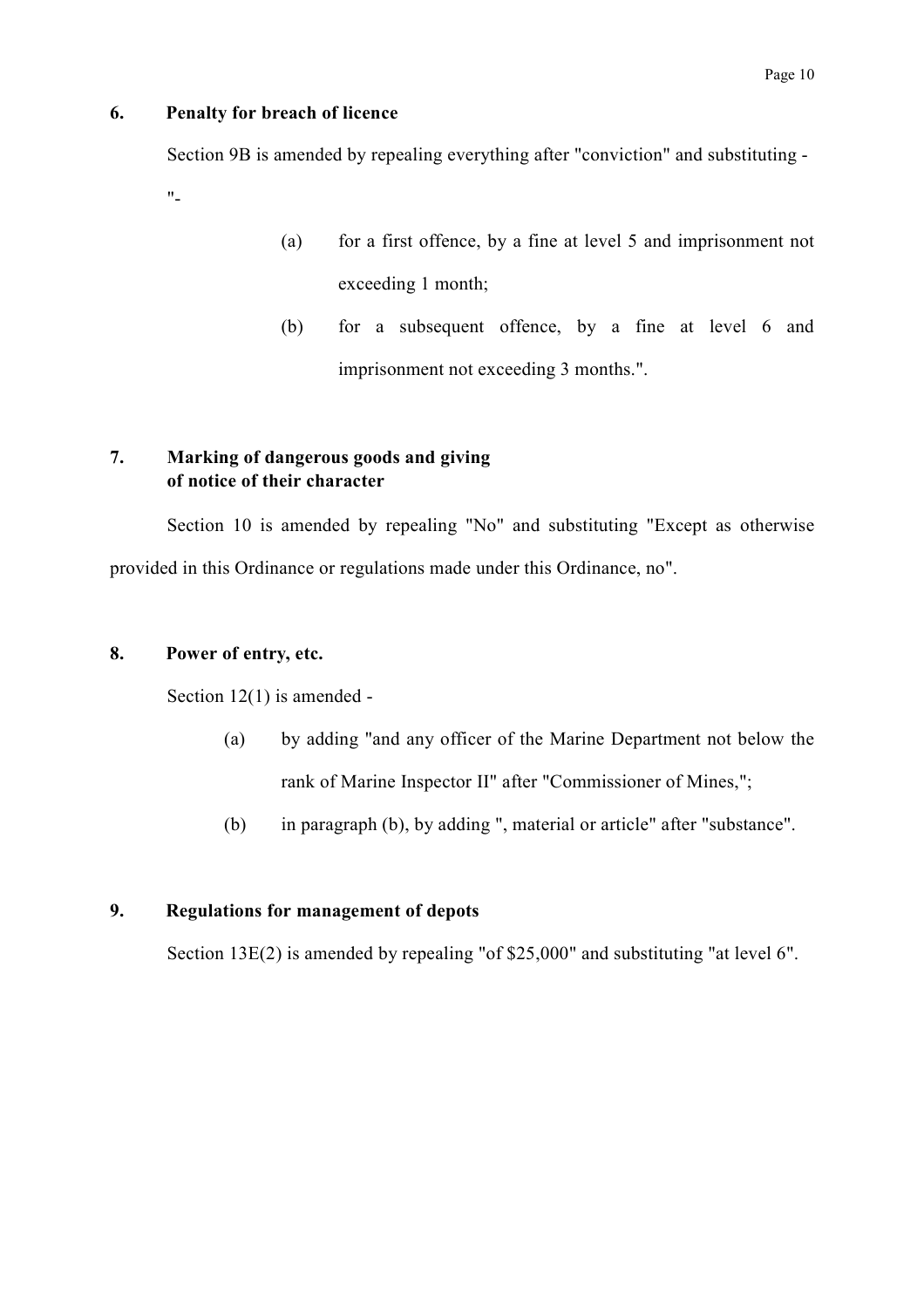### 6. Penalty for breach of licence

Section 9B is amended by repealing everything after "conviction" and substituting -

"-

(a) for a first offence, by a fine at level 5 and imprisonment not exceeding 1 month;

(b) for a subsequent offence, by a fine at level 6 and imprisonment not exceeding 3 months.".

### 7. Marking of dangerous goods and giving of notice of their character

Section 10 is amended by repealing "No" and substituting "Except as otherwise provided in this Ordinance or regulations made under this Ordinance, no".

### 8. Power of entry, etc.

Section 12(1) is amended -

(a) by adding "and any officer of the Marine Department not below the rank of Marine Inspector II" after "Commissioner of Mines,";

(b) in paragraph (b), by adding ", material or article" after "substance".

### 9. Regulations for management of depots

Section 13E(2) is amended by repealing "of $25,000" and substituting "at level 6".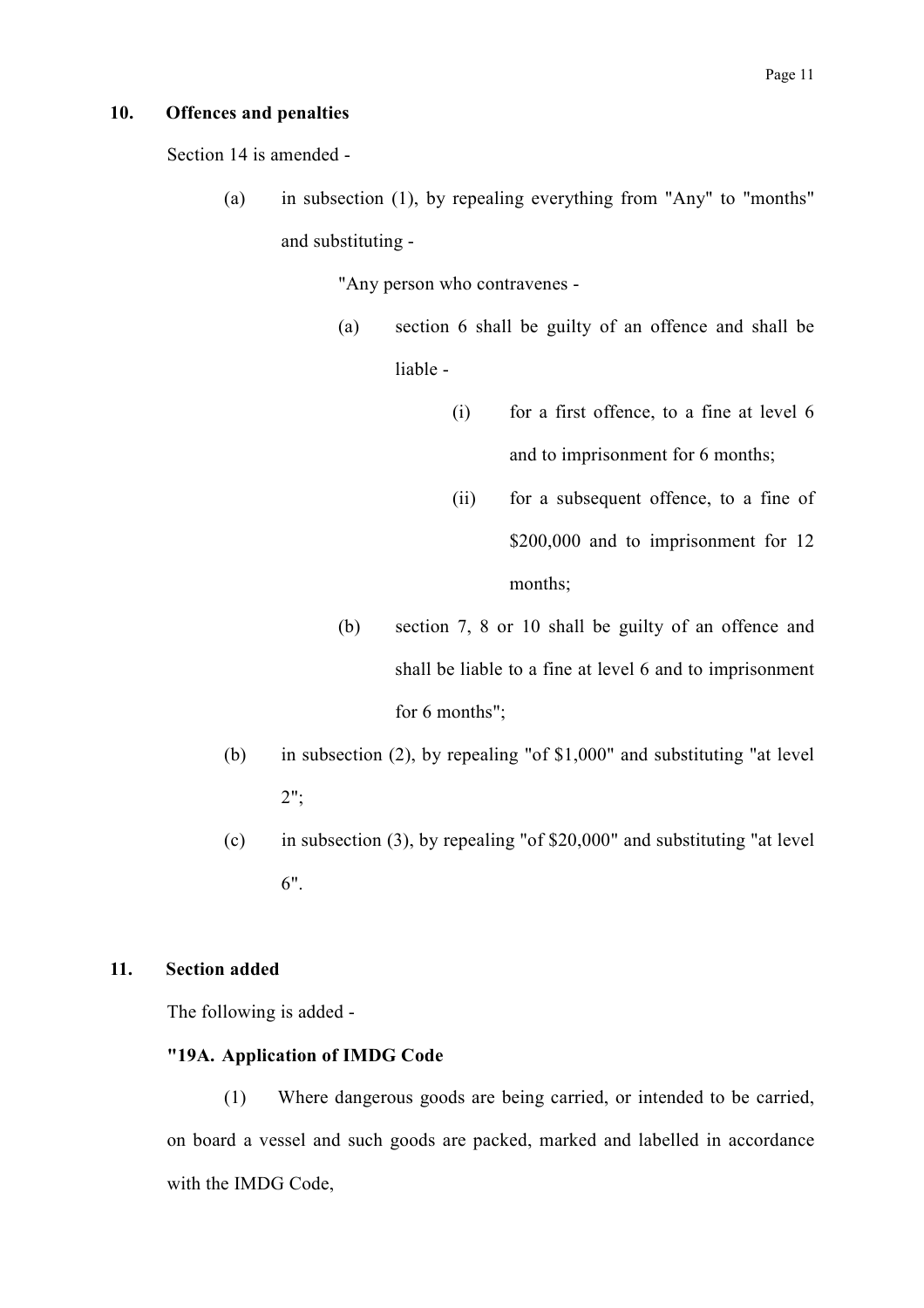**10. Offences and penalties**

Section 14 is amended -

(a) in subsection (1), by repealing everything from "Any" to "months" and substituting -

"Any person who contravenes -

(a) section 6 shall be guilty of an offence and shall be liable -

(i) for a first offence, to a fine at level 6 and to imprisonment for 6 months;

(ii) for a subsequent offence, to a fine of $200,000 and to imprisonment for 12 months;

(b) section 7, 8 or 10 shall be guilty of an offence and shall be liable to a fine at level 6 and to imprisonment for 6 months";

(b) in subsection (2), by repealing "of $1,000" and substituting "at level 2";

(c) in subsection (3), by repealing "of $20,000" and substituting "at level 6".

**11. Section added**

The following is added -

**"19A. Application of IMDG Code**

(1) Where dangerous goods are being carried, or intended to be carried, on board a vessel and such goods are packed, marked and labelled in accordance with the IMDG Code,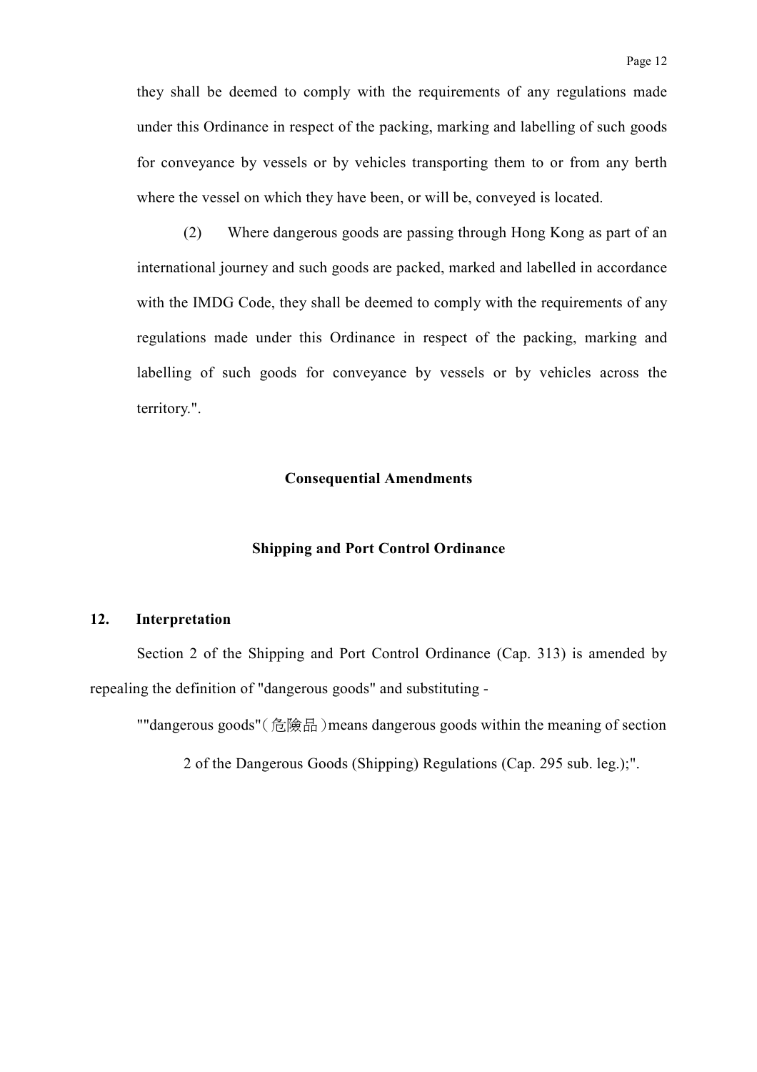they shall be deemed to comply with the requirements of any regulations made under this Ordinance in respect of the packing, marking and labelling of such goods for conveyance by vessels or by vehicles transporting them to or from any berth where the vessel on which they have been, or will be, conveyed is located.

(2) Where dangerous goods are passing through Hong Kong as part of an international journey and such goods are packed, marked and labelled in accordance with the IMDG Code, they shall be deemed to comply with the requirements of any regulations made under this Ordinance in respect of the packing, marking and labelling of such goods for conveyance by vessels or by vehicles across the territory.".

**Consequential Amendments**

**Shipping and Port Control Ordinance**

**12. Interpretation**

Section 2 of the Shipping and Port Control Ordinance (Cap. 313) is amended by repealing the definition of "dangerous goods" and substituting -

""dangerous goods"(危險品)means dangerous goods within the meaning of section 2 of the Dangerous Goods (Shipping) Regulations (Cap. 295 sub. leg.);".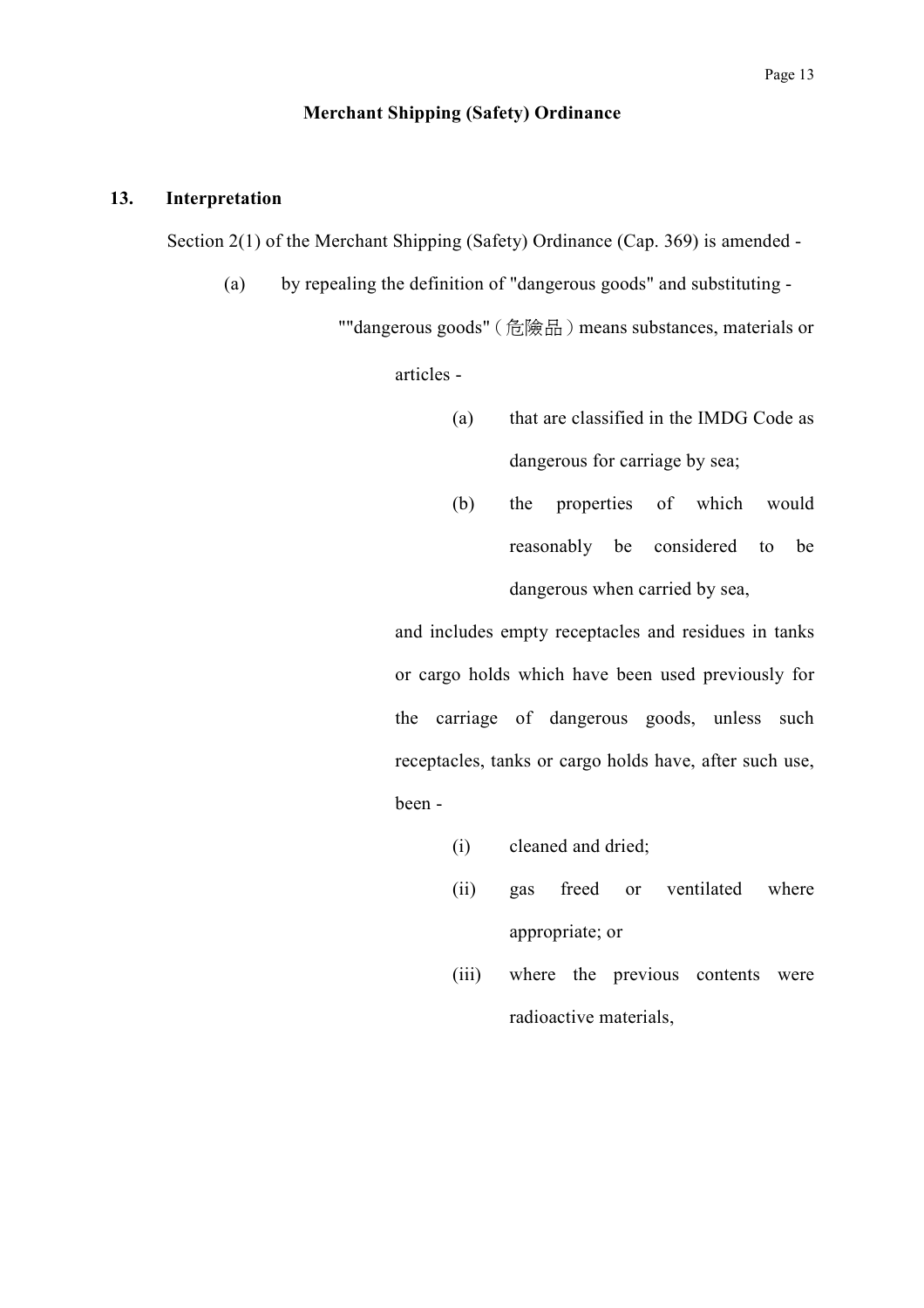## Merchant Shipping (Safety) Ordinance

### 13. Interpretation

Section 2(1) of the Merchant Shipping (Safety) Ordinance (Cap. 369) is amended -

(a) by repealing the definition of "dangerous goods" and substituting -

""dangerous goods"（危險品）means substances, materials or articles -

(a) that are classified in the IMDG Code as dangerous for carriage by sea;

(b) the properties of which would reasonably be considered to be dangerous when carried by sea,

and includes empty receptacles and residues in tanks or cargo holds which have been used previously for the carriage of dangerous goods, unless such receptacles, tanks or cargo holds have, after such use, been -

(i) cleaned and dried;

(ii) gas freed or ventilated where appropriate; or

(iii) where the previous contents were radioactive materials,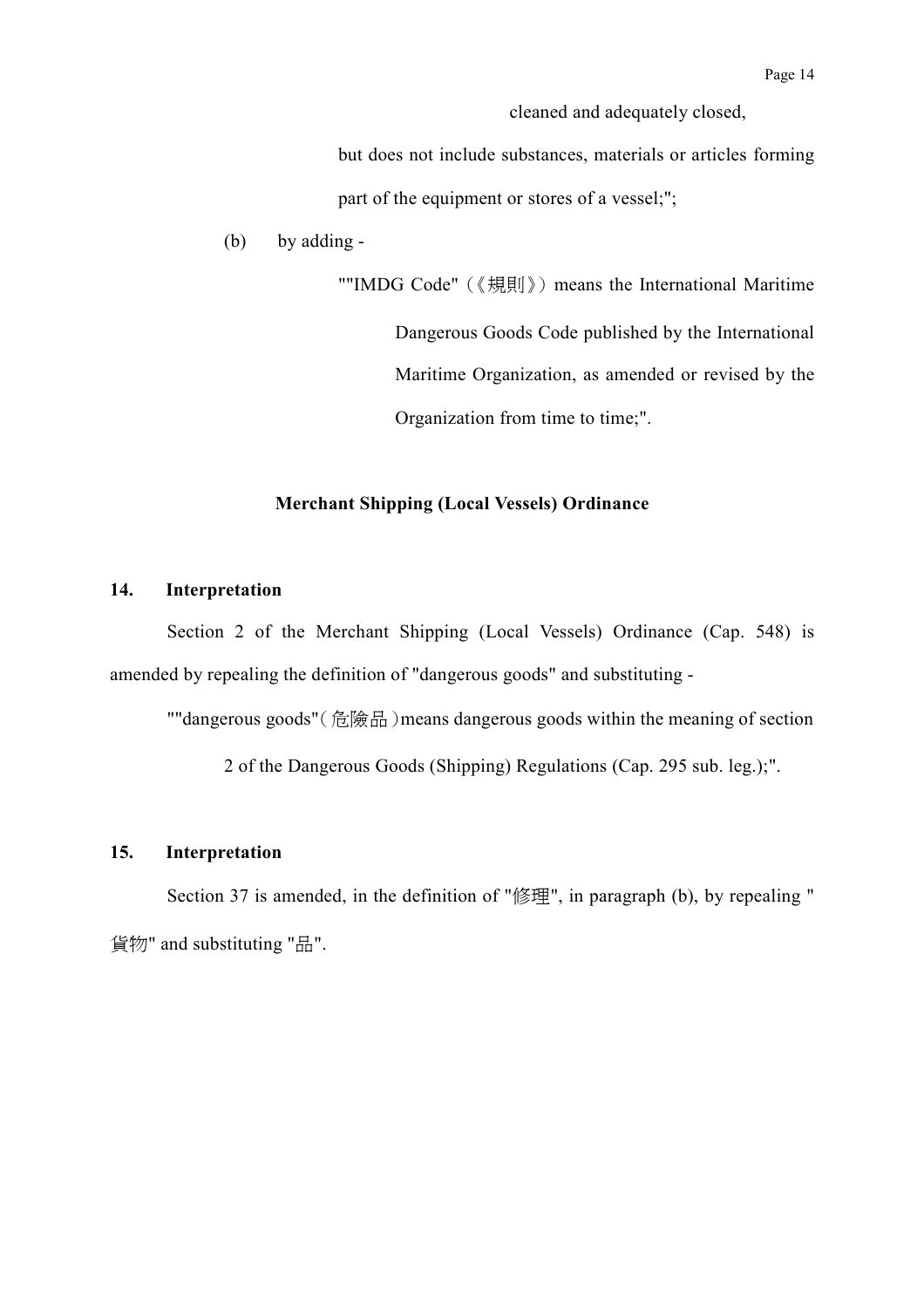cleaned and adequately closed,

but does not include substances, materials or articles forming part of the equipment or stores of a vessel;";

(b) by adding -

""IMDG Code"（《規則》）means the International Maritime Dangerous Goods Code published by the International Maritime Organization, as amended or revised by the Organization from time to time;".

**Merchant Shipping (Local Vessels) Ordinance**

**14. Interpretation**

Section 2 of the Merchant Shipping (Local Vessels) Ordinance (Cap. 548) is amended by repealing the definition of "dangerous goods" and substituting -

""dangerous goods"（危險品）means dangerous goods within the meaning of section 2 of the Dangerous Goods (Shipping) Regulations (Cap. 295 sub. leg.);".

**15. Interpretation**

Section 37 is amended, in the definition of "修理", in paragraph (b), by repealing "貨物" and substituting "品".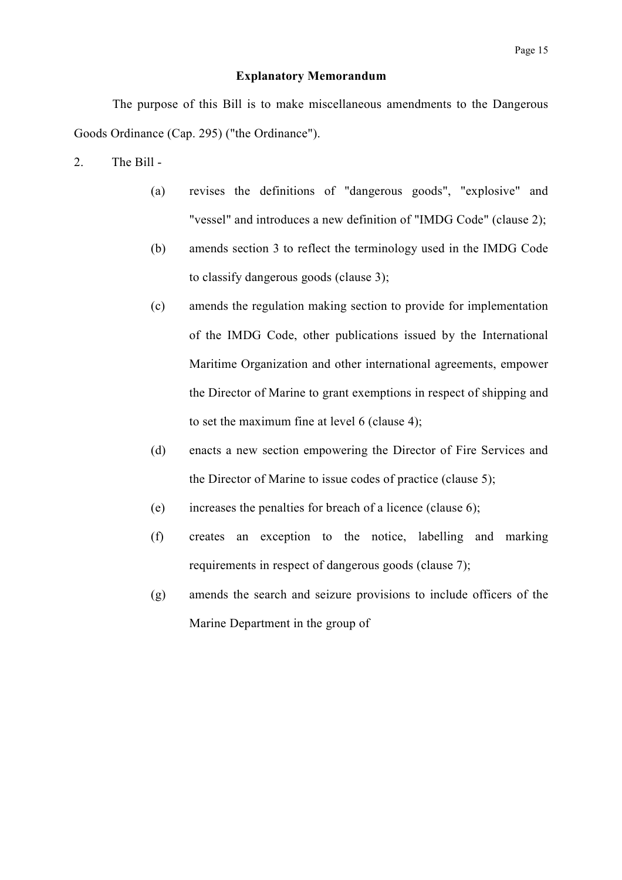**Explanatory Memorandum**

The purpose of this Bill is to make miscellaneous amendments to the Dangerous Goods Ordinance (Cap. 295) ("the Ordinance").

2. The Bill -

   (a) revises the definitions of "dangerous goods", "explosive" and "vessel" and introduces a new definition of "IMDG Code" (clause 2);

   (b) amends section 3 to reflect the terminology used in the IMDG Code to classify dangerous goods (clause 3);

   (c) amends the regulation making section to provide for implementation of the IMDG Code, other publications issued by the International Maritime Organization and other international agreements, empower the Director of Marine to grant exemptions in respect of shipping and to set the maximum fine at level 6 (clause 4);

   (d) enacts a new section empowering the Director of Fire Services and the Director of Marine to issue codes of practice (clause 5);

   (e) increases the penalties for breach of a licence (clause 6);

   (f) creates an exception to the notice, labelling and marking requirements in respect of dangerous goods (clause 7);

   (g) amends the search and seizure provisions to include officers of the Marine Department in the group of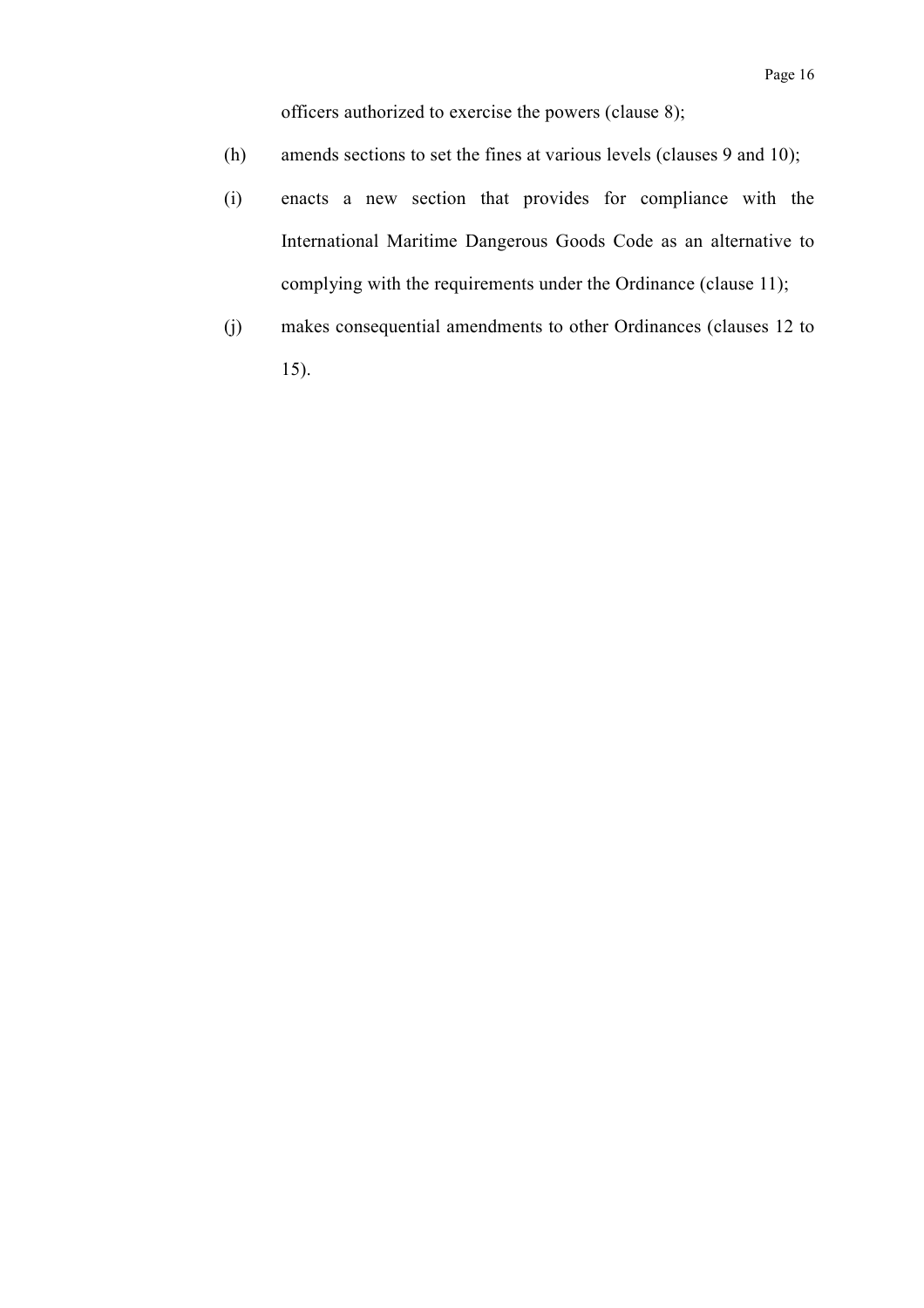officers authorized to exercise the powers (clause 8);

(h) amends sections to set the fines at various levels (clauses 9 and 10);

(i) enacts a new section that provides for compliance with the International Maritime Dangerous Goods Code as an alternative to complying with the requirements under the Ordinance (clause 11);

(j) makes consequential amendments to other Ordinances (clauses 12 to 15).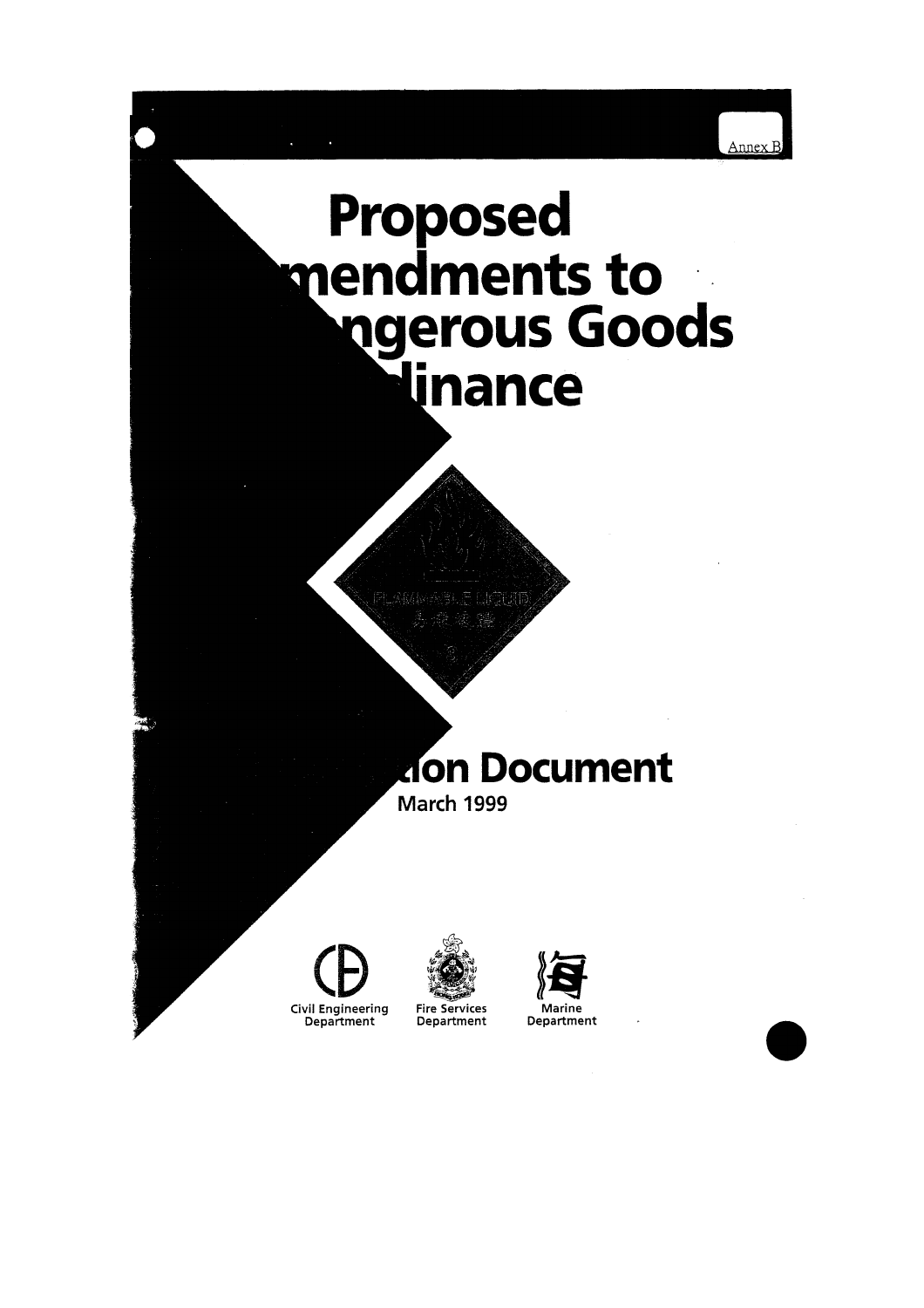Annex B

# Proposed
# mendments to
# ngerous Goods
# linance

FLAMMABLE LIQUID

易燃液體

3

# ion Document

March 1999

Civil Engineering Department

Fire Services Department

Marine Department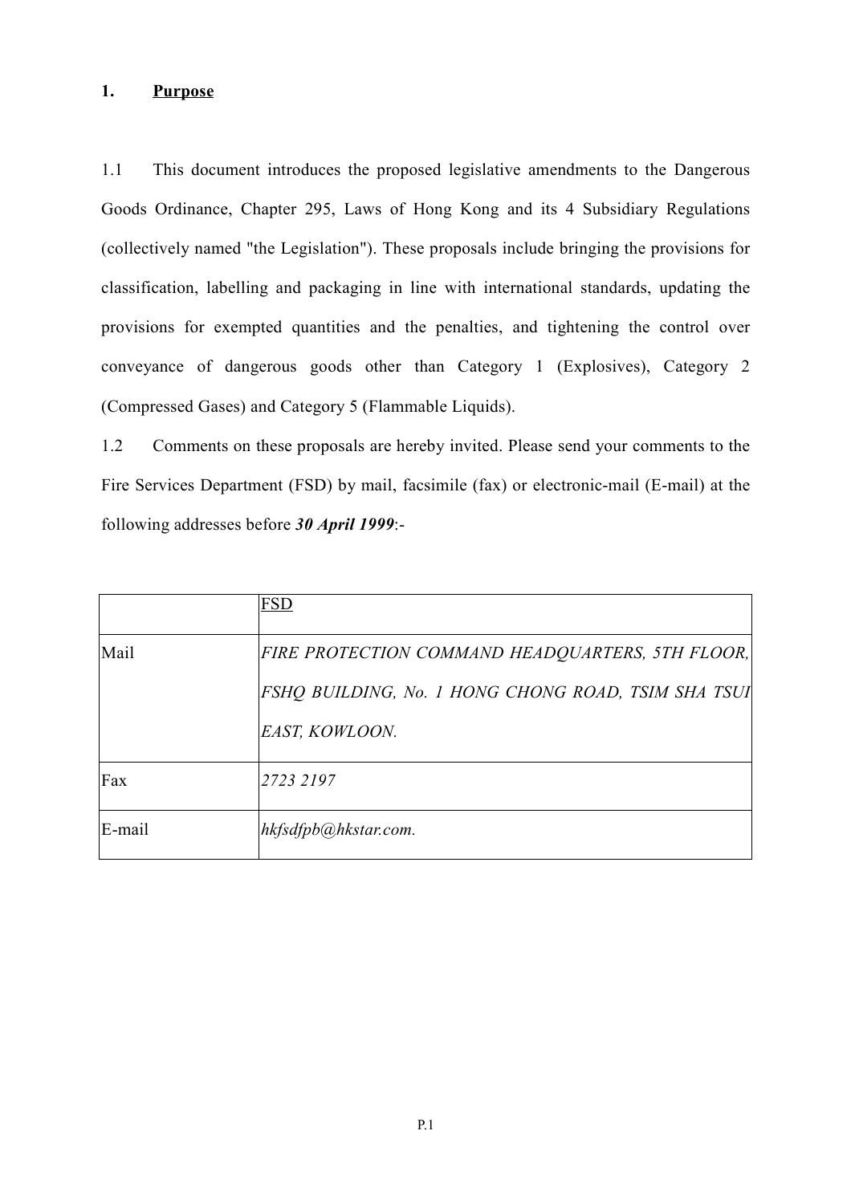## 1. **Purpose**

1.1 This document introduces the proposed legislative amendments to the Dangerous Goods Ordinance, Chapter 295, Laws of Hong Kong and its 4 Subsidiary Regulations (collectively named "the Legislation"). These proposals include bringing the provisions for classification, labelling and packaging in line with international standards, updating the provisions for exempted quantities and the penalties, and tightening the control over conveyance of dangerous goods other than Category 1 (Explosives), Category 2 (Compressed Gases) and Category 5 (Flammable Liquids).

1.2 Comments on these proposals are hereby invited. Please send your comments to the Fire Services Department (FSD) by mail, facsimile (fax) or electronic-mail (E-mail) at the following addresses before ***30 April 1999***:-

| | FSD |
|---|---|
| Mail | *FIRE PROTECTION COMMAND HEADQUARTERS, 5TH FLOOR, FSHQ BUILDING, No. 1 HONG CHONG ROAD, TSIM SHA TSUI EAST, KOWLOON.* |
| Fax | *2723 2197* |
| E-mail | *hkfsdfpb@hkstar.com.* |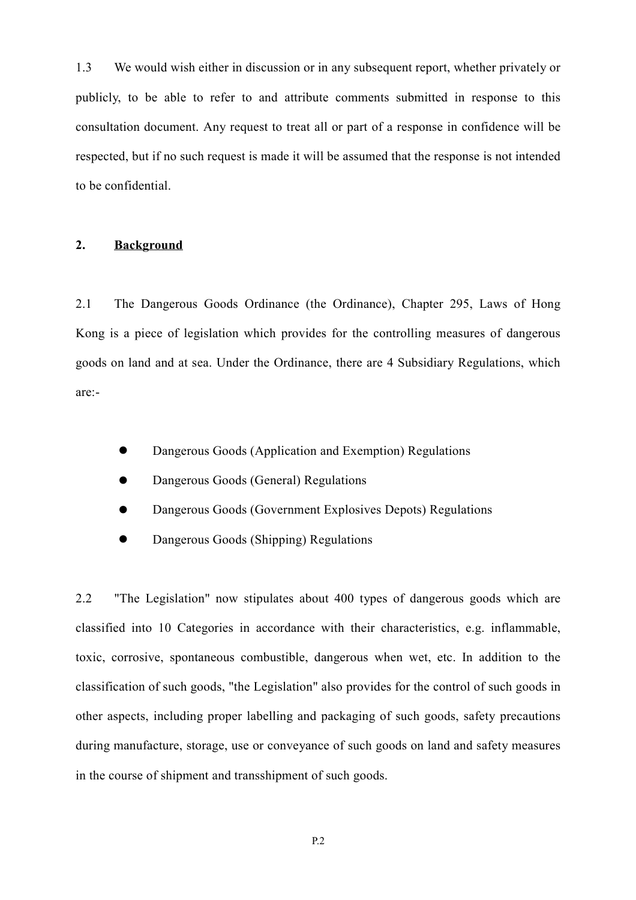1.3 We would wish either in discussion or in any subsequent report, whether privately or publicly, to be able to refer to and attribute comments submitted in response to this consultation document. Any request to treat all or part of a response in confidence will be respected, but if no such request is made it will be assumed that the response is not intended to be confidential.

## 2. Background

2.1 The Dangerous Goods Ordinance (the Ordinance), Chapter 295, Laws of Hong Kong is a piece of legislation which provides for the controlling measures of dangerous goods on land and at sea. Under the Ordinance, there are 4 Subsidiary Regulations, which are:-

- Dangerous Goods (Application and Exemption) Regulations
- Dangerous Goods (General) Regulations
- Dangerous Goods (Government Explosives Depots) Regulations
- Dangerous Goods (Shipping) Regulations

2.2 "The Legislation" now stipulates about 400 types of dangerous goods which are classified into 10 Categories in accordance with their characteristics, e.g. inflammable, toxic, corrosive, spontaneous combustible, dangerous when wet, etc. In addition to the classification of such goods, "the Legislation" also provides for the control of such goods in other aspects, including proper labelling and packaging of such goods, safety precautions during manufacture, storage, use or conveyance of such goods on land and safety measures in the course of shipment and transshipment of such goods.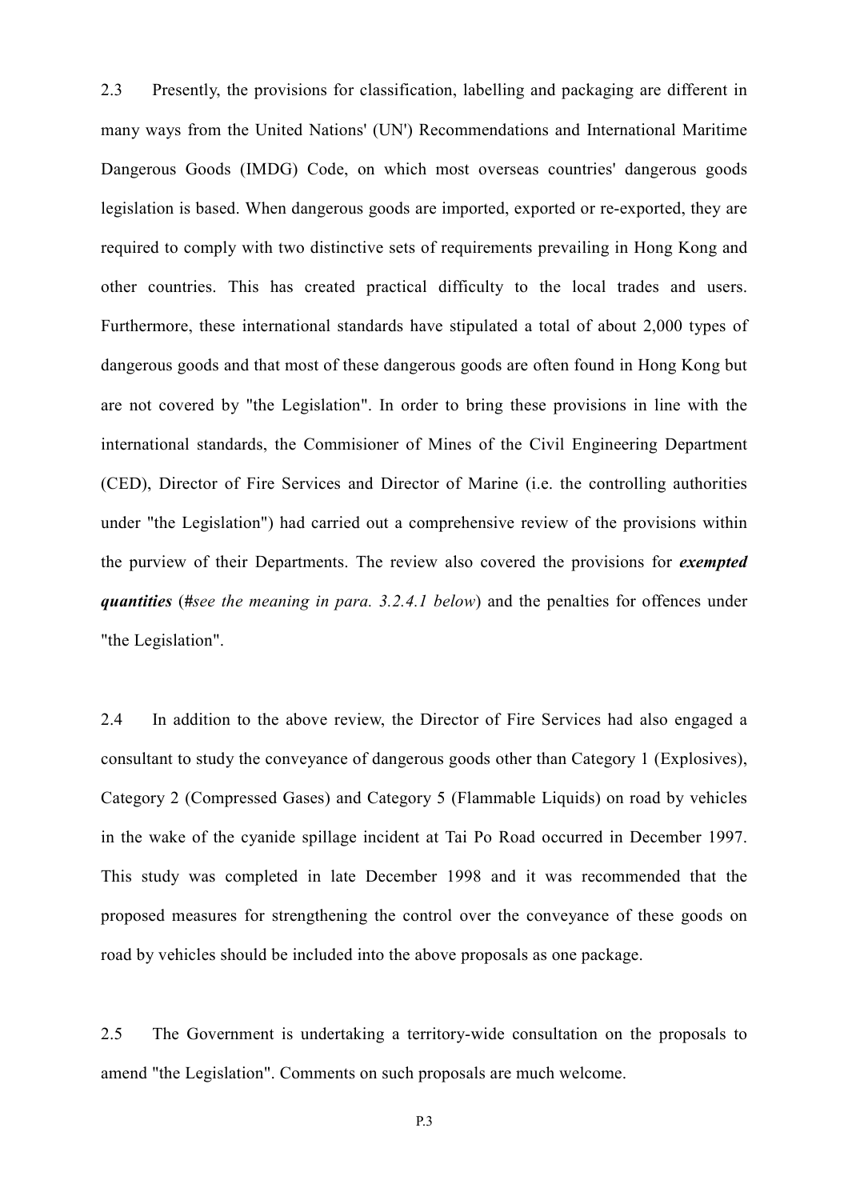2.3 Presently, the provisions for classification, labelling and packaging are different in many ways from the United Nations' (UN') Recommendations and International Maritime Dangerous Goods (IMDG) Code, on which most overseas countries' dangerous goods legislation is based. When dangerous goods are imported, exported or re-exported, they are required to comply with two distinctive sets of requirements prevailing in Hong Kong and other countries. This has created practical difficulty to the local trades and users. Furthermore, these international standards have stipulated a total of about 2,000 types of dangerous goods and that most of these dangerous goods are often found in Hong Kong but are not covered by "the Legislation". In order to bring these provisions in line with the international standards, the Commisioner of Mines of the Civil Engineering Department (CED), Director of Fire Services and Director of Marine (i.e. the controlling authorities under "the Legislation") had carried out a comprehensive review of the provisions within the purview of their Departments. The review also covered the provisions for ***exempted quantities*** (#*see the meaning in para. 3.2.4.1 below*) and the penalties for offences under "the Legislation".

2.4 In addition to the above review, the Director of Fire Services had also engaged a consultant to study the conveyance of dangerous goods other than Category 1 (Explosives), Category 2 (Compressed Gases) and Category 5 (Flammable Liquids) on road by vehicles in the wake of the cyanide spillage incident at Tai Po Road occurred in December 1997. This study was completed in late December 1998 and it was recommended that the proposed measures for strengthening the control over the conveyance of these goods on road by vehicles should be included into the above proposals as one package.

2.5 The Government is undertaking a territory-wide consultation on the proposals to amend "the Legislation". Comments on such proposals are much welcome.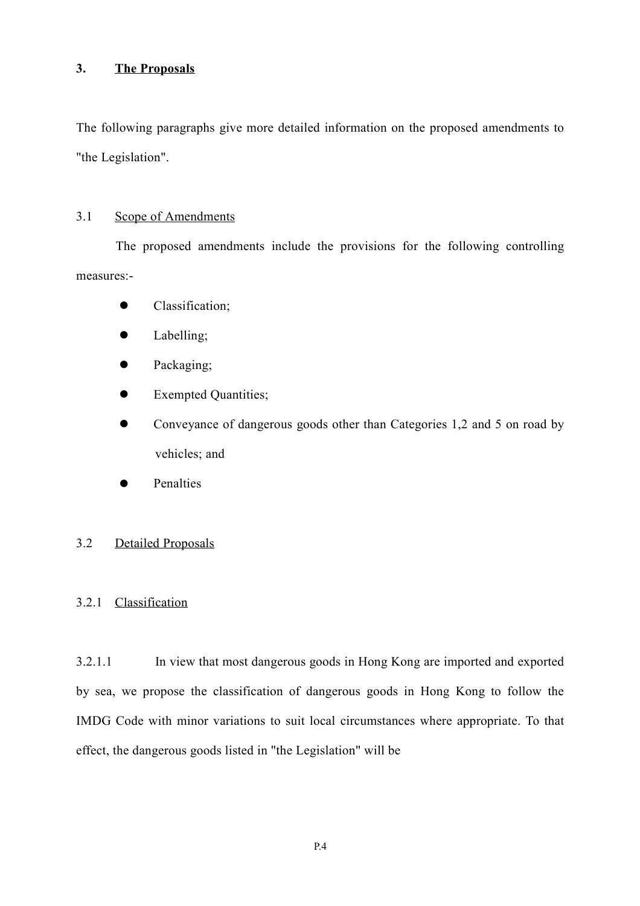## 3. The Proposals

The following paragraphs give more detailed information on the proposed amendments to "the Legislation".

### 3.1 Scope of Amendments

The proposed amendments include the provisions for the following controlling measures:-

- Classification;
- Labelling;
- Packaging;
- Exempted Quantities;
- Conveyance of dangerous goods other than Categories 1,2 and 5 on road by vehicles; and
- Penalties

### 3.2 Detailed Proposals

#### 3.2.1 Classification

3.2.1.1 In view that most dangerous goods in Hong Kong are imported and exported by sea, we propose the classification of dangerous goods in Hong Kong to follow the IMDG Code with minor variations to suit local circumstances where appropriate. To that effect, the dangerous goods listed in "the Legislation" will be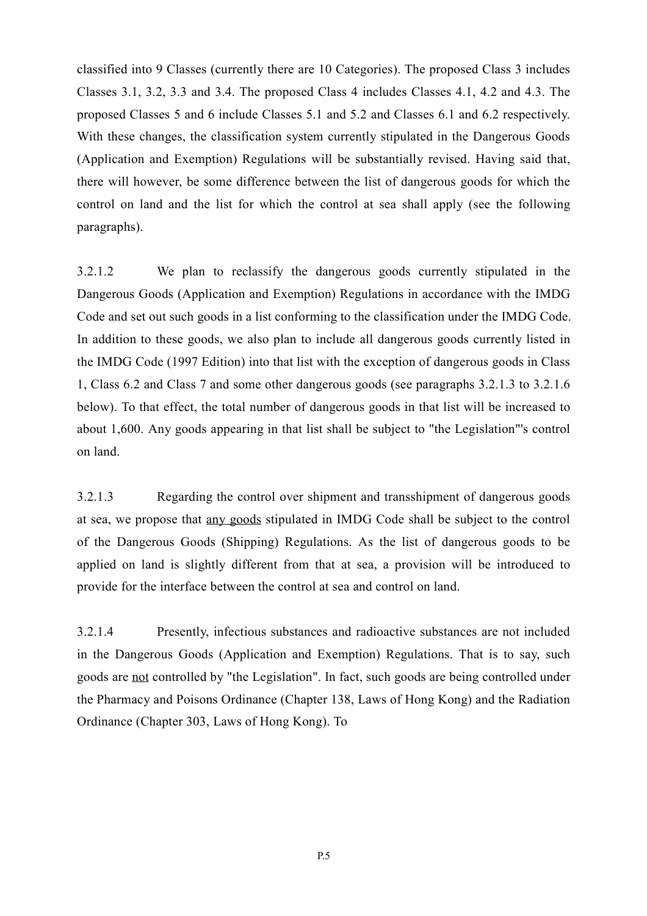classified into 9 Classes (currently there are 10 Categories). The proposed Class 3 includes Classes 3.1, 3.2, 3.3 and 3.4. The proposed Class 4 includes Classes 4.1, 4.2 and 4.3. The proposed Classes 5 and 6 include Classes 5.1 and 5.2 and Classes 6.1 and 6.2 respectively. With these changes, the classification system currently stipulated in the Dangerous Goods (Application and Exemption) Regulations will be substantially revised. Having said that, there will however, be some difference between the list of dangerous goods for which the control on land and the list for which the control at sea shall apply (see the following paragraphs).

3.2.1.2 We plan to reclassify the dangerous goods currently stipulated in the Dangerous Goods (Application and Exemption) Regulations in accordance with the IMDG Code and set out such goods in a list conforming to the classification under the IMDG Code. In addition to these goods, we also plan to include all dangerous goods currently listed in the IMDG Code (1997 Edition) into that list with the exception of dangerous goods in Class 1, Class 6.2 and Class 7 and some other dangerous goods (see paragraphs 3.2.1.3 to 3.2.1.6 below). To that effect, the total number of dangerous goods in that list will be increased to about 1,600. Any goods appearing in that list shall be subject to "the Legislation"'s control on land.

3.2.1.3 Regarding the control over shipment and transshipment of dangerous goods at sea, we propose that <u>any goods</u> stipulated in IMDG Code shall be subject to the control of the Dangerous Goods (Shipping) Regulations. As the list of dangerous goods to be applied on land is slightly different from that at sea, a provision will be introduced to provide for the interface between the control at sea and control on land.

3.2.1.4 Presently, infectious substances and radioactive substances are not included in the Dangerous Goods (Application and Exemption) Regulations. That is to say, such goods are <u>not</u> controlled by "the Legislation". In fact, such goods are being controlled under the Pharmacy and Poisons Ordinance (Chapter 138, Laws of Hong Kong) and the Radiation Ordinance (Chapter 303, Laws of Hong Kong). To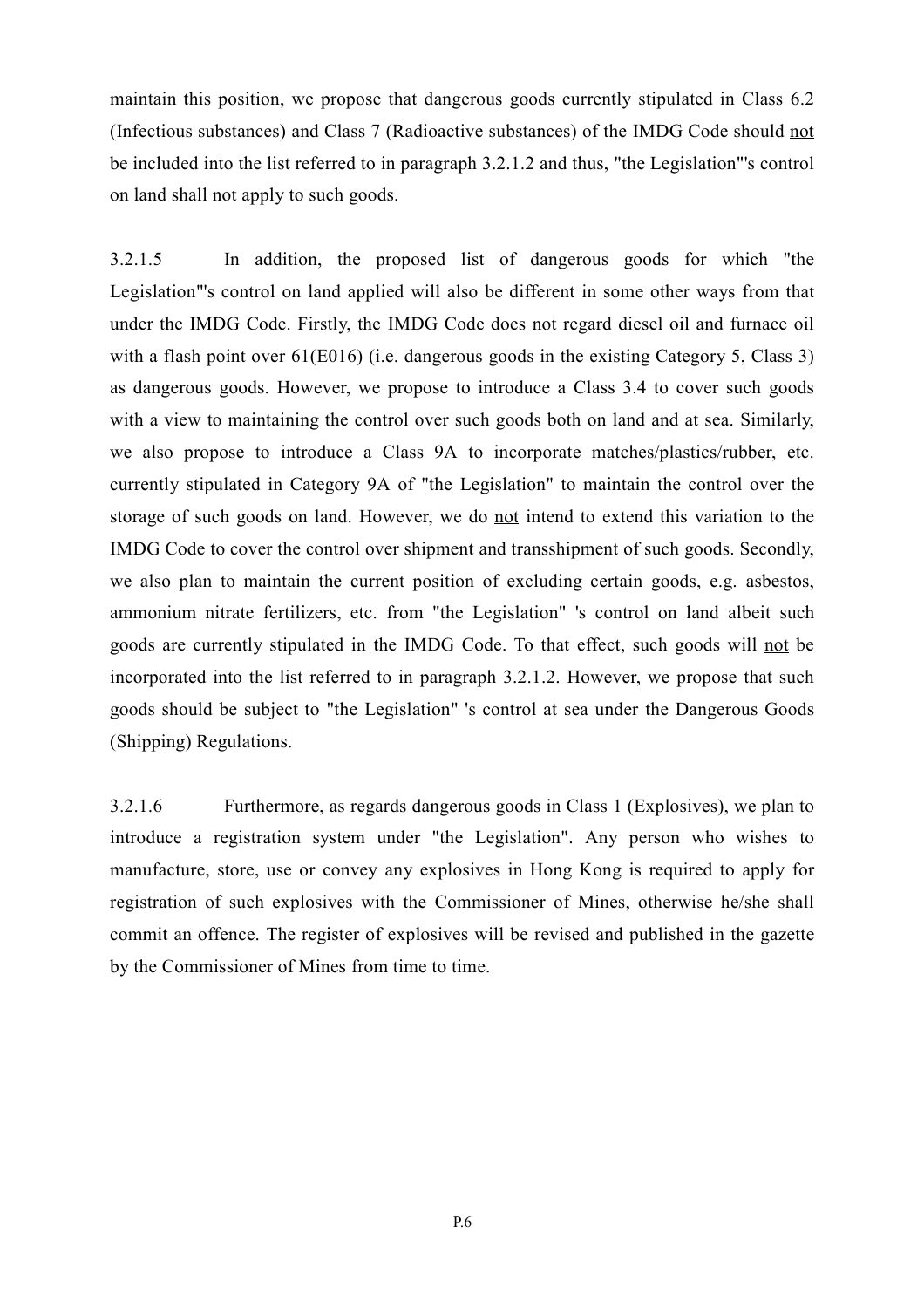maintain this position, we propose that dangerous goods currently stipulated in Class 6.2 (Infectious substances) and Class 7 (Radioactive substances) of the IMDG Code should not be included into the list referred to in paragraph 3.2.1.2 and thus, "the Legislation"'s control on land shall not apply to such goods.

3.2.1.5 In addition, the proposed list of dangerous goods for which "the Legislation"'s control on land applied will also be different in some other ways from that under the IMDG Code. Firstly, the IMDG Code does not regard diesel oil and furnace oil with a flash point over 61(E016) (i.e. dangerous goods in the existing Category 5, Class 3) as dangerous goods. However, we propose to introduce a Class 3.4 to cover such goods with a view to maintaining the control over such goods both on land and at sea. Similarly, we also propose to introduce a Class 9A to incorporate matches/plastics/rubber, etc. currently stipulated in Category 9A of "the Legislation" to maintain the control over the storage of such goods on land. However, we do not intend to extend this variation to the IMDG Code to cover the control over shipment and transshipment of such goods. Secondly, we also plan to maintain the current position of excluding certain goods, e.g. asbestos, ammonium nitrate fertilizers, etc. from "the Legislation" 's control on land albeit such goods are currently stipulated in the IMDG Code. To that effect, such goods will not be incorporated into the list referred to in paragraph 3.2.1.2. However, we propose that such goods should be subject to "the Legislation" 's control at sea under the Dangerous Goods (Shipping) Regulations.

3.2.1.6 Furthermore, as regards dangerous goods in Class 1 (Explosives), we plan to introduce a registration system under "the Legislation". Any person who wishes to manufacture, store, use or convey any explosives in Hong Kong is required to apply for registration of such explosives with the Commissioner of Mines, otherwise he/she shall commit an offence. The register of explosives will be revised and published in the gazette by the Commissioner of Mines from time to time.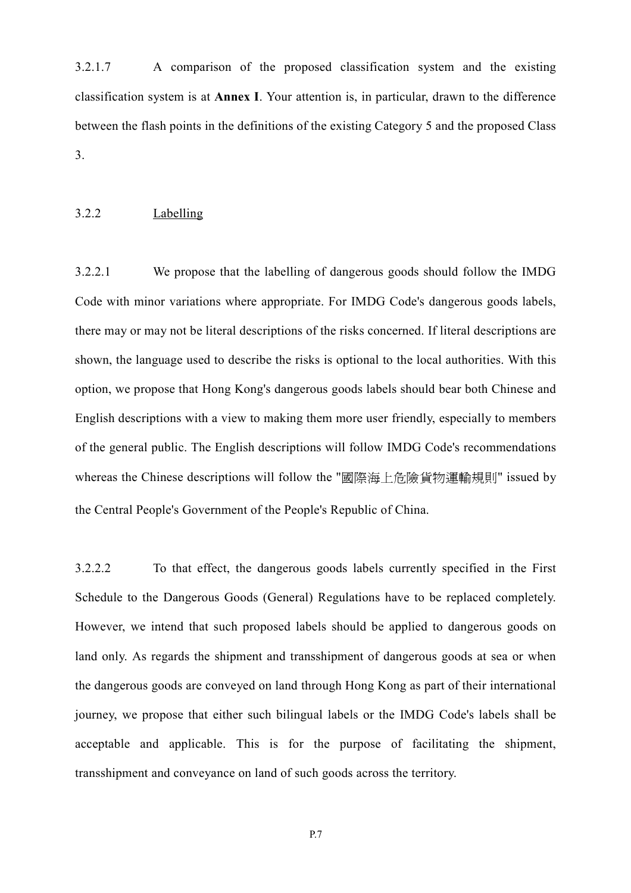3.2.1.7 A comparison of the proposed classification system and the existing classification system is at **Annex I**. Your attention is, in particular, drawn to the difference between the flash points in the definitions of the existing Category 5 and the proposed Class 3.

3.2.2 Labelling

3.2.2.1 We propose that the labelling of dangerous goods should follow the IMDG Code with minor variations where appropriate. For IMDG Code's dangerous goods labels, there may or may not be literal descriptions of the risks concerned. If literal descriptions are shown, the language used to describe the risks is optional to the local authorities. With this option, we propose that Hong Kong's dangerous goods labels should bear both Chinese and English descriptions with a view to making them more user friendly, especially to members of the general public. The English descriptions will follow IMDG Code's recommendations whereas the Chinese descriptions will follow the "國際海上危險貨物運輸規則" issued by the Central People's Government of the People's Republic of China.

3.2.2.2 To that effect, the dangerous goods labels currently specified in the First Schedule to the Dangerous Goods (General) Regulations have to be replaced completely. However, we intend that such proposed labels should be applied to dangerous goods on land only. As regards the shipment and transshipment of dangerous goods at sea or when the dangerous goods are conveyed on land through Hong Kong as part of their international journey, we propose that either such bilingual labels or the IMDG Code's labels shall be acceptable and applicable. This is for the purpose of facilitating the shipment, transshipment and conveyance on land of such goods across the territory.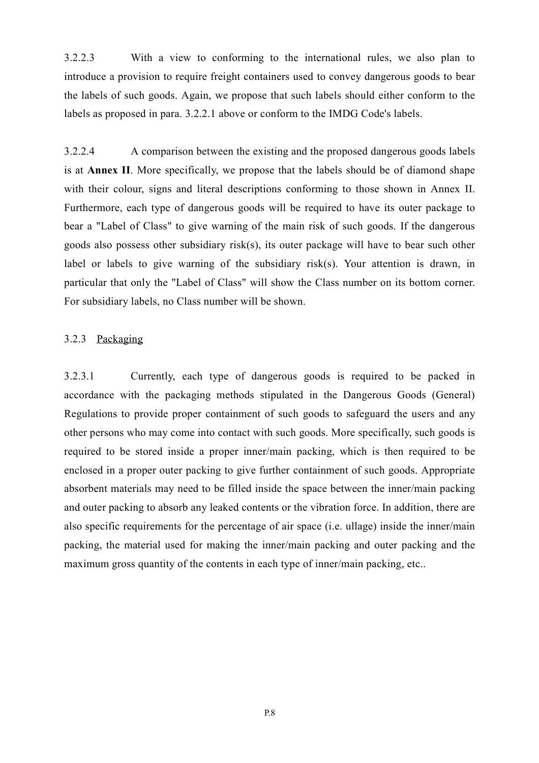3.2.2.3 With a view to conforming to the international rules, we also plan to introduce a provision to require freight containers used to convey dangerous goods to bear the labels of such goods. Again, we propose that such labels should either conform to the labels as proposed in para. 3.2.2.1 above or conform to the IMDG Code's labels.

3.2.2.4 A comparison between the existing and the proposed dangerous goods labels is at **Annex II**. More specifically, we propose that the labels should be of diamond shape with their colour, signs and literal descriptions conforming to those shown in Annex II. Furthermore, each type of dangerous goods will be required to have its outer package to bear a "Label of Class" to give warning of the main risk of such goods. If the dangerous goods also possess other subsidiary risk(s), its outer package will have to bear such other label or labels to give warning of the subsidiary risk(s). Your attention is drawn, in particular that only the "Label of Class" will show the Class number on its bottom corner. For subsidiary labels, no Class number will be shown.

### 3.2.3 <u>Packaging</u>

3.2.3.1 Currently, each type of dangerous goods is required to be packed in accordance with the packaging methods stipulated in the Dangerous Goods (General) Regulations to provide proper containment of such goods to safeguard the users and any other persons who may come into contact with such goods. More specifically, such goods is required to be stored inside a proper inner/main packing, which is then required to be enclosed in a proper outer packing to give further containment of such goods. Appropriate absorbent materials may need to be filled inside the space between the inner/main packing and outer packing to absorb any leaked contents or the vibration force. In addition, there are also specific requirements for the percentage of air space (i.e. ullage) inside the inner/main packing, the material used for making the inner/main packing and outer packing and the maximum gross quantity of the contents in each type of inner/main packing, etc..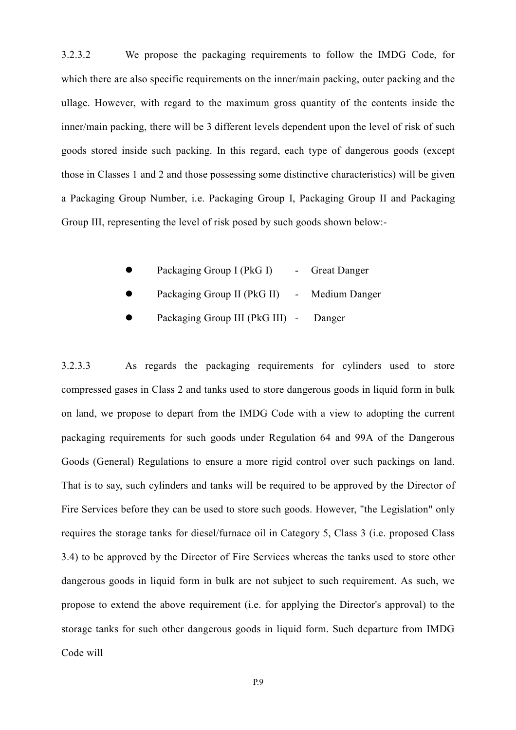3.2.3.2 We propose the packaging requirements to follow the IMDG Code, for which there are also specific requirements on the inner/main packing, outer packing and the ullage. However, with regard to the maximum gross quantity of the contents inside the inner/main packing, there will be 3 different levels dependent upon the level of risk of such goods stored inside such packing. In this regard, each type of dangerous goods (except those in Classes 1 and 2 and those possessing some distinctive characteristics) will be given a Packaging Group Number, i.e. Packaging Group I, Packaging Group II and Packaging Group III, representing the level of risk posed by such goods shown below:-

- Packaging Group I (PkG I) - Great Danger
- Packaging Group II (PkG II) - Medium Danger
- Packaging Group III (PkG III) - Danger

3.2.3.3 As regards the packaging requirements for cylinders used to store compressed gases in Class 2 and tanks used to store dangerous goods in liquid form in bulk on land, we propose to depart from the IMDG Code with a view to adopting the current packaging requirements for such goods under Regulation 64 and 99A of the Dangerous Goods (General) Regulations to ensure a more rigid control over such packings on land. That is to say, such cylinders and tanks will be required to be approved by the Director of Fire Services before they can be used to store such goods. However, "the Legislation" only requires the storage tanks for diesel/furnace oil in Category 5, Class 3 (i.e. proposed Class 3.4) to be approved by the Director of Fire Services whereas the tanks used to store other dangerous goods in liquid form in bulk are not subject to such requirement. As such, we propose to extend the above requirement (i.e. for applying the Director's approval) to the storage tanks for such other dangerous goods in liquid form. Such departure from IMDG Code will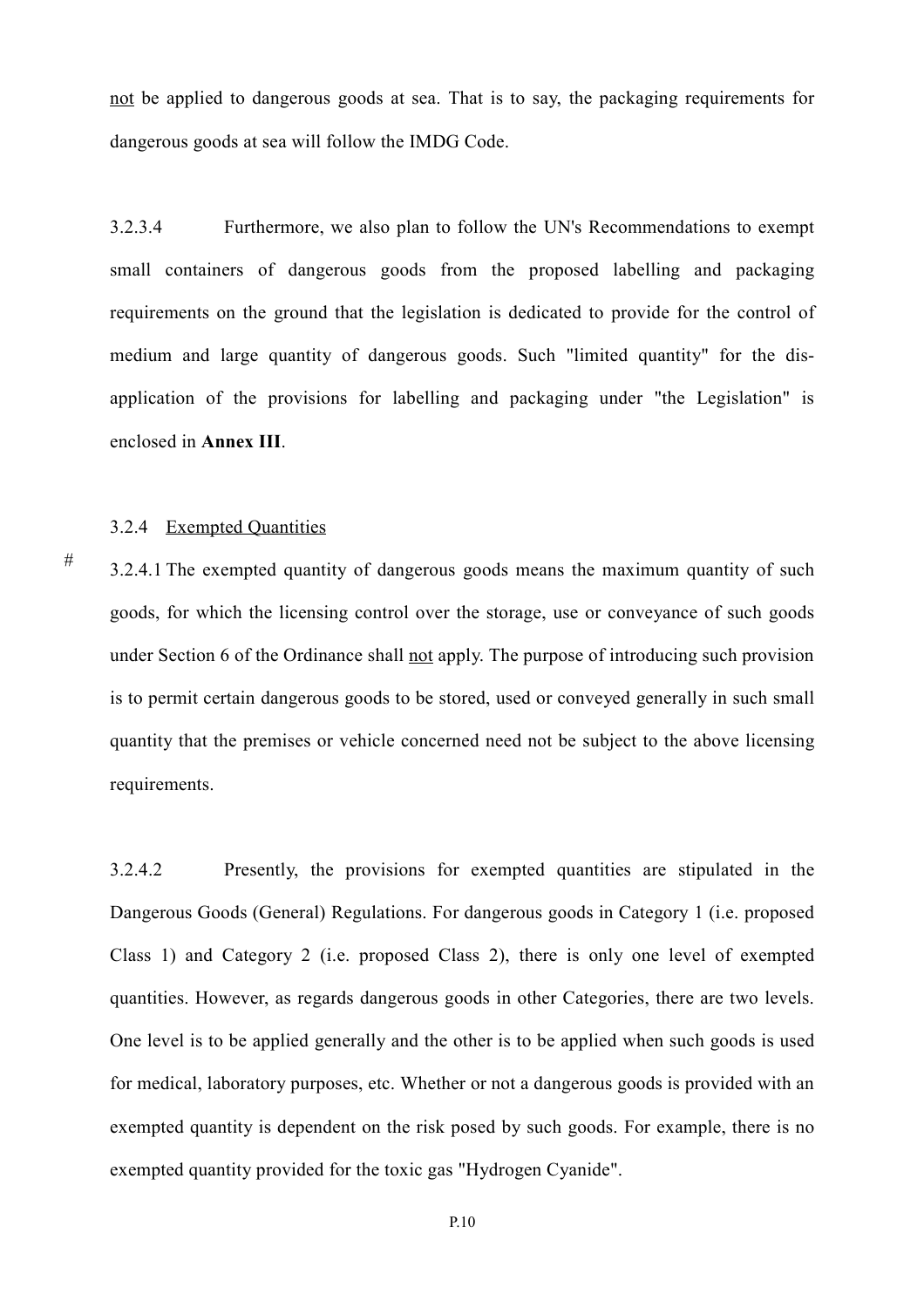not be applied to dangerous goods at sea. That is to say, the packaging requirements for dangerous goods at sea will follow the IMDG Code.

3.2.3.4 Furthermore, we also plan to follow the UN's Recommendations to exempt small containers of dangerous goods from the proposed labelling and packaging requirements on the ground that the legislation is dedicated to provide for the control of medium and large quantity of dangerous goods. Such "limited quantity" for the dis-application of the provisions for labelling and packaging under "the Legislation" is enclosed in **Annex III**.

3.2.4 Exempted Quantities

# 3.2.4.1 The exempted quantity of dangerous goods means the maximum quantity of such goods, for which the licensing control over the storage, use or conveyance of such goods under Section 6 of the Ordinance shall not apply. The purpose of introducing such provision is to permit certain dangerous goods to be stored, used or conveyed generally in such small quantity that the premises or vehicle concerned need not be subject to the above licensing requirements.

3.2.4.2 Presently, the provisions for exempted quantities are stipulated in the Dangerous Goods (General) Regulations. For dangerous goods in Category 1 (i.e. proposed Class 1) and Category 2 (i.e. proposed Class 2), there is only one level of exempted quantities. However, as regards dangerous goods in other Categories, there are two levels. One level is to be applied generally and the other is to be applied when such goods is used for medical, laboratory purposes, etc. Whether or not a dangerous goods is provided with an exempted quantity is dependent on the risk posed by such goods. For example, there is no exempted quantity provided for the toxic gas "Hydrogen Cyanide".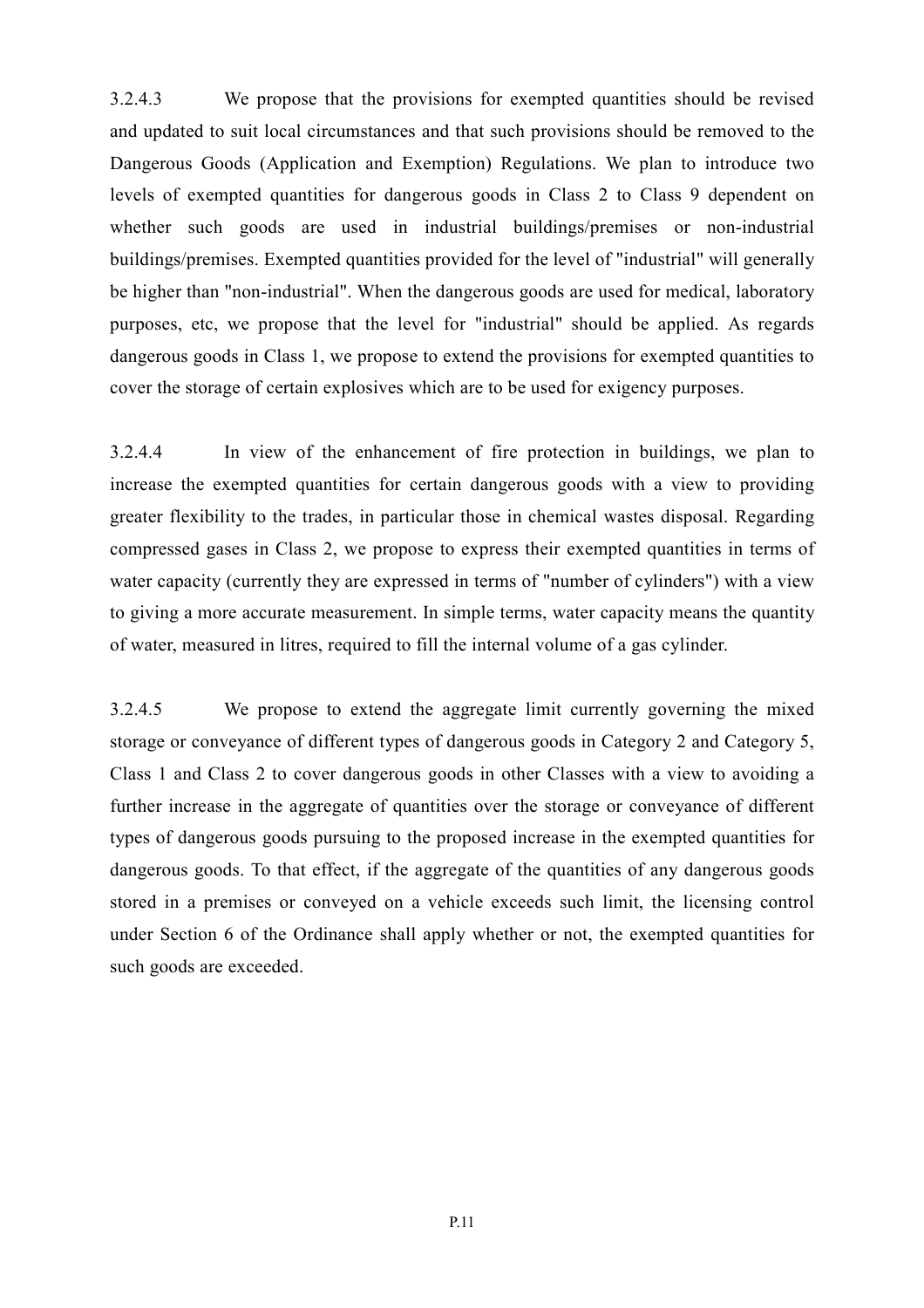3.2.4.3 We propose that the provisions for exempted quantities should be revised and updated to suit local circumstances and that such provisions should be removed to the Dangerous Goods (Application and Exemption) Regulations. We plan to introduce two levels of exempted quantities for dangerous goods in Class 2 to Class 9 dependent on whether such goods are used in industrial buildings/premises or non-industrial buildings/premises. Exempted quantities provided for the level of "industrial" will generally be higher than "non-industrial". When the dangerous goods are used for medical, laboratory purposes, etc, we propose that the level for "industrial" should be applied. As regards dangerous goods in Class 1, we propose to extend the provisions for exempted quantities to cover the storage of certain explosives which are to be used for exigency purposes.

3.2.4.4 In view of the enhancement of fire protection in buildings, we plan to increase the exempted quantities for certain dangerous goods with a view to providing greater flexibility to the trades, in particular those in chemical wastes disposal. Regarding compressed gases in Class 2, we propose to express their exempted quantities in terms of water capacity (currently they are expressed in terms of "number of cylinders") with a view to giving a more accurate measurement. In simple terms, water capacity means the quantity of water, measured in litres, required to fill the internal volume of a gas cylinder.

3.2.4.5 We propose to extend the aggregate limit currently governing the mixed storage or conveyance of different types of dangerous goods in Category 2 and Category 5, Class 1 and Class 2 to cover dangerous goods in other Classes with a view to avoiding a further increase in the aggregate of quantities over the storage or conveyance of different types of dangerous goods pursuing to the proposed increase in the exempted quantities for dangerous goods. To that effect, if the aggregate of the quantities of any dangerous goods stored in a premises or conveyed on a vehicle exceeds such limit, the licensing control under Section 6 of the Ordinance shall apply whether or not, the exempted quantities for such goods are exceeded.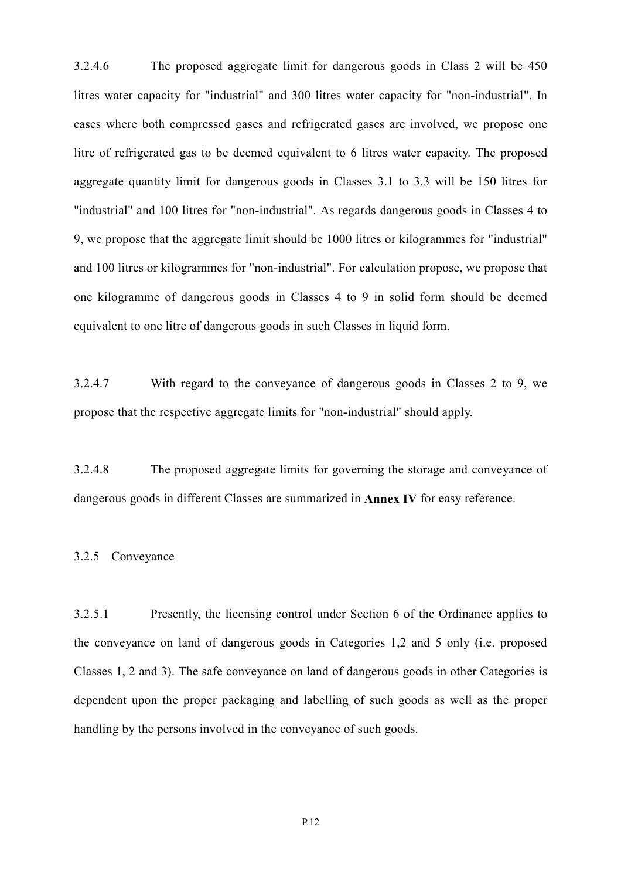3.2.4.6 The proposed aggregate limit for dangerous goods in Class 2 will be 450 litres water capacity for "industrial" and 300 litres water capacity for "non-industrial". In cases where both compressed gases and refrigerated gases are involved, we propose one litre of refrigerated gas to be deemed equivalent to 6 litres water capacity. The proposed aggregate quantity limit for dangerous goods in Classes 3.1 to 3.3 will be 150 litres for "industrial" and 100 litres for "non-industrial". As regards dangerous goods in Classes 4 to 9, we propose that the aggregate limit should be 1000 litres or kilogrammes for "industrial" and 100 litres or kilogrammes for "non-industrial". For calculation propose, we propose that one kilogramme of dangerous goods in Classes 4 to 9 in solid form should be deemed equivalent to one litre of dangerous goods in such Classes in liquid form.

3.2.4.7 With regard to the conveyance of dangerous goods in Classes 2 to 9, we propose that the respective aggregate limits for "non-industrial" should apply.

3.2.4.8 The proposed aggregate limits for governing the storage and conveyance of dangerous goods in different Classes are summarized in **Annex IV** for easy reference.

3.2.5 Conveyance

3.2.5.1 Presently, the licensing control under Section 6 of the Ordinance applies to the conveyance on land of dangerous goods in Categories 1,2 and 5 only (i.e. proposed Classes 1, 2 and 3). The safe conveyance on land of dangerous goods in other Categories is dependent upon the proper packaging and labelling of such goods as well as the proper handling by the persons involved in the conveyance of such goods.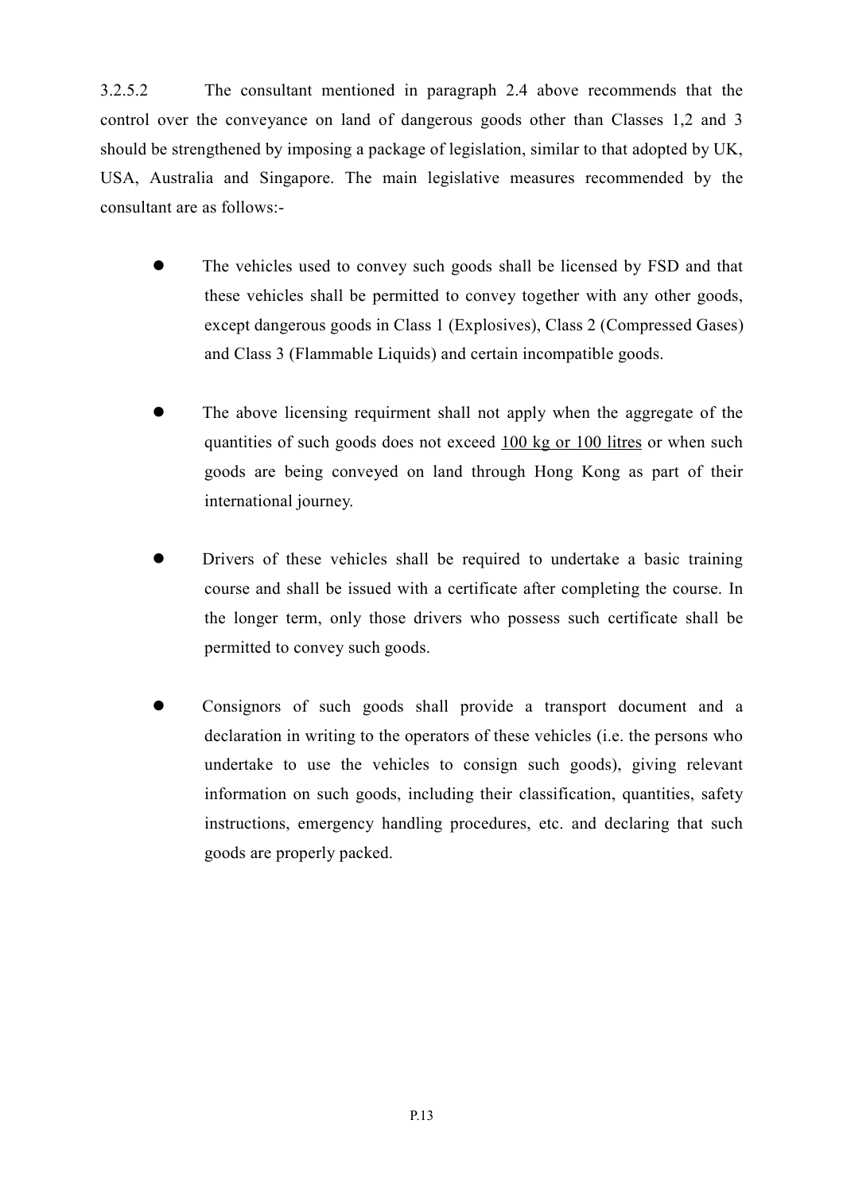3.2.5.2 The consultant mentioned in paragraph 2.4 above recommends that the control over the conveyance on land of dangerous goods other than Classes 1,2 and 3 should be strengthened by imposing a package of legislation, similar to that adopted by UK, USA, Australia and Singapore. The main legislative measures recommended by the consultant are as follows:-

- The vehicles used to convey such goods shall be licensed by FSD and that these vehicles shall be permitted to convey together with any other goods, except dangerous goods in Class 1 (Explosives), Class 2 (Compressed Gases) and Class 3 (Flammable Liquids) and certain incompatible goods.

- The above licensing requirment shall not apply when the aggregate of the quantities of such goods does not exceed <u>100 kg or 100 litres</u> or when such goods are being conveyed on land through Hong Kong as part of their international journey.

- Drivers of these vehicles shall be required to undertake a basic training course and shall be issued with a certificate after completing the course. In the longer term, only those drivers who possess such certificate shall be permitted to convey such goods.

- Consignors of such goods shall provide a transport document and a declaration in writing to the operators of these vehicles (i.e. the persons who undertake to use the vehicles to consign such goods), giving relevant information on such goods, including their classification, quantities, safety instructions, emergency handling procedures, etc. and declaring that such goods are properly packed.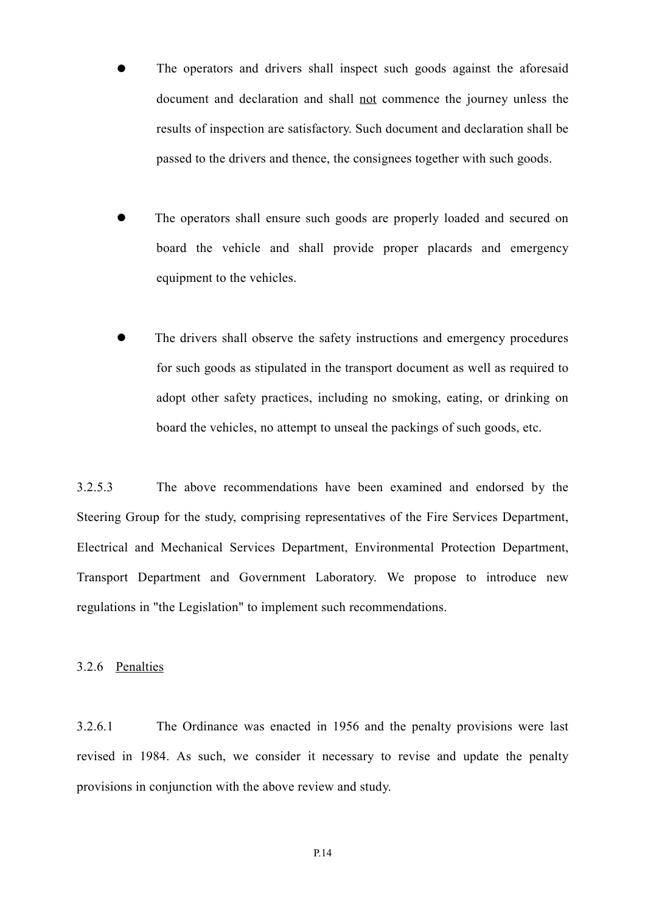- The operators and drivers shall inspect such goods against the aforesaid document and declaration and shall <u>not</u> commence the journey unless the results of inspection are satisfactory. Such document and declaration shall be passed to the drivers and thence, the consignees together with such goods.

- The operators shall ensure such goods are properly loaded and secured on board the vehicle and shall provide proper placards and emergency equipment to the vehicles.

- The drivers shall observe the safety instructions and emergency procedures for such goods as stipulated in the transport document as well as required to adopt other safety practices, including no smoking, eating, or drinking on board the vehicles, no attempt to unseal the packings of such goods, etc.

3.2.5.3 The above recommendations have been examined and endorsed by the Steering Group for the study, comprising representatives of the Fire Services Department, Electrical and Mechanical Services Department, Environmental Protection Department, Transport Department and Government Laboratory. We propose to introduce new regulations in "the Legislation" to implement such recommendations.

3.2.6 <u>Penalties</u>

3.2.6.1 The Ordinance was enacted in 1956 and the penalty provisions were last revised in 1984. As such, we consider it necessary to revise and update the penalty provisions in conjunction with the above review and study.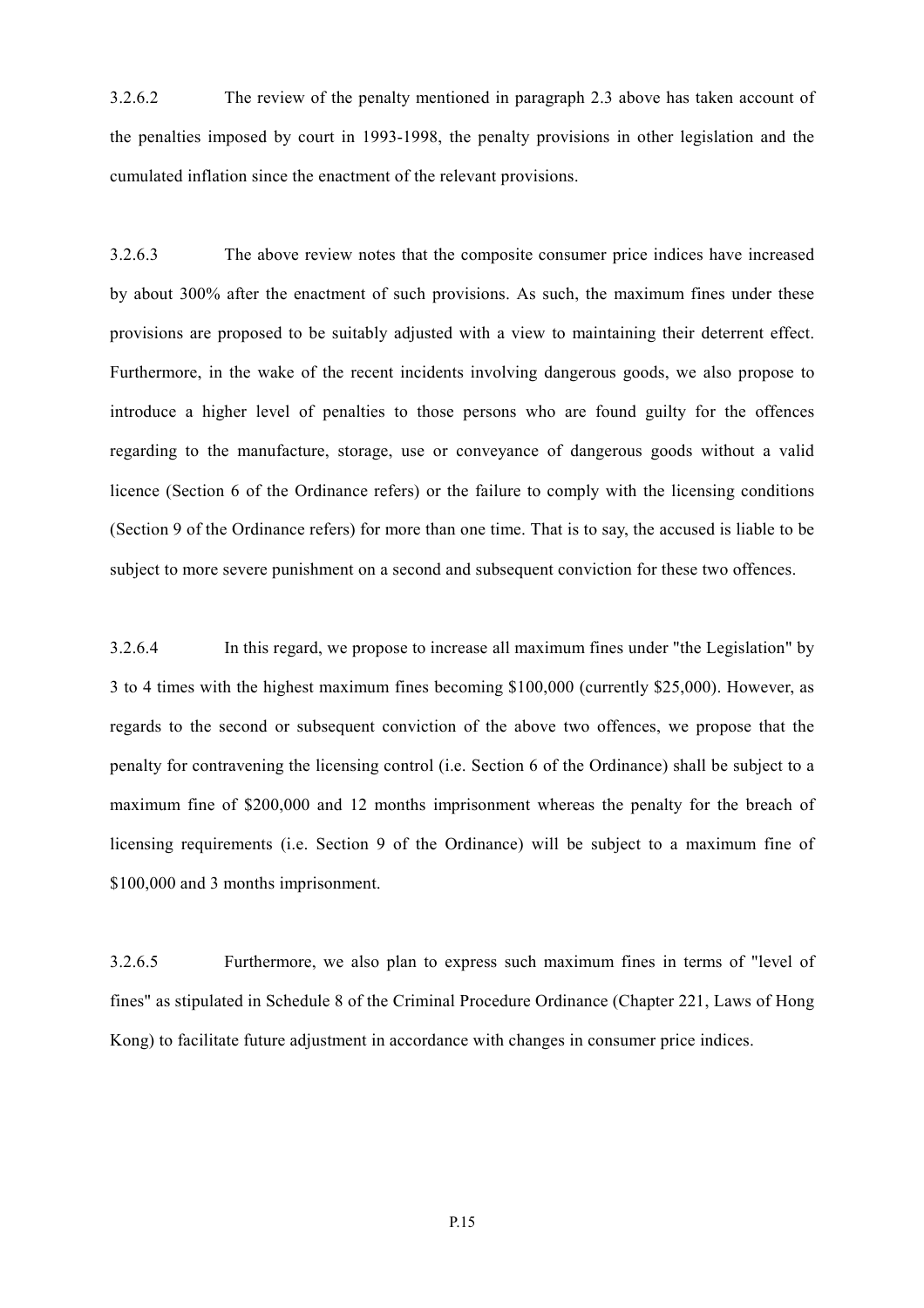3.2.6.2 The review of the penalty mentioned in paragraph 2.3 above has taken account of the penalties imposed by court in 1993-1998, the penalty provisions in other legislation and the cumulated inflation since the enactment of the relevant provisions.

3.2.6.3 The above review notes that the composite consumer price indices have increased by about 300% after the enactment of such provisions. As such, the maximum fines under these provisions are proposed to be suitably adjusted with a view to maintaining their deterrent effect. Furthermore, in the wake of the recent incidents involving dangerous goods, we also propose to introduce a higher level of penalties to those persons who are found guilty for the offences regarding to the manufacture, storage, use or conveyance of dangerous goods without a valid licence (Section 6 of the Ordinance refers) or the failure to comply with the licensing conditions (Section 9 of the Ordinance refers) for more than one time. That is to say, the accused is liable to be subject to more severe punishment on a second and subsequent conviction for these two offences.

3.2.6.4 In this regard, we propose to increase all maximum fines under "the Legislation" by 3 to 4 times with the highest maximum fines becoming $100,000 (currently $25,000). However, as regards to the second or subsequent conviction of the above two offences, we propose that the penalty for contravening the licensing control (i.e. Section 6 of the Ordinance) shall be subject to a maximum fine of $200,000 and 12 months imprisonment whereas the penalty for the breach of licensing requirements (i.e. Section 9 of the Ordinance) will be subject to a maximum fine of $100,000 and 3 months imprisonment.

3.2.6.5 Furthermore, we also plan to express such maximum fines in terms of "level of fines" as stipulated in Schedule 8 of the Criminal Procedure Ordinance (Chapter 221, Laws of Hong Kong) to facilitate future adjustment in accordance with changes in consumer price indices.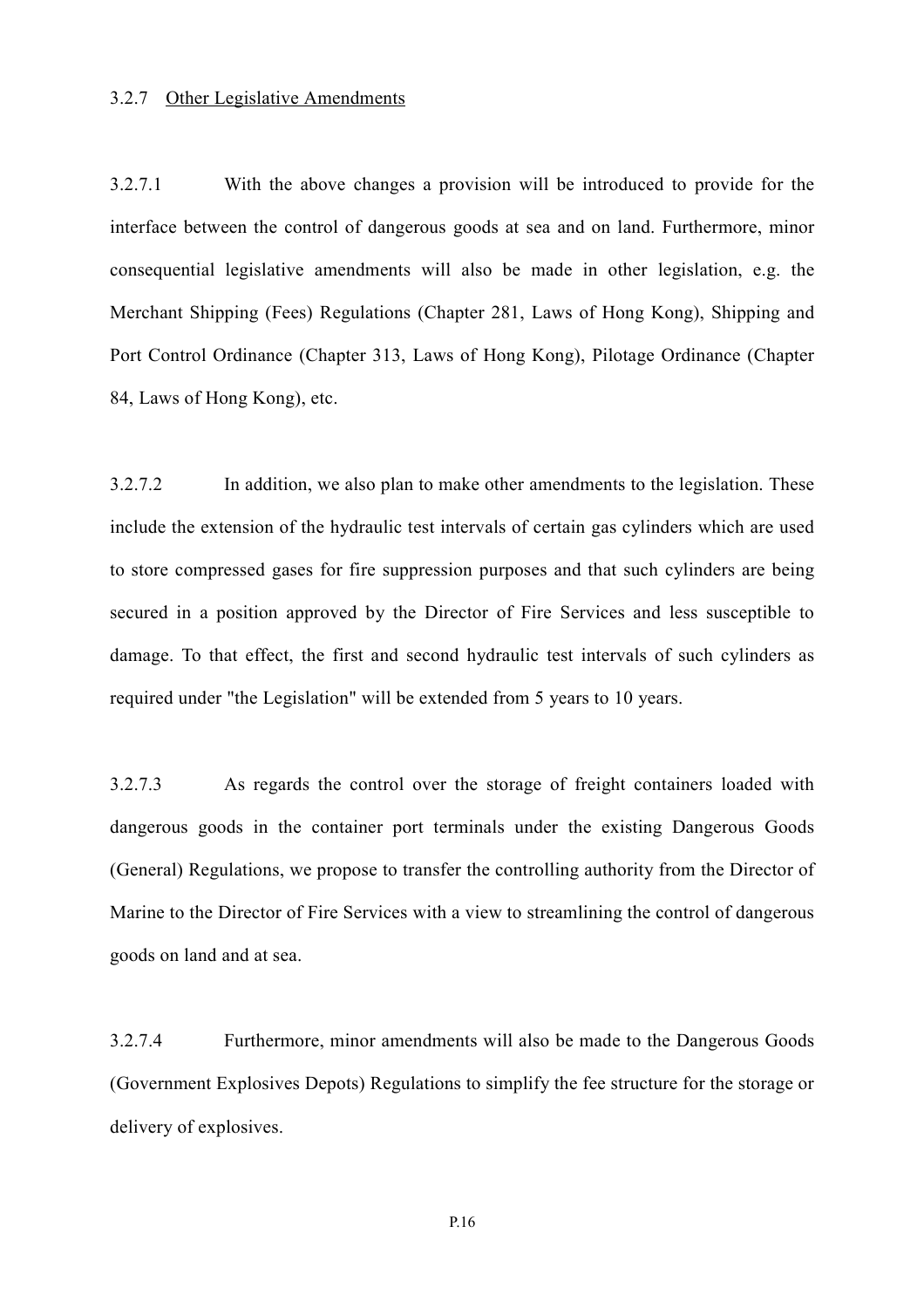### 3.2.7 Other Legislative Amendments

3.2.7.1 With the above changes a provision will be introduced to provide for the interface between the control of dangerous goods at sea and on land. Furthermore, minor consequential legislative amendments will also be made in other legislation, e.g. the Merchant Shipping (Fees) Regulations (Chapter 281, Laws of Hong Kong), Shipping and Port Control Ordinance (Chapter 313, Laws of Hong Kong), Pilotage Ordinance (Chapter 84, Laws of Hong Kong), etc.

3.2.7.2 In addition, we also plan to make other amendments to the legislation. These include the extension of the hydraulic test intervals of certain gas cylinders which are used to store compressed gases for fire suppression purposes and that such cylinders are being secured in a position approved by the Director of Fire Services and less susceptible to damage. To that effect, the first and second hydraulic test intervals of such cylinders as required under "the Legislation" will be extended from 5 years to 10 years.

3.2.7.3 As regards the control over the storage of freight containers loaded with dangerous goods in the container port terminals under the existing Dangerous Goods (General) Regulations, we propose to transfer the controlling authority from the Director of Marine to the Director of Fire Services with a view to streamlining the control of dangerous goods on land and at sea.

3.2.7.4 Furthermore, minor amendments will also be made to the Dangerous Goods (Government Explosives Depots) Regulations to simplify the fee structure for the storage or delivery of explosives.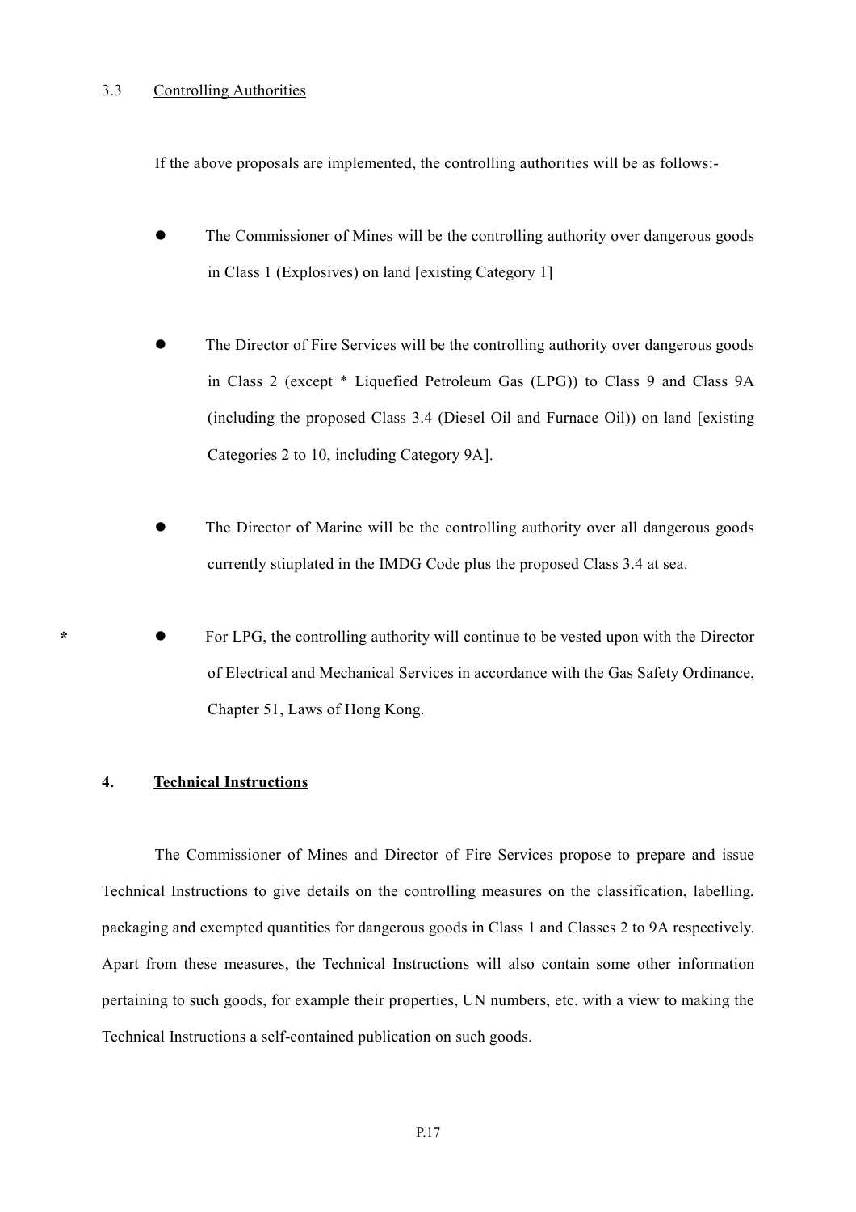### 3.3 Controlling Authorities

If the above proposals are implemented, the controlling authorities will be as follows:-

- The Commissioner of Mines will be the controlling authority over dangerous goods in Class 1 (Explosives) on land [existing Category 1]

- The Director of Fire Services will be the controlling authority over dangerous goods in Class 2 (except * Liquefied Petroleum Gas (LPG)) to Class 9 and Class 9A (including the proposed Class 3.4 (Diesel Oil and Furnace Oil)) on land [existing Categories 2 to 10, including Category 9A].

- The Director of Marine will be the controlling authority over all dangerous goods currently stiuplated in the IMDG Code plus the proposed Class 3.4 at sea.

- \* For LPG, the controlling authority will continue to be vested upon with the Director of Electrical and Mechanical Services in accordance with the Gas Safety Ordinance, Chapter 51, Laws of Hong Kong.

## 4. Technical Instructions

The Commissioner of Mines and Director of Fire Services propose to prepare and issue Technical Instructions to give details on the controlling measures on the classification, labelling, packaging and exempted quantities for dangerous goods in Class 1 and Classes 2 to 9A respectively. Apart from these measures, the Technical Instructions will also contain some other information pertaining to such goods, for example their properties, UN numbers, etc. with a view to making the Technical Instructions a self-contained publication on such goods.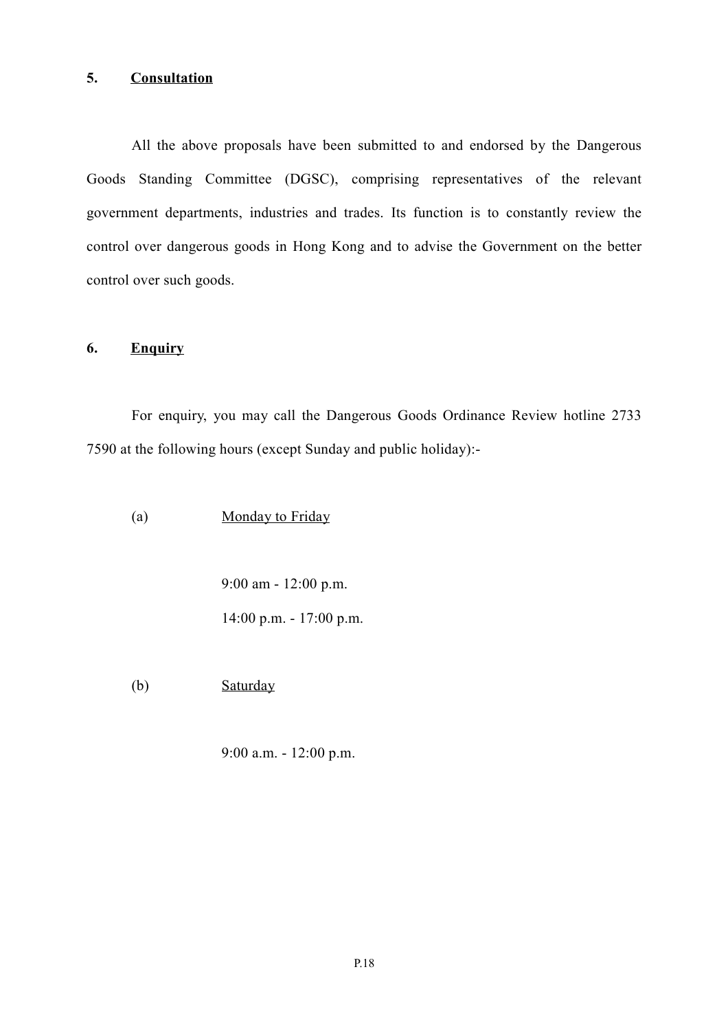## 5. <u>Consultation</u>

All the above proposals have been submitted to and endorsed by the Dangerous Goods Standing Committee (DGSC), comprising representatives of the relevant government departments, industries and trades. Its function is to constantly review the control over dangerous goods in Hong Kong and to advise the Government on the better control over such goods.

## 6. <u>Enquiry</u>

For enquiry, you may call the Dangerous Goods Ordinance Review hotline 2733 7590 at the following hours (except Sunday and public holiday):-

(a) <u>Monday to Friday</u>

9:00 am - 12:00 p.m.

14:00 p.m. - 17:00 p.m.

(b) <u>Saturday</u>

9:00 a.m. - 12:00 p.m.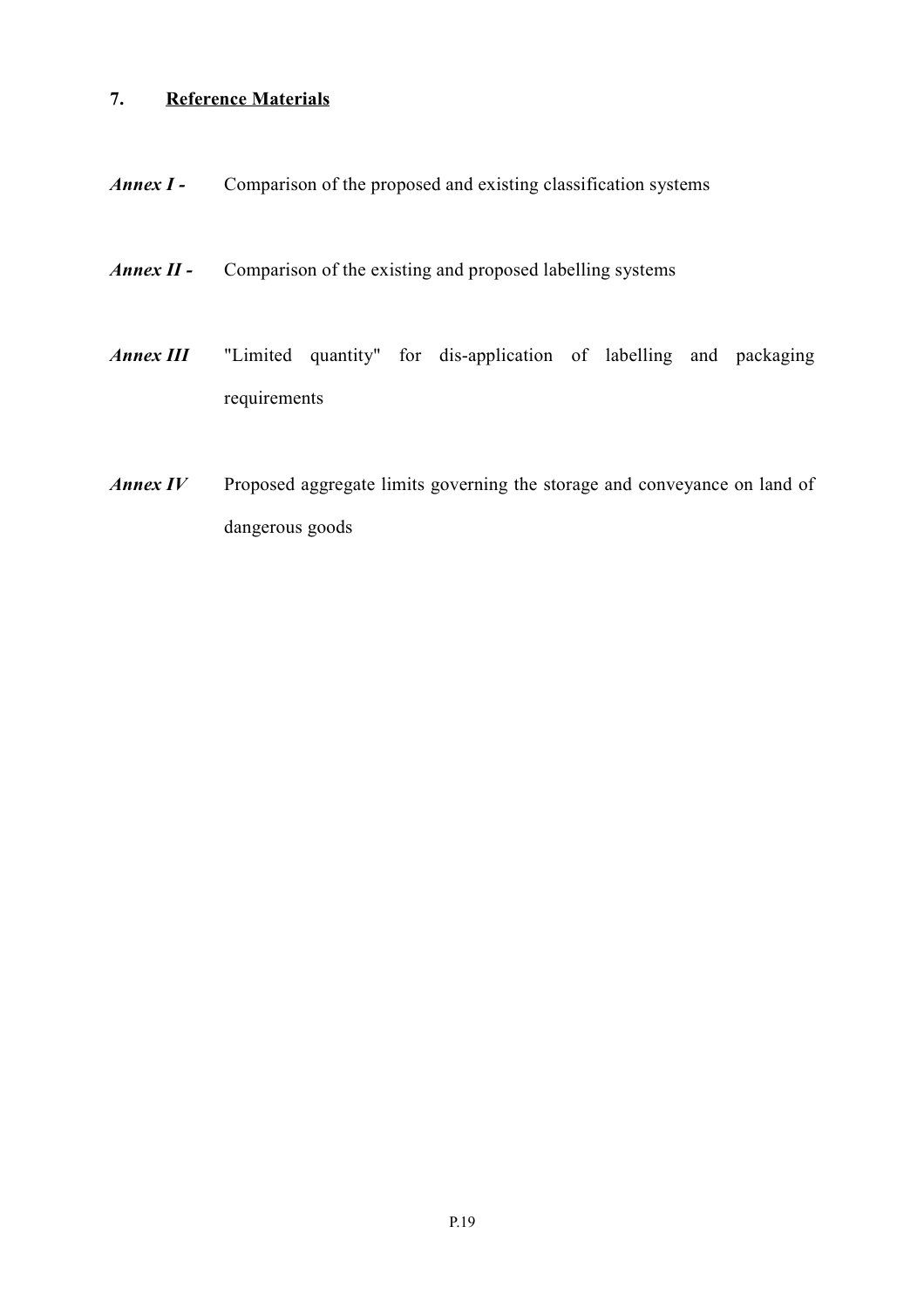## 7. <u>Reference Materials</u>

***Annex I -*** Comparison of the proposed and existing classification systems

***Annex II -*** Comparison of the existing and proposed labelling systems

***Annex III*** "Limited quantity" for dis-application of labelling and packaging requirements

***Annex IV*** Proposed aggregate limits governing the storage and conveyance on land of dangerous goods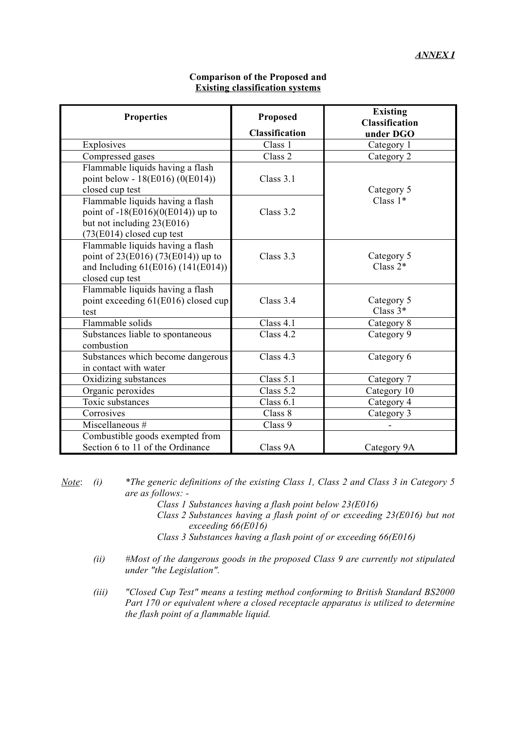***ANNEX I***

**Comparison of the Proposed and Existing classification systems**

| Properties | Proposed Classification | Existing Classification under DGO |
|---|---|---|
| Explosives | Class 1 | Category 1 |
| Compressed gases | Class 2 | Category 2 |
| Flammable liquids having a flash point below - 18(E016) (0(E014)) closed cup test | Class 3.1 | Category 5 Class 1* |
| Flammable liquids having a flash point of -18(E016)(0(E014)) up to but not including 23(E016) (73(E014) closed cup test | Class 3.2 | |
| Flammable liquids having a flash point of 23(E016) (73(E014)) up to and Including 61(E016) (141(E014)) closed cup test | Class 3.3 | Category 5 Class 2* |
| Flammable liquids having a flash point exceeding 61(E016) closed cup test | Class 3.4 | Category 5 Class 3* |
| Flammable solids | Class 4.1 | Category 8 |
| Substances liable to spontaneous combustion | Class 4.2 | Category 9 |
| Substances which become dangerous in contact with water | Class 4.3 | Category 6 |
| Oxidizing substances | Class 5.1 | Category 7 |
| Organic peroxides | Class 5.2 | Category 10 |
| Toxic substances | Class 6.1 | Category 4 |
| Corrosives | Class 8 | Category 3 |
| Miscellaneous # | Class 9 | - |
| Combustible goods exempted from Section 6 to 11 of the Ordinance | Class 9A | Category 9A |

*Note*: (i) *\*The generic definitions of the existing Class 1, Class 2 and Class 3 in Category 5 are as follows: -*

*Class 1 Substances having a flash point below 23(E016)*

*Class 2 Substances having a flash point of or exceeding 23(E016) but not exceeding 66(E016)*

*Class 3 Substances having a flash point of or exceeding 66(E016)*

(ii) *#Most of the dangerous goods in the proposed Class 9 are currently not stipulated under "the Legislation".*

(iii) *"Closed Cup Test" means a testing method conforming to British Standard BS2000 Part 170 or equivalent where a closed receptacle apparatus is utilized to determine the flash point of a flammable liquid.*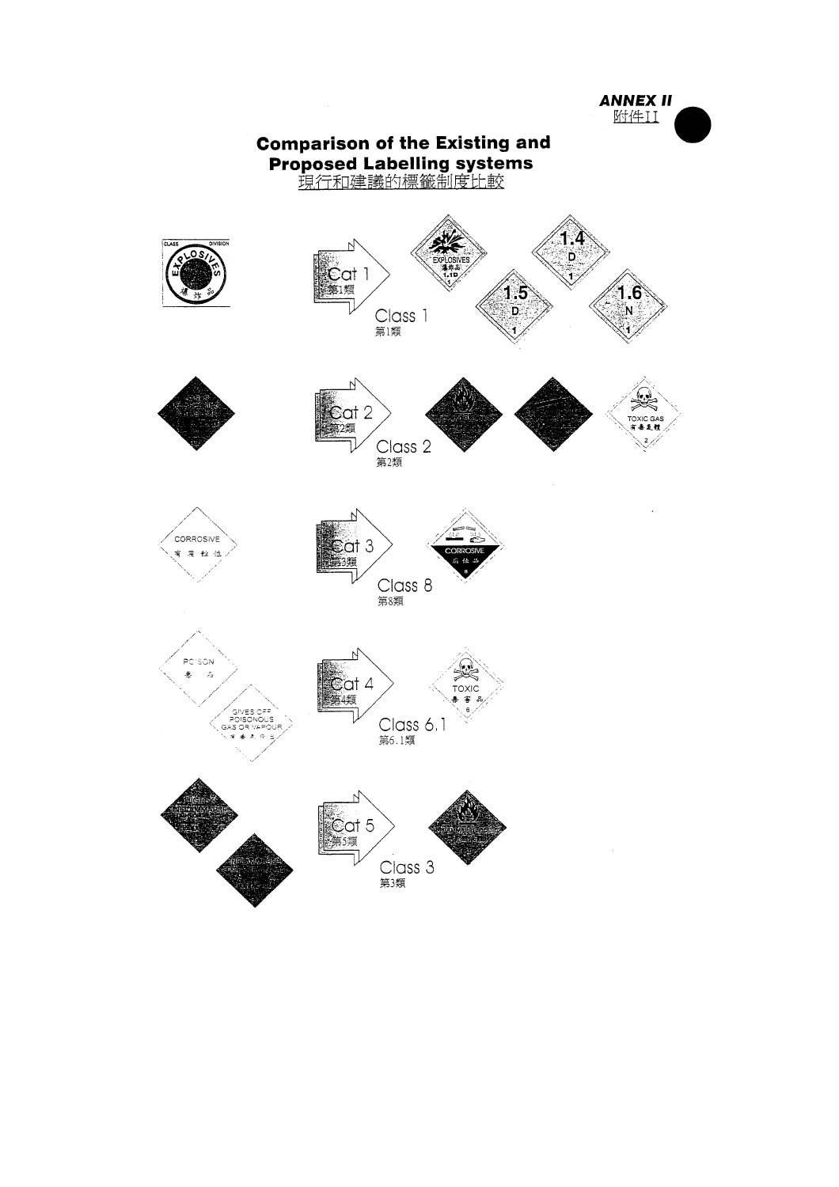**ANNEX II**
附件II

# Comparison of the Existing and Proposed Labelling systems
現行和建議的標籤制度比較

Cat 1
第1類

Class 1
第1類

Cat 2
第2類

Class 2
第2類

Cat 3
第3類

Class 8
第8類

Cat 4
第4類

Class 6.1
第6.1類

Cat 5
第5類

Class 3
第3類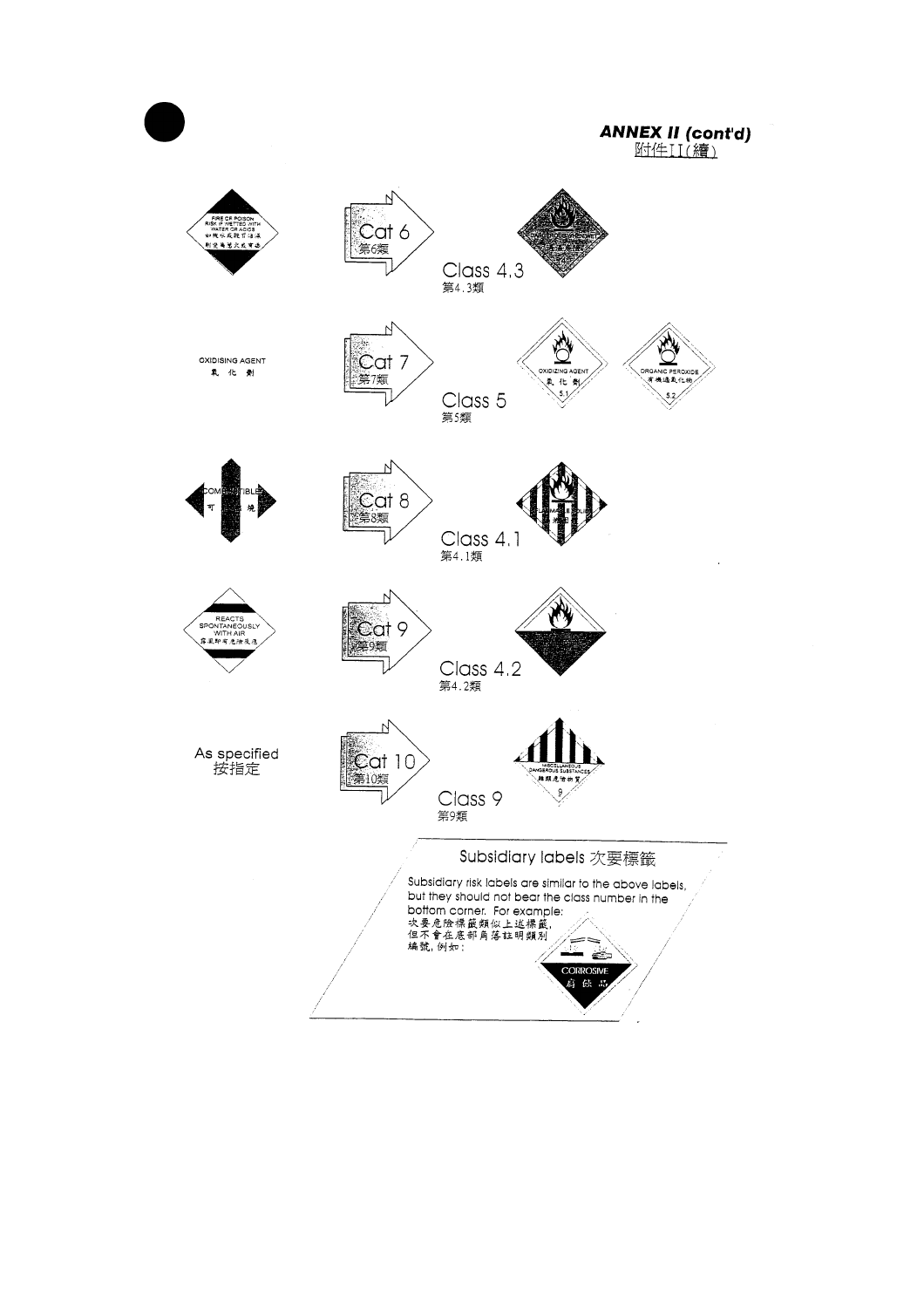## ANNEX II (cont'd)
附件II(續)

FIRE OR POISON RISK IF WETTED WITH WATER OR ACIDS
如被水或酸弄濕可引致火災或有毒

Cat 6
第6類

Class 4.3
第4.3類

OXIDISING AGENT
氧 化 劑

Cat 7
第7類

Class 5
第5類

OXIDIZING AGENT
氧 化 劑
5.1

ORGANIC PEROXIDE
有機過氧化物
5.2

COMBUSTIBLE
可 燃

Cat 8
第8類

Class 4.1
第4.1類

REACTS SPONTANEOUSLY WITH AIR
露置即有危險反應

Cat 9
第9類

Class 4.2
第4.2類

As specified
按指定

Cat 10
第10類

Class 9
第9類

MISCELLANEOUS DANGEROUS SUBSTANCES
雜類危險物質
9

### Subsidiary labels 次要標籤

Subsidiary risk labels are similar to the above labels, but they should not bear the class number in the bottom corner. For example:
次要危險標籤類似上述標籤，但不會在底部角落註明類別編號，例如：

CORROSIVE
腐 蝕 品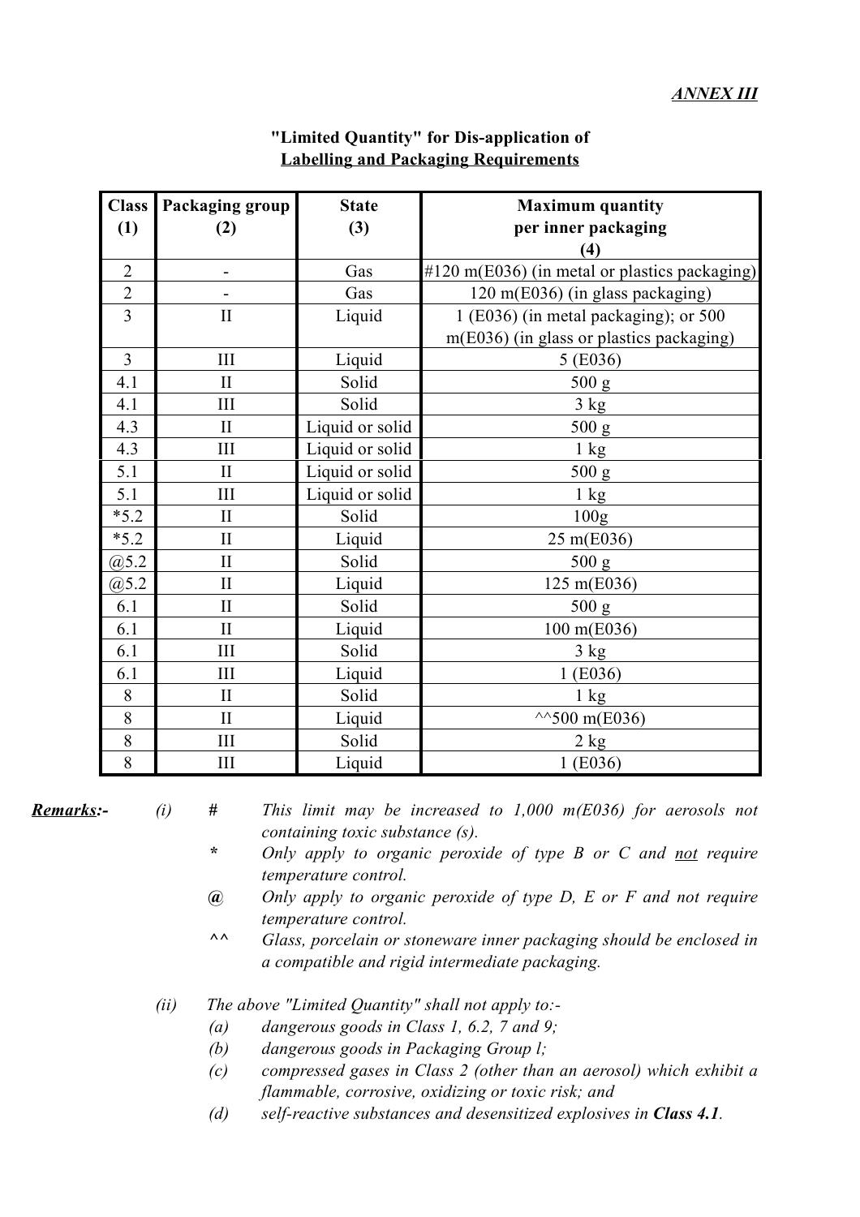***ANNEX III***

**"Limited Quantity" for Dis-application of**
**Labelling and Packaging Requirements**

| Class (1) | Packaging group (2) | State (3) | Maximum quantity per inner packaging (4) |
|---|---|---|---|
| 2 | - | Gas | #120 m(E036) (in metal or plastics packaging) |
| 2 | - | Gas | 120 m(E036) (in glass packaging) |
| 3 | II | Liquid | 1 (E036) (in metal packaging); or 500 m(E036) (in glass or plastics packaging) |
| 3 | III | Liquid | 5 (E036) |
| 4.1 | II | Solid | 500 g |
| 4.1 | III | Solid | 3 kg |
| 4.3 | II | Liquid or solid | 500 g |
| 4.3 | III | Liquid or solid | 1 kg |
| 5.1 | II | Liquid or solid | 500 g |
| 5.1 | III | Liquid or solid | 1 kg |
| *5.2 | II | Solid | 100g |
| *5.2 | II | Liquid | 25 m(E036) |
| @5.2 | II | Solid | 500 g |
| @5.2 | II | Liquid | 125 m(E036) |
| 6.1 | II | Solid | 500 g |
| 6.1 | II | Liquid | 100 m(E036) |
| 6.1 | III | Solid | 3 kg |
| 6.1 | III | Liquid | 1 (E036) |
| 8 | II | Solid | 1 kg |
| 8 | II | Liquid | ^^500 m(E036) |
| 8 | III | Solid | 2 kg |
| 8 | III | Liquid | 1 (E036) |

***Remarks:-***

*(i)*

- **#** *This limit may be increased to 1,000 m(E036) for aerosols not containing toxic substance (s).*
- **\*** *Only apply to organic peroxide of type B or C and not require temperature control.*
- **@** *Only apply to organic peroxide of type D, E or F and not require temperature control.*
- **^^** *Glass, porcelain or stoneware inner packaging should be enclosed in a compatible and rigid intermediate packaging.*

*(ii) The above "Limited Quantity" shall not apply to:-*

- *(a) dangerous goods in Class 1, 6.2, 7 and 9;*
- *(b) dangerous goods in Packaging Group l;*
- *(c) compressed gases in Class 2 (other than an aerosol) which exhibit a flammable, corrosive, oxidizing or toxic risk; and*
- *(d) self-reactive substances and desensitized explosives in **Class 4.1**.*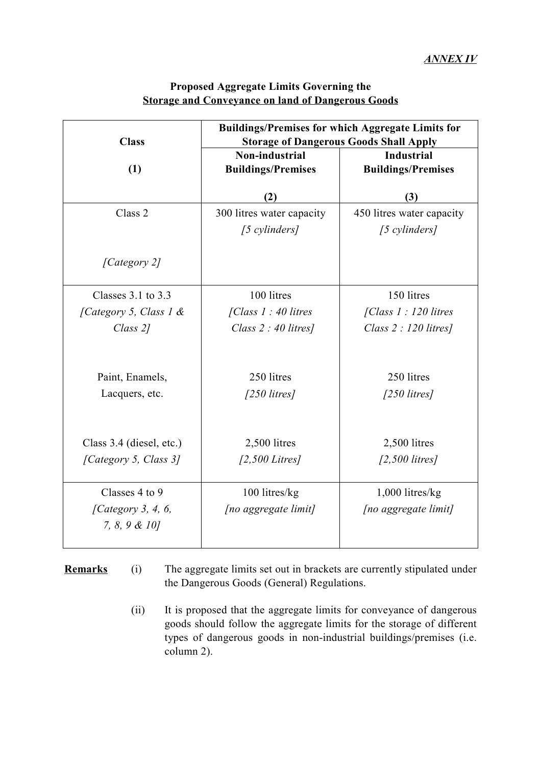*ANNEX IV*

**Proposed Aggregate Limits Governing the**
**Storage and Conveyance on land of Dangerous Goods**

| **Class** (1) | **Buildings/Premises for which Aggregate Limits for Storage of Dangerous Goods Shall Apply** | |
|---|---|---|
| | **Non-industrial Buildings/Premises** (2) | **Industrial Buildings/Premises** (3) |
| Class 2 *[Category 2]* | 300 litres water capacity *[5 cylinders]* | 450 litres water capacity *[5 cylinders]* |
| Classes 3.1 to 3.3 *[Category 5, Class 1 & Class 2]* | 100 litres *[Class 1 : 40 litres Class 2 : 40 litres]* | 150 litres *[Class 1 : 120 litres Class 2 : 120 litres]* |
| Paint, Enamels, Lacquers, etc. | 250 litres *[250 litres]* | 250 litres *[250 litres]* |
| Class 3.4 (diesel, etc.) *[Category 5, Class 3]* | 2,500 litres *[2,500 Litres]* | 2,500 litres *[2,500 litres]* |
| Classes 4 to 9 *[Category 3, 4, 6, 7, 8, 9 & 10]* | 100 litres/kg *[no aggregate limit]* | 1,000 litres/kg *[no aggregate limit]* |

**Remarks**

(i) The aggregate limits set out in brackets are currently stipulated under the Dangerous Goods (General) Regulations.

(ii) It is proposed that the aggregate limits for conveyance of dangerous goods should follow the aggregate limits for the storage of different types of dangerous goods in non-industrial buildings/premises (i.e. column 2).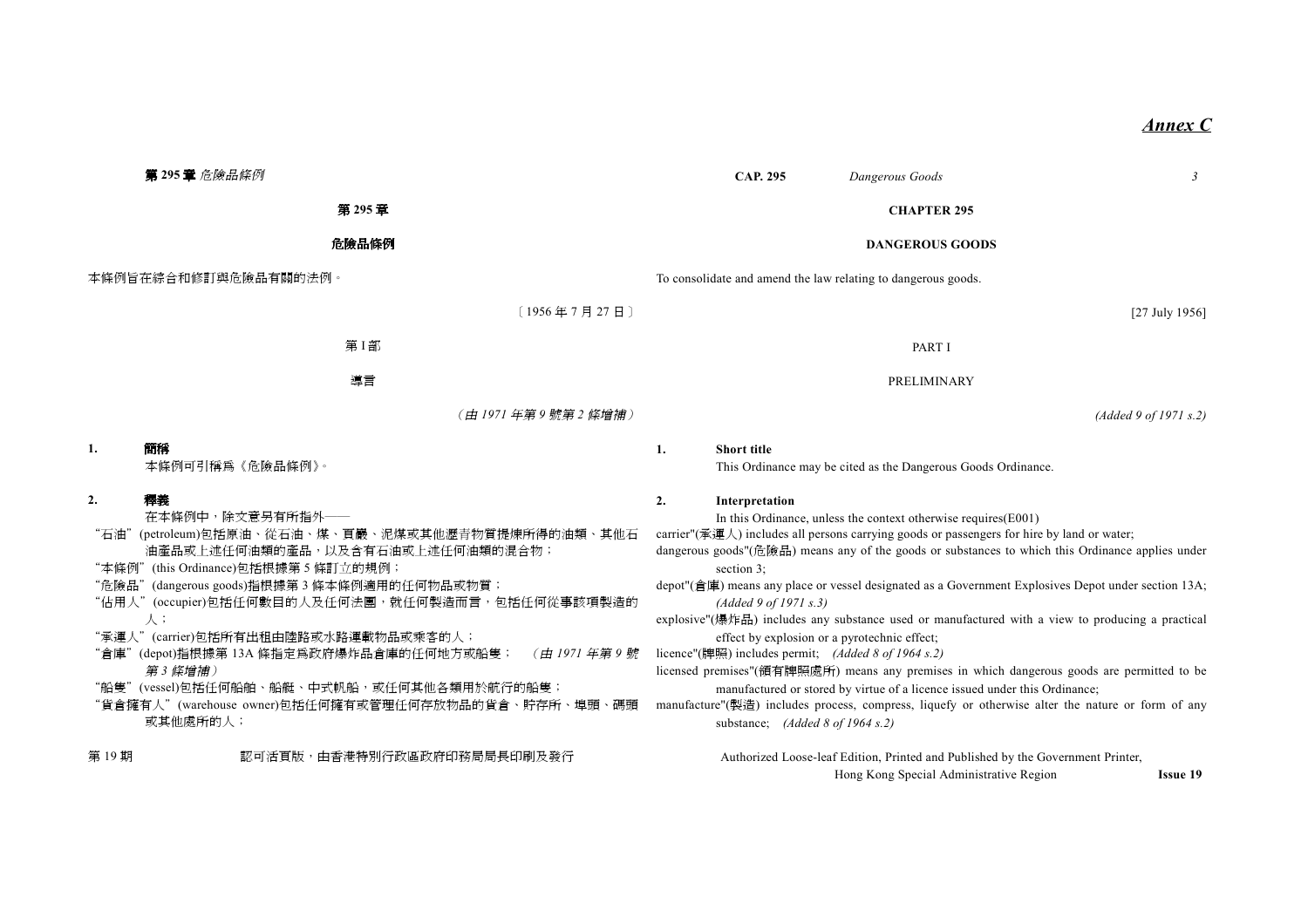***Annex C***

# 第 295 章

## 危險品條例

本條例旨在綜合和修訂與危險品有關的法例。

〔1956 年 7 月 27 日〕

### 第 I 部

### 導言

（*由 1971 年第 9 號第 2 條增補*）

**1. 簡稱**

本條例可引稱為《危險品條例》。

**2. 釋義**

在本條例中，除文意另有所指外——

"石油"(petroleum)包括原油、從石油、煤、頁巖、泥煤或其他瀝青物質提煉所得的油類、其他石油產品或上述任何油類的產品，以及含有石油或上述任何油類的混合物；

"本條例"(this Ordinance)包括根據第 5 條訂立的規例；

"危險品"(dangerous goods)指根據第 3 條本條例適用的任何物品或物質；

"佔用人"(occupier)包括任何數目的人及任何法團，就任何製造而言，包括任何從事該項製造的人；

"承運人"(carrier)包括所有出租由陸路或水路運載物品或乘客的人；

"倉庫"(depot)指根據第 13A 條指定為政府爆炸品倉庫的任何地方或船隻；（*由 1971 年第 9 號第 3 條增補*）

"船隻"(vessel)包括任何船舶、船艇、中式帆船，或任何其他各類用於航行的船隻；

"貨倉擁有人"(warehouse owner)包括任何擁有或管理任何存放物品的貨倉、貯存所、埠頭、碼頭或其他處所的人；

# CHAPTER 295

## DANGEROUS GOODS

To consolidate and amend the law relating to dangerous goods.

[27 July 1956]

### PART I

### PRELIMINARY

*(Added 9 of 1971 s.2)*

**1. Short title**

This Ordinance may be cited as the Dangerous Goods Ordinance.

**2. Interpretation**

In this Ordinance, unless the context otherwise requires(E001)

carrier"(承運人) includes all persons carrying goods or passengers for hire by land or water;

dangerous goods"(危險品) means any of the goods or substances to which this Ordinance applies under section 3;

depot"(倉庫) means any place or vessel designated as a Government Explosives Depot under section 13A; *(Added 9 of 1971 s.3)*

explosive"(爆炸品) includes any substance used or manufactured with a view to producing a practical effect by explosion or a pyrotechnic effect;

licence"(牌照) includes permit; *(Added 8 of 1964 s.2)*

licensed premises"(領有牌照處所) means any premises in which dangerous goods are permitted to be manufactured or stored by virtue of a licence issued under this Ordinance;

manufacture"(製造) includes process, compress, liquefy or otherwise alter the nature or form of any substance; *(Added 8 of 1964 s.2)*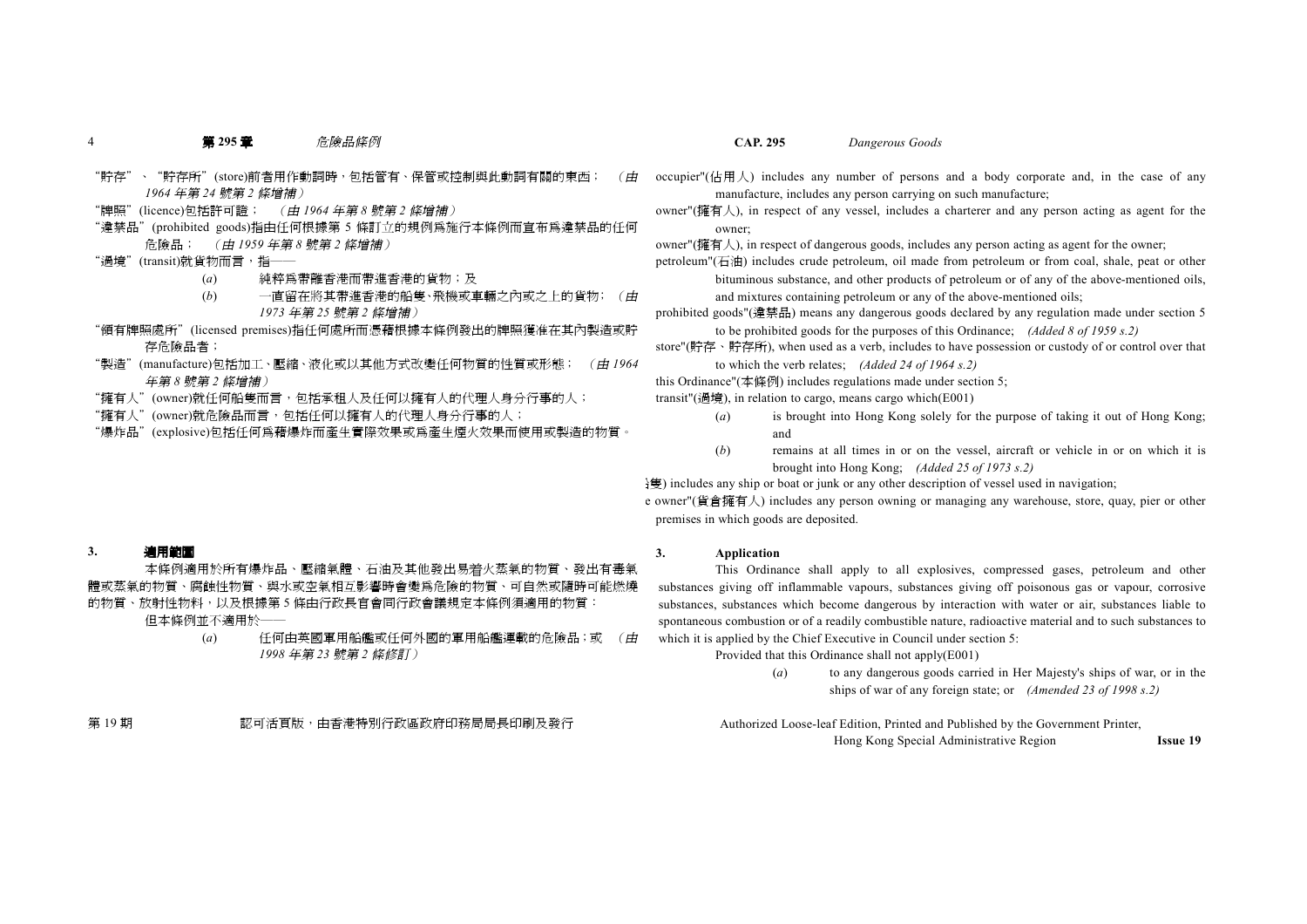"貯存"、"貯存所"(store)前者用作動詞時，包括管有、保管或控制與此動詞有關的東西； *(由 1964 年第 24 號第 2 條增補)*

"牌照"(licence)包括許可證； *(由 1964 年第 8 號第 2 條增補)*

"違禁品"(prohibited goods)指由任何根據第 5 條訂立的規例爲施行本條例而宣布爲違禁品的任何危險品； *(由 1959 年第 8 號第 2 條增補)*

"過境"(transit)就貨物而言，指——

(*a*) 純粹爲帶離香港而帶進香港的貨物；及

(*b*) 一直留在將其帶進香港的船隻、飛機或車輛之內或之上的貨物； *(由 1973 年第 25 號第 2 條增補)*

"領有牌照處所"(licensed premises)指任何處所而憑藉根據本條例發出的牌照獲准在其內製造或貯存危險品者；

"製造"(manufacture)包括加工、壓縮、液化或以其他方式改變任何物質的性質或形態； *(由 1964 年第 8 號第 2 條增補)*

"擁有人"(owner)就任何船隻而言，包括承租人及任何以擁有人的代理人身分行事的人；

"擁有人"(owner)就危險品而言，包括任何以擁有人的代理人身分行事的人；

"爆炸品"(explosive)包括任何爲藉爆炸而產生實際效果或爲產生煙火效果而使用或製造的物質。

## 3. 適用範圍

本條例適用於所有爆炸品、壓縮氣體、石油及其他發出易着火蒸氣的物質、發出有毒氣體或蒸氣的物質、腐蝕性物質、與水或空氣相互影響時會變爲危險的物質、可自然或隨時可能燃燒的物質、放射性物料，以及根據第 5 條由行政長官會同行政會議規定本條例須適用的物質：

但本條例並不適用於——

(*a*) 任何由英國軍用船艦或任何外國的軍用船艦運載的危險品；或 *(由 1998 年第 23 號第 2 條修訂)*

occupier"(佔用人) includes any number of persons and a body corporate and, in the case of any manufacture, includes any person carrying on such manufacture;

owner"(擁有人), in respect of any vessel, includes a charterer and any person acting as agent for the owner;

owner"(擁有人), in respect of dangerous goods, includes any person acting as agent for the owner;

petroleum"(石油) includes crude petroleum, oil made from petroleum or from coal, shale, peat or other bituminous substance, and other products of petroleum or of any of the above-mentioned oils, and mixtures containing petroleum or any of the above-mentioned oils;

prohibited goods"(違禁品) means any dangerous goods declared by any regulation made under section 5 to be prohibited goods for the purposes of this Ordinance; *(Added 8 of 1959 s.2)*

store"(貯存、貯存所), when used as a verb, includes to have possession or custody of or control over that to which the verb relates; *(Added 24 of 1964 s.2)*

this Ordinance"(本條例) includes regulations made under section 5;

transit"(過境), in relation to cargo, means cargo which(E001)

(*a*) is brought into Hong Kong solely for the purpose of taking it out of Hong Kong; and

(*b*) remains at all times in or on the vessel, aircraft or vehicle in or on which it is brought into Hong Kong; *(Added 25 of 1973 s.2)*

隻) includes any ship or boat or junk or any other description of vessel used in navigation;

e owner"(貨倉擁有人) includes any person owning or managing any warehouse, store, quay, pier or other premises in which goods are deposited.

## 3. Application

This Ordinance shall apply to all explosives, compressed gases, petroleum and other substances giving off inflammable vapours, substances giving off poisonous gas or vapour, corrosive substances, substances which become dangerous by interaction with water or air, substances liable to spontaneous combustion or of a readily combustible nature, radioactive material and to such substances to which it is applied by the Chief Executive in Council under section 5:

Provided that this Ordinance shall not apply(E001)

(*a*) to any dangerous goods carried in Her Majesty's ships of war, or in the ships of war of any foreign state; or *(Amended 23 of 1998 s.2)*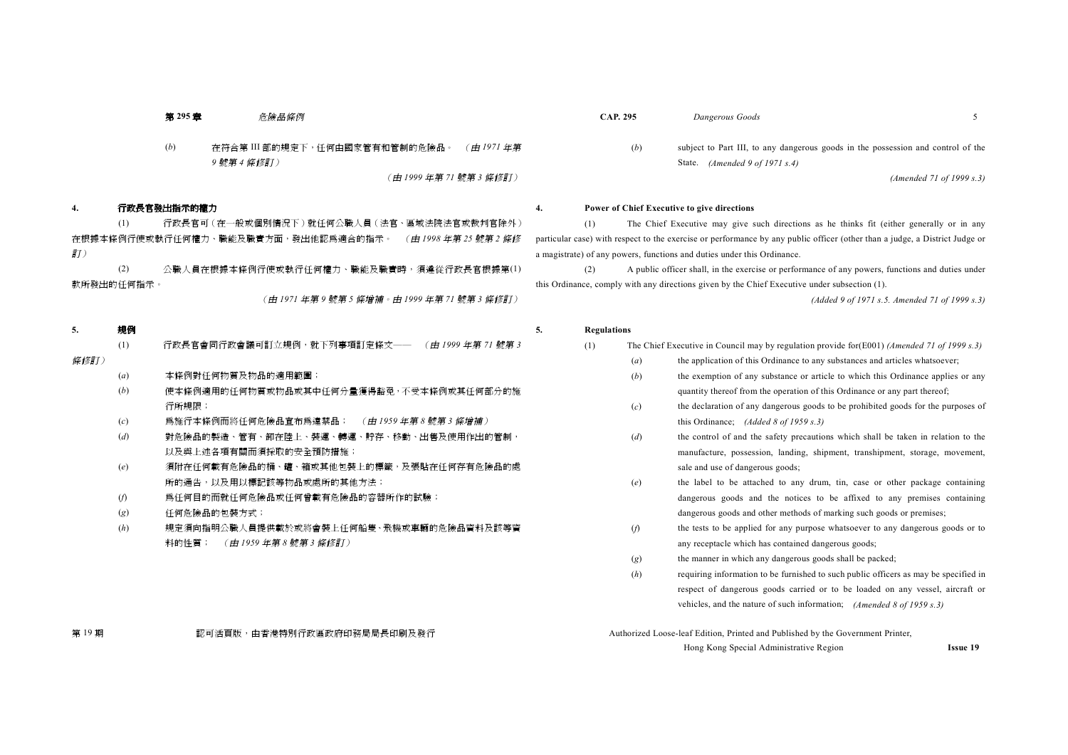(*b*) 在符合第 III 部的規定下，任何由國家管有和管制的危險品。 *(由 1971 年第 9 號第 4 條修訂)*

*(由 1999 年第 71 號第 3 條修訂)*

## 4. 行政長官發出指示的權力

(1) 行政長官可(在一般或個別情況下)就任何公職人員(法官、區域法院法官或裁判官除外)在根據本條例行使或執行任何權力、職能及職責方面，發出他認爲適合的指示。 *(由 1998 年第 25 號第 2 條修訂)*

(2) 公職人員在根據本條例行使或執行任何權力、職能及職責時，須遵從行政長官根據第(1)款所發出的任何指示。

*(由 1971 年第 9 號第 5 條增補。由 1999 年第 71 號第 3 條修訂)*

## 5. 規例

(1) 行政長官會同行政會議可訂立規例，就下列事項訂定條文—— *(由 1999 年第 71 號第 3 條修訂)*

(*a*) 本條例對任何物質及物品的適用範圍；

(*b*) 使本條例適用的任何物質或物品或其中任何分量獲得豁免，不受本條例或其任何部分的施行所規限；

(*c*) 爲施行本條例而將任何危險品宣布爲違禁品； *(由 1959 年第 8 號第 3 條增補)*

(*d*) 對危險品的製造、管有、卸在陸上、裝運、轉運、貯存、移動、出售及使用作出的管制，以及與上述各項有關而須採取的安全預防措施；

(*e*) 須附在任何載有危險品的桶、罐、箱或其他包裝上的標籤，及張貼在任何存有危險品的處所的通告，以及用以標記該等物品或處所的其他方法；

(*f*) 爲任何目的而就任何危險品或任何曾載有危險品的容器所作的試驗；

(*g*) 任何危險品的包裝方式；

(*h*) 規定須向指明公職人員提供載於或將會裝上任何船隻、飛機或車輛的危險品資料及該等資料的性質； *(由 1959 年第 8 號第 3 條修訂)*

(*b*) subject to Part III, to any dangerous goods in the possession and control of the State. *(Amended 9 of 1971 s.4)*

*(Amended 71 of 1999 s.3)*

## 4. Power of Chief Executive to give directions

(1) The Chief Executive may give such directions as he thinks fit (either generally or in any particular case) with respect to the exercise or performance by any public officer (other than a judge, a District Judge or a magistrate) of any powers, functions and duties under this Ordinance.

(2) A public officer shall, in the exercise or performance of any powers, functions and duties under this Ordinance, comply with any directions given by the Chief Executive under subsection (1).

*(Added 9 of 1971 s.5. Amended 71 of 1999 s.3)*

## 5. Regulations

(1) The Chief Executive in Council may by regulation provide for(E001) *(Amended 71 of 1999 s.3)*

(*a*) the application of this Ordinance to any substances and articles whatsoever;

(*b*) the exemption of any substance or article to which this Ordinance applies or any quantity thereof from the operation of this Ordinance or any part thereof;

(*c*) the declaration of any dangerous goods to be prohibited goods for the purposes of this Ordinance; *(Added 8 of 1959 s.3)*

(*d*) the control of and the safety precautions which shall be taken in relation to the manufacture, possession, landing, shipment, transhipment, storage, movement, sale and use of dangerous goods;

(*e*) the label to be attached to any drum, tin, case or other package containing dangerous goods and the notices to be affixed to any premises containing dangerous goods and other methods of marking such goods or premises;

(*f*) the tests to be applied for any purpose whatsoever to any dangerous goods or to any receptacle which has contained dangerous goods;

(*g*) the manner in which any dangerous goods shall be packed;

(*h*) requiring information to be furnished to such public officers as may be specified in respect of dangerous goods carried or to be loaded on any vessel, aircraft or vehicles, and the nature of such information; *(Amended 8 of 1959 s.3)*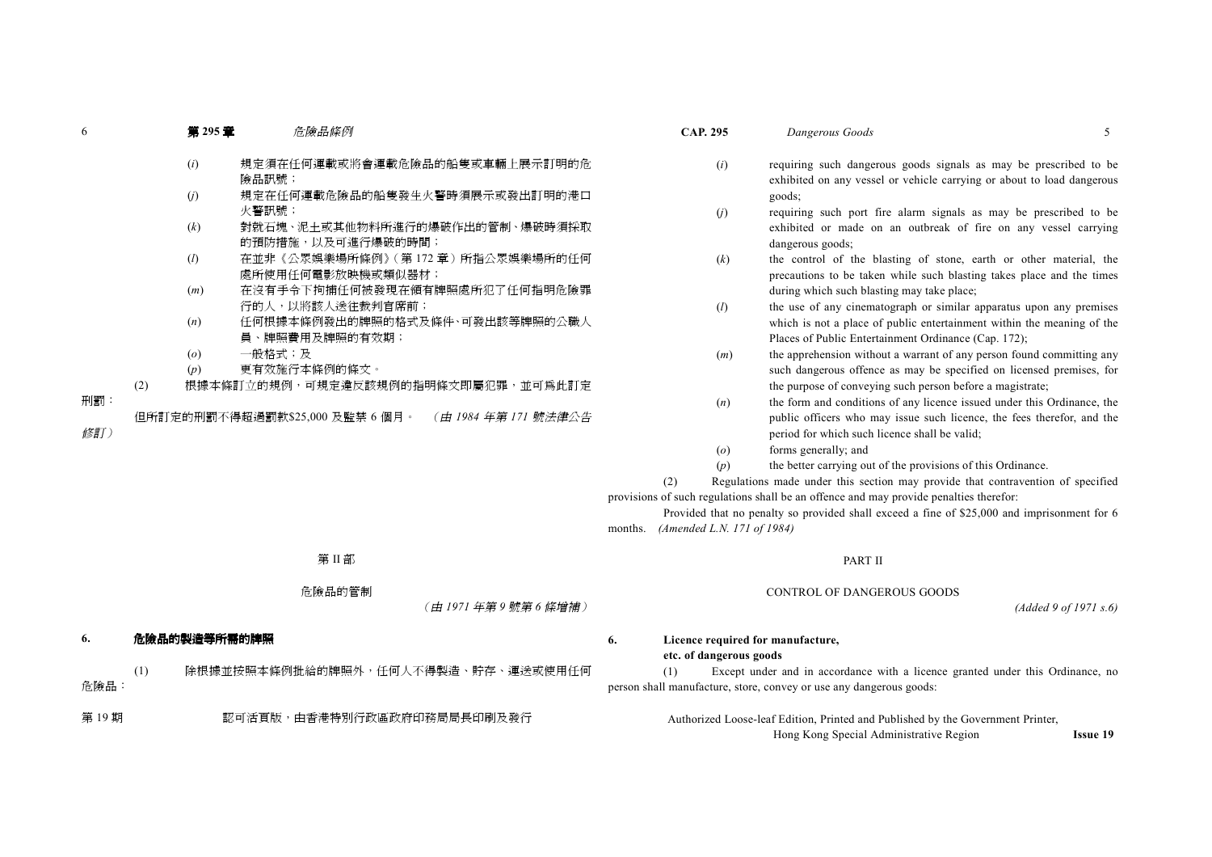(*i*) 規定須在任何運載或將會運載危險品的船隻或車輛上展示訂明的危險品訊號；

(*j*) 規定在任何運載危險品的船隻發生火警時須展示或發出訂明的港口火警訊號；

(*k*) 對就石塊、泥土或其他物料所進行的爆破作出的管制、爆破時須採取的預防措施，以及可進行爆破的時間；

(*l*) 在並非《公眾娛樂場所條例》(第 172 章) 所指公眾娛樂場所的任何處所使用任何電影放映機或類似器材；

(*m*) 在沒有手令下拘捕任何被發現在領有牌照處所犯了任何指明危險罪行的人，以將該人送往裁判官席前；

(*n*) 任何根據本條例發出的牌照的格式及條件、可發出該等牌照的公職人員、牌照費用及牌照的有效期；

(*o*) 一般格式；及

(*p*) 更有效施行本條例的條文。

(2) 根據本條訂立的規例，可規定違反該規例的指明條文即屬犯罪，並可為此訂定刑罰：

但所訂定的刑罰不得超過罰款$25,000 及監禁 6 個月。 *(由 1984 年第 171 號法律公告修訂)*

## 第 II 部

## 危險品的管制

*(由 1971 年第 9 號第 6 條增補)*

### 6. 危險品的製造等所需的牌照

(1) 除根據並按照本條例批給的牌照外，任何人不得製造、貯存、運送或使用任何危險品：

(*i*) requiring such dangerous goods signals as may be prescribed to be exhibited on any vessel or vehicle carrying or about to load dangerous goods;

(*j*) requiring such port fire alarm signals as may be prescribed to be exhibited or made on an outbreak of fire on any vessel carrying dangerous goods;

(*k*) the control of the blasting of stone, earth or other material, the precautions to be taken while such blasting takes place and the times during which such blasting may take place;

(*l*) the use of any cinematograph or similar apparatus upon any premises which is not a place of public entertainment within the meaning of the Places of Public Entertainment Ordinance (Cap. 172);

(*m*) the apprehension without a warrant of any person found committing any such dangerous offence as may be specified on licensed premises, for the purpose of conveying such person before a magistrate;

(*n*) the form and conditions of any licence issued under this Ordinance, the public officers who may issue such licence, the fees therefor, and the period for which such licence shall be valid;

(*o*) forms generally; and

(*p*) the better carrying out of the provisions of this Ordinance.

(2) Regulations made under this section may provide that contravention of specified provisions of such regulations shall be an offence and may provide penalties therefor:

Provided that no penalty so provided shall exceed a fine of $25,000 and imprisonment for 6 months. *(Amended L.N. 171 of 1984)*

## PART II

## CONTROL OF DANGEROUS GOODS

*(Added 9 of 1971 s.6)*

### 6. Licence required for manufacture, etc. of dangerous goods

(1) Except under and in accordance with a licence granted under this Ordinance, no person shall manufacture, store, convey or use any dangerous goods: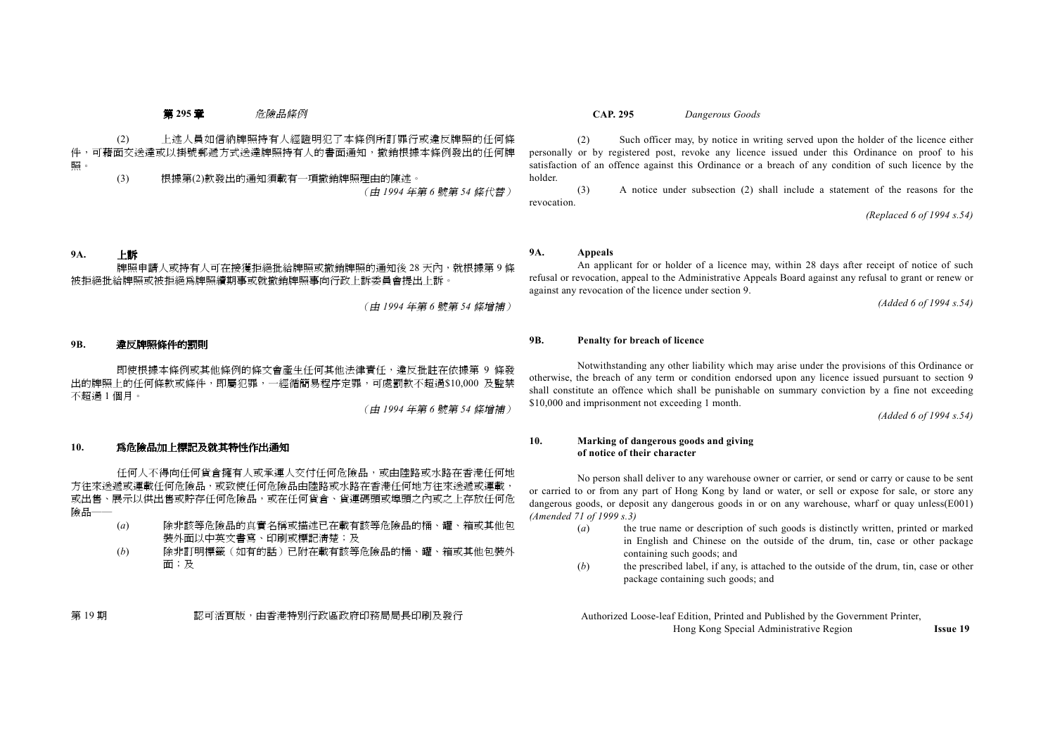(2) 上述人員如信納牌照持有人經證明犯了本條例所訂罪行或違反牌照的任何條件，可藉面交送達或以掛號郵遞方式送達牌照持有人的書面通知，撤銷根據本條例發出的任何牌照。

(3) 根據第(2)款發出的通知須載有一項撤銷牌照理由的陳述。

*(由 1994 年第 6 號第 54 條代替)*

### 9A. 上訴

牌照申請人或持有人可在接獲拒絕批給牌照或撤銷牌照的通知後 28 天內，就根據第 9 條被拒絕批給牌照或被拒絕爲牌照續期事或就撤銷牌照事向行政上訴委員會提出上訴。

*(由 1994 年第 6 號第 54 條增補)*

### 9B. 違反牌照條件的罰則

即使根據本條例或其他條例的條文會產生任何其他法律責任，違反批註在依據第 9 條發出的牌照上的任何條款或條件，即屬犯罪，一經循簡易程序定罪，可處罰款不超過$10,000 及監禁不超過 1 個月。

*(由 1994 年第 6 號第 54 條增補)*

### 10. 爲危險品加上標記及就其特性作出通知

任何人不得向任何貨倉擁有人或承運人交付任何危險品，或由陸路或水路在香港任何地方往來送遞或運載任何危險品，或致使任何危險品由陸路或水路在香港任何地方往來送遞或運載，或出售、展示以供出售或貯存任何危險品，或在任何貨倉、貨運碼頭或埠頭之內或之上存放任何危險品——

(*a*) 除非該等危險品的真實名稱或描述已在載有該等危險品的桶、罐、箱或其他包裝外面以中英文書寫、印刷或標記清楚；及

(*b*) 除非訂明標籤（如有的話）已附在載有該等危險品的桶、罐、箱或其他包裝外面；及

(2) Such officer may, by notice in writing served upon the holder of the licence either personally or by registered post, revoke any licence issued under this Ordinance on proof to his satisfaction of an offence against this Ordinance or a breach of any condition of such licence by the holder.

(3) A notice under subsection (2) shall include a statement of the reasons for the revocation.

*(Replaced 6 of 1994 s.54)*

### 9A. Appeals

An applicant for or holder of a licence may, within 28 days after receipt of notice of such refusal or revocation, appeal to the Administrative Appeals Board against any refusal to grant or renew or against any revocation of the licence under section 9.

*(Added 6 of 1994 s.54)*

### 9B. Penalty for breach of licence

Notwithstanding any other liability which may arise under the provisions of this Ordinance or otherwise, the breach of any term or condition endorsed upon any licence issued pursuant to section 9 shall constitute an offence which shall be punishable on summary conviction by a fine not exceeding $10,000 and imprisonment not exceeding 1 month.

*(Added 6 of 1994 s.54)*

### 10. Marking of dangerous goods and giving of notice of their character

No person shall deliver to any warehouse owner or carrier, or send or carry or cause to be sent or carried to or from any part of Hong Kong by land or water, or sell or expose for sale, or store any dangerous goods, or deposit any dangerous goods in or on any warehouse, wharf or quay unless(E001) *(Amended 71 of 1999 s.3)*

(*a*) the true name or description of such goods is distinctly written, printed or marked in English and Chinese on the outside of the drum, tin, case or other package containing such goods; and

(*b*) the prescribed label, if any, is attached to the outside of the drum, tin, case or other package containing such goods; and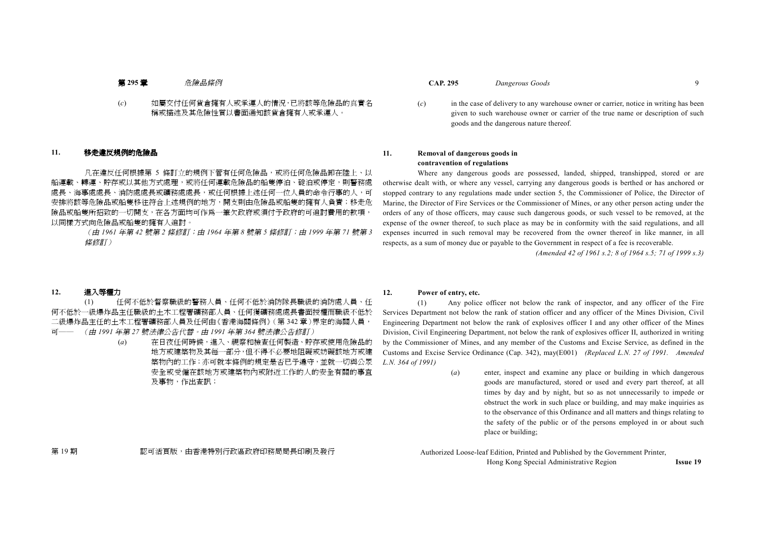(*c*) 如屬交付任何貨倉擁有人或承運人的情況,已將該等危險品的真實名稱或描述及其危險性質以書面通知該貨倉擁有人或承運人。

(*c*) in the case of delivery to any warehouse owner or carrier, notice in writing has been given to such warehouse owner or carrier of the true name or description of such goods and the dangerous nature thereof.

## 11. 移走違反規例的危險品

凡在違反任何根據第 5 條訂立的規例下管有任何危險品,或將任何危險品卸在陸上、以船運載、轉運、貯存或以其他方式處理,或將任何運載危險品的船隻停泊、碇泊或停定,則警務處處長、海事處處長、消防處處長或礦務處處長,或任何根據上述任何一位人員的命令行事的人,可安排將該等危險品或船隻移往符合上述規例的地方,開支則由危險品或船隻的擁有人負責;移走危險品或船隻所招致的一切開支,在各方面均可作為一筆欠政府或須付予政府的可追討費用的款項,以同樣方式向危險品或船隻的擁有人追討。

*(由 1961 年第 42 號第 2 條修訂;由 1964 年第 8 號第 5 條修訂;由 1999 年第 71 號第 3 條修訂)*

## 11. Removal of dangerous goods in contravention of regulations

Where any dangerous goods are possessed, landed, shipped, transhipped, stored or are otherwise dealt with, or where any vessel, carrying any dangerous goods is berthed or has anchored or stopped contrary to any regulations made under section 5, the Commissioner of Police, the Director of Marine, the Director of Fire Services or the Commissioner of Mines, or any other person acting under the orders of any of those officers, may cause such dangerous goods, or such vessel to be removed, at the expense of the owner thereof, to such place as may be in conformity with the said regulations, and all expenses incurred in such removal may be recovered from the owner thereof in like manner, in all respects, as a sum of money due or payable to the Government in respect of a fee is recoverable.

*(Amended 42 of 1961 s.2; 8 of 1964 s.5; 71 of 1999 s.3)*

## 12. 進入等權力

(1) 任何不低於督察職級的警務人員、任何不低於消防隊長職級的消防處人員、任何不低於一級爆炸品主任職級的土木工程署礦務部人員、任何獲礦務處處長書面授權而職級不低於二級爆炸品主任的土木工程署礦務部人員及任何由《香港海關條例》(第 342 章)界定的海關人員,可—— *(由 1991 年第 27 號法律公告代替。由 1991 年第 364 號法律公告修訂)*

(*a*) 在日夜任何時候,進入、視察和檢查任何製造、貯存或使用危險品的地方或建築物及其每一部分,但不得不必要地阻礙或妨礙該地方或建築物內的工作;亦可就本條例的規定是否已予遵守,並就一切與公眾安全或受僱在該地方或建築物內或附近工作的人的安全有關的事宜及事物,作出查訊;

## 12. Power of entry, etc.

(1) Any police officer not below the rank of inspector, and any officer of the Fire Services Department not below the rank of station officer and any officer of the Mines Division, Civil Engineering Department not below the rank of explosives officer I and any other officer of the Mines Division, Civil Engineering Department, not below the rank of explosives officer II, authorized in writing by the Commissioner of Mines, and any member of the Customs and Excise Service, as defined in the Customs and Excise Service Ordinance (Cap. 342), may(E001) *(Replaced L.N. 27 of 1991. Amended L.N. 364 of 1991)*

(*a*) enter, inspect and examine any place or building in which dangerous goods are manufactured, stored or used and every part thereof, at all times by day and by night, but so as not unnecessarily to impede or obstruct the work in such place or building, and may make inquiries as to the observance of this Ordinance and all matters and things relating to the safety of the public or of the persons employed in or about such place or building;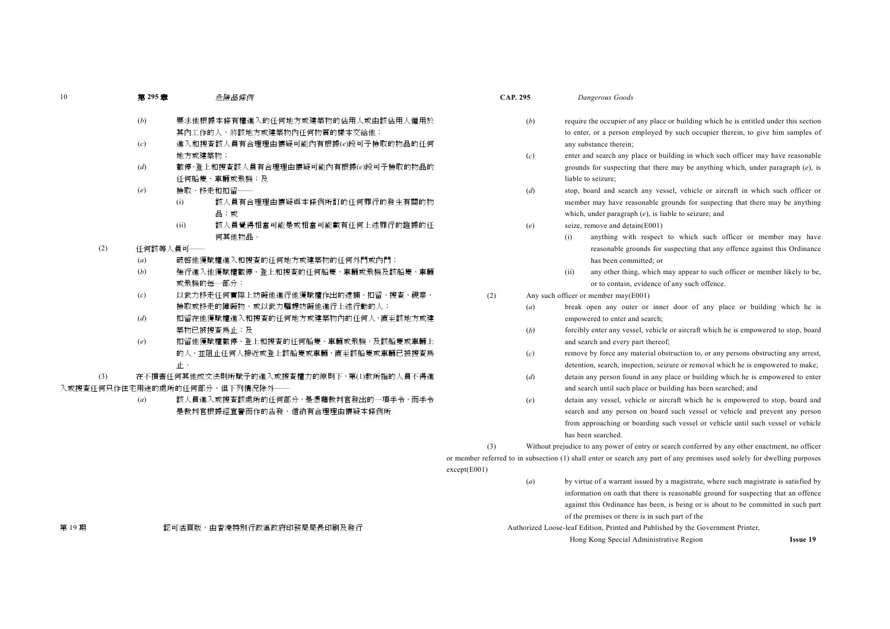(*b*) 要求他根據本條有權進入的任何地方或建築物的佔用人或由該佔用人僱用於其內工作的人，將該地方或建築物內任何物質的樣本交給他；

(*c*) 進入和搜查該人員有合理理由懷疑可能內有根據(*e*)段可予檢取的物品的任何地方或建築物；

(*d*) 截停、登上和搜查該人員有合理理由懷疑可能內有根據(*e*)段可予檢取的物品的任何船隻、車輛或飛機；及

(*e*) 檢取、移走和扣留——

(i) 該人員有合理理由懷疑與本條例所訂的任何罪行的發生有關的物品；或

(ii) 該人員覺得相當可能是或相當可能載有任何上述罪行的證據的任何其他物品。

(2) 任何該等人員可——

(*a*) 破啓他獲賦權進入和搜查的任何地方或建築物的任何外門或內門；

(*b*) 強行進入他獲賦權截停、登上和搜查的任何船隻、車輛或飛機及該船隻、車輛或飛機的每一部分；

(*c*) 以武力移走任何實際上妨礙他進行他獲賦權作出的逮捕、扣留、搜查、視察、檢取或移走的障礙物，或以武力驅趕妨礙他進行上述行動的人；

(*d*) 扣留在他獲賦權進入和搜查的任何地方或建築物內的任何人，直至該地方或建築物已被搜查為止；及

(*e*) 扣留他獲賦權截停、登上和搜查的任何船隻、車輛或飛機，及該船隻或車輛上的人，並阻止任何人接近或登上該船隻或車輛，直至該船隻或車輛已被搜查為止。

(3) 在不損害任何其他成文法則所賦予的進入或搜查權力的原則下，第(1)款所指的人員不得進入或搜查任何只作住宅用途的處所的任何部分，但下列情況除外——

(*a*) 該人員進入或搜查該處所的任何部分，是憑藉裁判官發出的一項手令，而手令是裁判官根據經宣誓而作的告發，信納有合理理由懷疑本條例所

(*b*) require the occupier of any place or building which he is entitled under this section to enter, or a person employed by such occupier therein, to give him samples of any substance therein;

(*c*) enter and search any place or building in which such officer may have reasonable grounds for suspecting that there may be anything which, under paragraph (*e*), is liable to seizure;

(*d*) stop, board and search any vessel, vehicle or aircraft in which such officer or member may have reasonable grounds for suspecting that there may be anything which, under paragraph (*e*), is liable to seizure; and

(*e*) seize, remove and detain(E001)

(i) anything with respect to which such officer or member may have reasonable grounds for suspecting that any offence against this Ordinance has been committed; or

(ii) any other thing, which may appear to such officer or member likely to be, or to contain, evidence of any such offence.

(2) Any such officer or member may(E001)

(*a*) break open any outer or inner door of any place or building which he is empowered to enter and search;

(*b*) forcibly enter any vessel, vehicle or aircraft which he is empowered to stop, board and search and every part thereof;

(*c*) remove by force any material obstruction to, or any persons obstructing any arrest, detention, search, inspection, seizure or removal which he is empowered to make;

(*d*) detain any person found in any place or building which he is empowered to enter and search until such place or building has been searched; and

(*e*) detain any vessel, vehicle or aircraft which he is empowered to stop, board and search and any person on board such vessel or vehicle and prevent any person from approaching or boarding such vessel or vehicle until such vessel or vehicle has been searched.

(3) Without prejudice to any power of entry or search conferred by any other enactment, no officer or member referred to in subsection (1) shall enter or search any part of any premises used solely for dwelling purposes except(E001)

(*a*) by virtue of a warrant issued by a magistrate, where such magistrate is satisfied by information on oath that there is reasonable ground for suspecting that an offence against this Ordinance has been, is being or is about to be committed in such part of the premises or there is in such part of the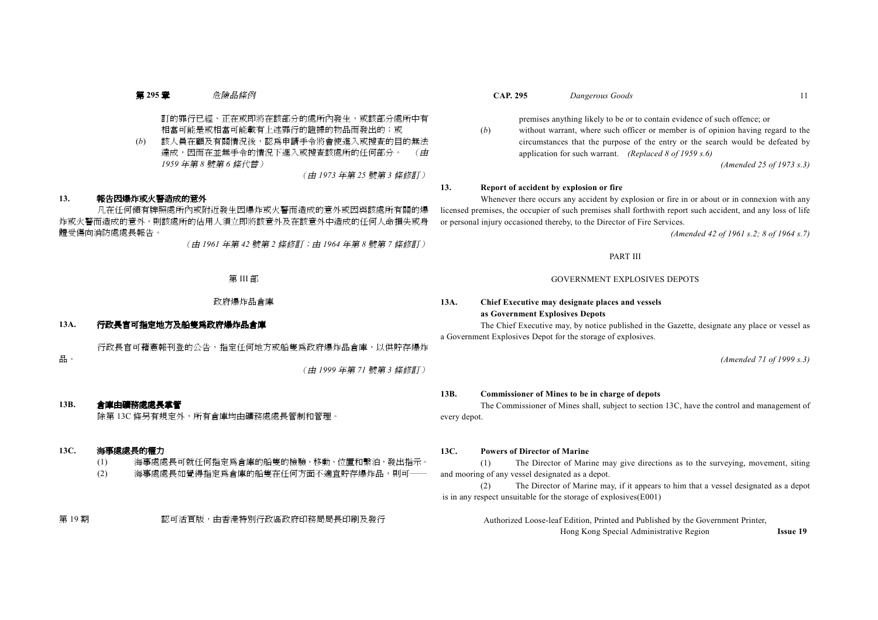訂的罪行已經、正在或即將在該部分的處所內發生，或該部分處所中有相當可能是或相當可能載有上述罪行的證據的物品而發出的；或

(*b*) 該人員在顧及有關情況後，認爲申請手令將會使進入或搜查的目的無法達成，因而在並無手令的情況下進入或搜查該處所的任何部分。 *(由 1959 年第 8 號第 6 條代替)*

*(由 1973 年第 25 號第 3 條修訂)*

### 13. 報告因爆炸或火警造成的意外

凡在任何領有牌照處所內或附近發生因爆炸或火警而造成的意外或因與該處所有關的爆炸或火警而造成的意外，則該處所的佔用人須立即將該意外及在該意外中造成的任何人命損失或身體受傷向消防處處長報告。

*(由 1961 年第 42 號第 2 條修訂；由 1964 年第 8 號第 7 條修訂)*

## 第 III 部

## 政府爆炸品倉庫

### 13A. 行政長官可指定地方及船隻爲政府爆炸品倉庫

行政長官可藉憲報刊登的公告，指定任何地方或船隻爲政府爆炸品倉庫，以供貯存爆炸品。

*(由 1999 年第 71 號第 3 條修訂)*

### 13B. 倉庫由礦務處處長掌管

除第 13C 條另有規定外，所有倉庫均由礦務處處長管制和管理。

### 13C. 海事處處長的權力

(1) 海事處處長可就任何指定爲倉庫的船隻的檢驗、移動、位置和繫泊，發出指示。

(2) 海事處處長如覺得指定爲倉庫的船隻在任何方面不適宜貯存爆炸品，則可——

---

premises anything likely to be or to contain evidence of such offence; or

(*b*) without warrant, where such officer or member is of opinion having regard to the circumstances that the purpose of the entry or the search would be defeated by application for such warrant. *(Replaced 8 of 1959 s.6)*

*(Amended 25 of 1973 s.3)*

### 13. Report of accident by explosion or fire

Whenever there occurs any accident by explosion or fire in or about or in connexion with any licensed premises, the occupier of such premises shall forthwith report such accident, and any loss of life or personal injury occasioned thereby, to the Director of Fire Services.

*(Amended 42 of 1961 s.2; 8 of 1964 s.7)*

## PART III

## GOVERNMENT EXPLOSIVES DEPOTS

### 13A. Chief Executive may designate places and vessels as Government Explosives Depots

The Chief Executive may, by notice published in the Gazette, designate any place or vessel as a Government Explosives Depot for the storage of explosives.

*(Amended 71 of 1999 s.3)*

### 13B. Commissioner of Mines to be in charge of depots

The Commissioner of Mines shall, subject to section 13C, have the control and management of every depot.

### 13C. Powers of Director of Marine

(1) The Director of Marine may give directions as to the surveying, movement, siting and mooring of any vessel designated as a depot.

(2) The Director of Marine may, if it appears to him that a vessel designated as a depot is in any respect unsuitable for the storage of explosives(E001)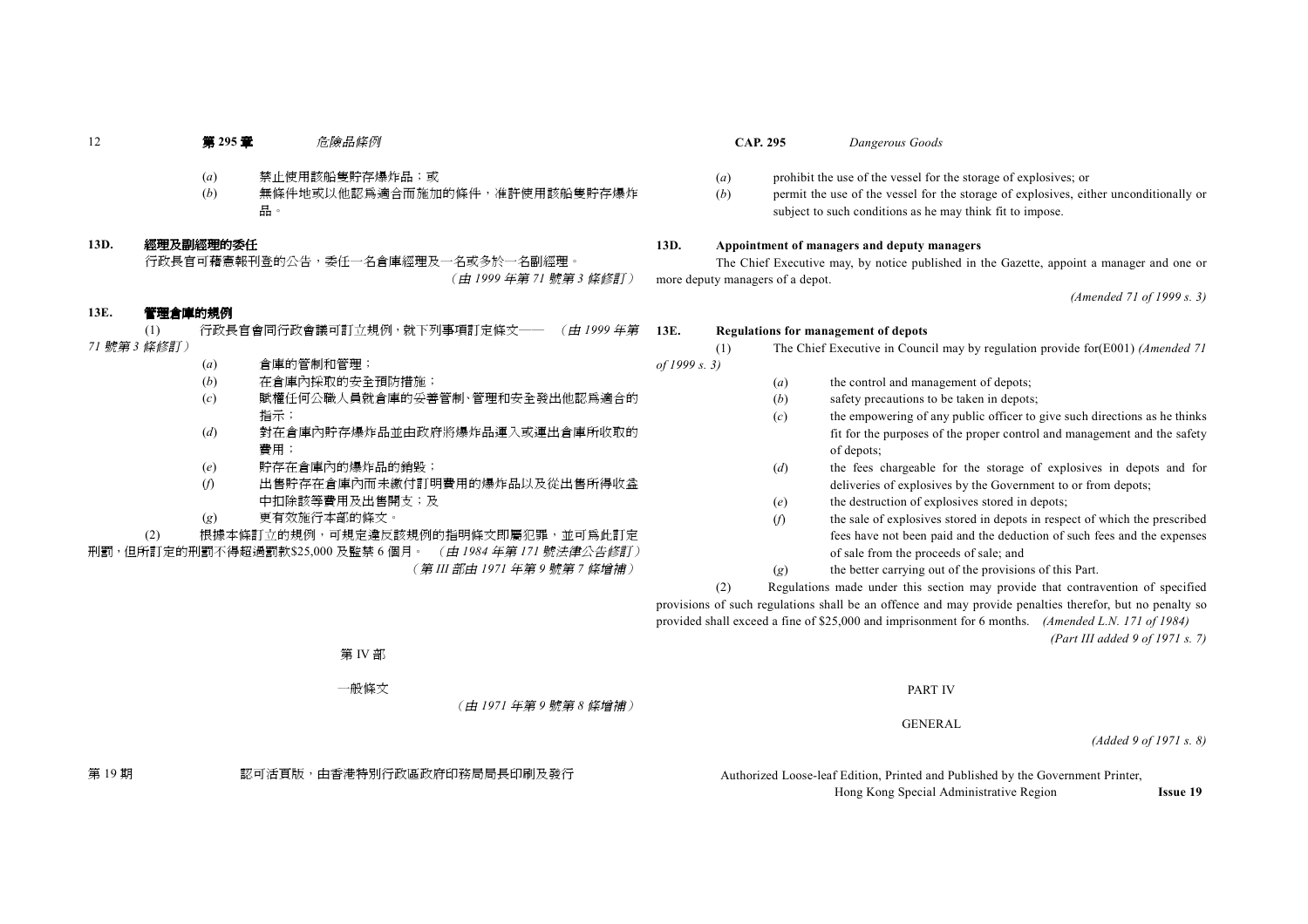(*a*) 禁止使用該船隻貯存爆炸品；或

(*b*) 無條件地或以他認爲適合而施加的條件，准許使用該船隻貯存爆炸品。

**13D. 經理及副經理的委任**

行政長官可藉憲報刊登的公告，委任一名倉庫經理及一名或多於一名副經理。

*(由 1999 年第 71 號第 3 條修訂)*

**13E. 管理倉庫的規例**

(1) 行政長官會同行政會議可訂立規例，就下列事項訂定條文—— *(由 1999 年第 71 號第 3 條修訂)*

(*a*) 倉庫的管制和管理；

(*b*) 在倉庫內採取的安全預防措施；

(*c*) 賦權任何公職人員就倉庫的妥善管制、管理和安全發出他認爲適合的指示；

(*d*) 對在倉庫內貯存爆炸品並由政府將爆炸品運入或運出倉庫所收取的費用；

(*e*) 貯存在倉庫內的爆炸品的銷毀；

(*f*) 出售貯存在倉庫內而未繳付訂明費用的爆炸品以及從出售所得收益中扣除該等費用及出售開支；及

(*g*) 更有效施行本部的條文。

(2) 根據本條訂立的規例，可規定違反該規例的指明條文即屬犯罪，並可爲此訂定刑罰，但所訂定的刑罰不得超過罰款$25,000 及監禁 6 個月。 *(由 1984 年第 171 號法律公告修訂)*

*(第 III 部由 1971 年第 9 號第 7 條增補)*

第 IV 部

一般條文

*(由 1971 年第 9 號第 8 條增補)*

(*a*) prohibit the use of the vessel for the storage of explosives; or

(*b*) permit the use of the vessel for the storage of explosives, either unconditionally or subject to such conditions as he may think fit to impose.

**13D. Appointment of managers and deputy managers**

The Chief Executive may, by notice published in the Gazette, appoint a manager and one or more deputy managers of a depot.

*(Amended 71 of 1999 s. 3)*

**13E. Regulations for management of depots**

(1) The Chief Executive in Council may by regulation provide for(E001) *(Amended 71 of 1999 s. 3)*

(*a*) the control and management of depots;

(*b*) safety precautions to be taken in depots;

(*c*) the empowering of any public officer to give such directions as he thinks fit for the purposes of the proper control and management and the safety of depots;

(*d*) the fees chargeable for the storage of explosives in depots and for deliveries of explosives by the Government to or from depots;

(*e*) the destruction of explosives stored in depots;

(*f*) the sale of explosives stored in depots in respect of which the prescribed fees have not been paid and the deduction of such fees and the expenses of sale from the proceeds of sale; and

(*g*) the better carrying out of the provisions of this Part.

(2) Regulations made under this section may provide that contravention of specified provisions of such regulations shall be an offence and may provide penalties therefor, but no penalty so provided shall exceed a fine of $25,000 and imprisonment for 6 months. *(Amended L.N. 171 of 1984)*

*(Part III added 9 of 1971 s. 7)*

PART IV

GENERAL

*(Added 9 of 1971 s. 8)*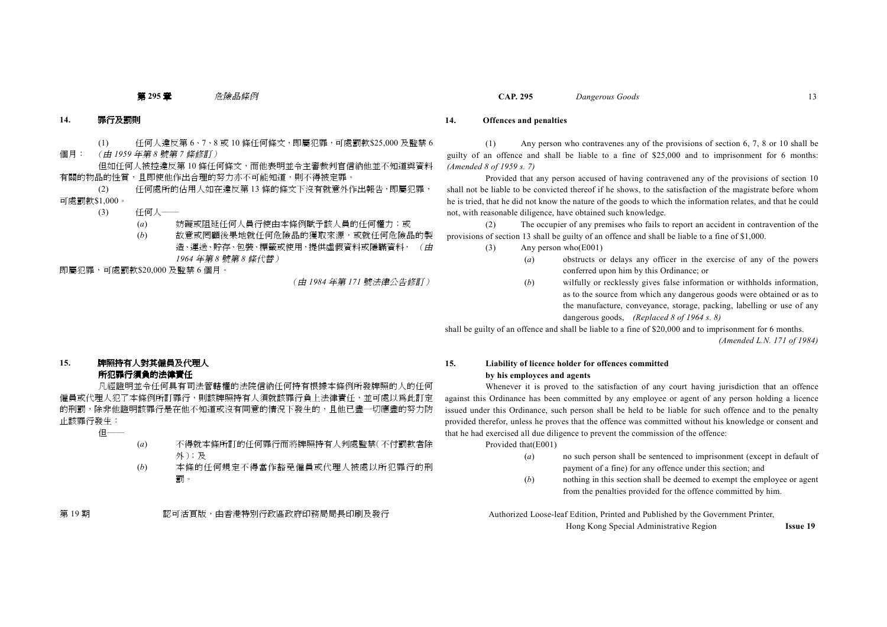## 14. 罪行及罰則

(1) 任何人違反第 6、7、8 或 10 條任何條文，即屬犯罪，可處罰款$25,000 及監禁 6 個月：*(由 1959 年第 8 號第 7 條修訂)*

但如任何人被控違反第 10 條任何條文，而他表明並令主審裁判官信納他並不知道與資料有關的物品的性質，且即使他作出合理的努力亦不可能知道，則不得被定罪。

(2) 任何處所的佔用人如在違反第 13 條的條文下沒有就意外作出報告，即屬犯罪，可處罰款$1,000。

(3) 任何人——

(*a*) 妨礙或阻延任何人員行使由本條例賦予該人員的任何權力；或

(*b*) 故意或罔顧後果地就任何危險品的獲取來源，或就任何危險品的製造、運送、貯存、包裝、標籤或使用，提供虛假資料或隱瞞資料， *(由 1964 年第 8 號第 8 條代替)*

即屬犯罪，可處罰款$20,000 及監禁 6 個月。

*(由 1984 年第 171 號法律公告修訂)*

## 14. Offences and penalties

(1) Any person who contravenes any of the provisions of section 6, 7, 8 or 10 shall be guilty of an offence and shall be liable to a fine of $25,000 and to imprisonment for 6 months: *(Amended 8 of 1959 s. 7)*

Provided that any person accused of having contravened any of the provisions of section 10 shall not be liable to be convicted thereof if he shows, to the satisfaction of the magistrate before whom he is tried, that he did not know the nature of the goods to which the information relates, and that he could not, with reasonable diligence, have obtained such knowledge.

(2) The occupier of any premises who fails to report an accident in contravention of the provisions of section 13 shall be guilty of an offence and shall be liable to a fine of $1,000.

(3) Any person who(E001)

(*a*) obstructs or delays any officer in the exercise of any of the powers conferred upon him by this Ordinance; or

(*b*) wilfully or recklessly gives false information or withholds information, as to the source from which any dangerous goods were obtained or as to the manufacture, conveyance, storage, packing, labelling or use of any dangerous goods, *(Replaced 8 of 1964 s. 8)*

shall be guilty of an offence and shall be liable to a fine of $20,000 and to imprisonment for 6 months.

*(Amended L.N. 171 of 1984)*

## 15. 牌照持有人對其僱員及代理人所犯罪行須負的法律責任

凡經證明並令任何具有司法管轄權的法院信納任何持有根據本條例所發牌照的人的任何僱員或代理人犯了本條例所訂罪行，則該牌照持有人須就該罪行負上法律責任，並可處以為此訂定的刑罰，除非他證明該罪行是在他不知道或沒有同意的情況下發生的，且他已盡一切應盡的努力防止該罪行發生：

但——

(*a*) 不得就本條所訂的任何罪行而將牌照持有人判處監禁(不付罰款者除外)；及

(*b*) 本條的任何規定不得當作豁免僱員或代理人被處以所犯罪行的刑罰。

## 15. Liability of licence holder for offences committed by his employees and agents

Whenever it is proved to the satisfaction of any court having jurisdiction that an offence against this Ordinance has been committed by any employee or agent of any person holding a licence issued under this Ordinance, such person shall be held to be liable for such offence and to the penalty provided therefor, unless he proves that the offence was committed without his knowledge or consent and that he had exercised all due diligence to prevent the commission of the offence:

Provided that(E001)

(*a*) no such person shall be sentenced to imprisonment (except in default of payment of a fine) for any offence under this section; and

(*b*) nothing in this section shall be deemed to exempt the employee or agent from the penalties provided for the offence committed by him.